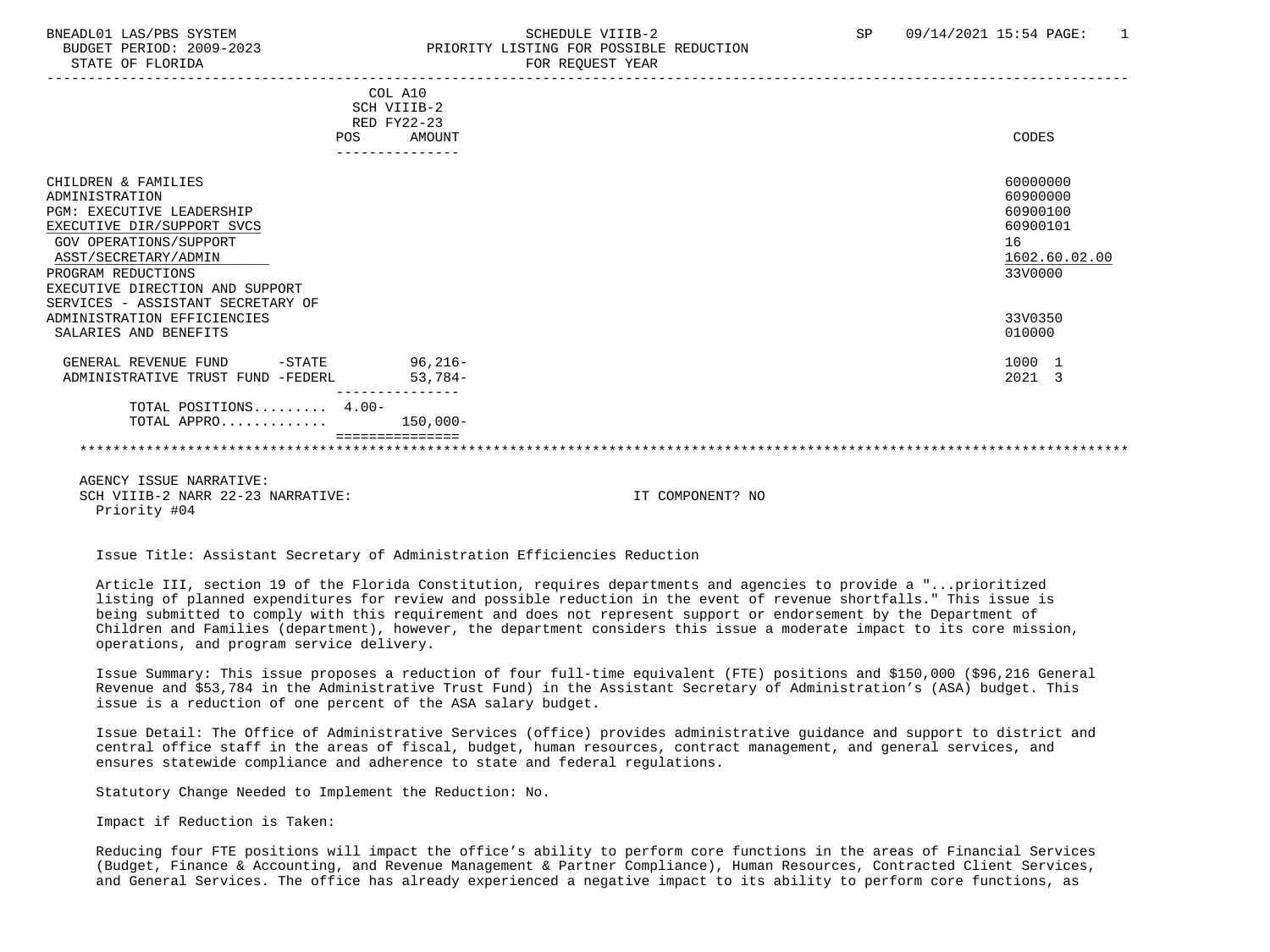BNEADL01 LAS/PBS SYSTEM — SCHEDULE VIIIB-2 — PRIORITY LISTING FOR POSSIBLE REDUCTION — FOR REQUEST YEAR
BUDGET PERIOD: 2009-2023
STATE OF FLORIDA
SP 09/14/2021 15:54

| | POS | COL A10 SCH VIIIB-2 RED FY22-23 AMOUNT | CODES |
|---|---|---|---|
| CHILDREN & FAMILIES | | | 60000000 |
| ADMINISTRATION | | | 60900000 |
| PGM: EXECUTIVE LEADERSHIP | | | 60900100 |
| EXECUTIVE DIR/SUPPORT SVCS | | | 60900101 |
| GOV OPERATIONS/SUPPORT | | | 16 |
| ASST/SECRETARY/ADMIN | | | 1602.60.02.00 |
| PROGRAM REDUCTIONS | | | 33V0000 |
| EXECUTIVE DIRECTION AND SUPPORT SERVICES - ASSISTANT SECRETARY OF ADMINISTRATION EFFICIENCIES | | | 33V0350 |
| SALARIES AND BENEFITS | | | 010000 |
| GENERAL REVENUE FUND -STATE | | 96,216- | 1000 1 |
| ADMINISTRATIVE TRUST FUND -FEDERL | | 53,784- | 2021 3 |
| TOTAL POSITIONS......... | 4.00- | | |
| TOTAL APPRO............. | | 150,000- | |

AGENCY ISSUE NARRATIVE:
SCH VIIIB-2 NARR 22-23 NARRATIVE: IT COMPONENT? NO
Priority #04

Issue Title: Assistant Secretary of Administration Efficiencies Reduction

Article III, section 19 of the Florida Constitution, requires departments and agencies to provide a "...prioritized listing of planned expenditures for review and possible reduction in the event of revenue shortfalls." This issue is being submitted to comply with this requirement and does not represent support or endorsement by the Department of Children and Families (department), however, the department considers this issue a moderate impact to its core mission, operations, and program service delivery.

Issue Summary: This issue proposes a reduction of four full-time equivalent (FTE) positions and $150,000 ($96,216 General Revenue and $53,784 in the Administrative Trust Fund) in the Assistant Secretary of Administration's (ASA) budget. This issue is a reduction of one percent of the ASA salary budget.

Issue Detail: The Office of Administrative Services (office) provides administrative guidance and support to district and central office staff in the areas of fiscal, budget, human resources, contract management, and general services, and ensures statewide compliance and adherence to state and federal regulations.

Statutory Change Needed to Implement the Reduction: No.

Impact if Reduction is Taken:

Reducing four FTE positions will impact the office's ability to perform core functions in the areas of Financial Services (Budget, Finance & Accounting, and Revenue Management & Partner Compliance), Human Resources, Contracted Client Services, and General Services. The office has already experienced a negative impact to its ability to perform core functions, as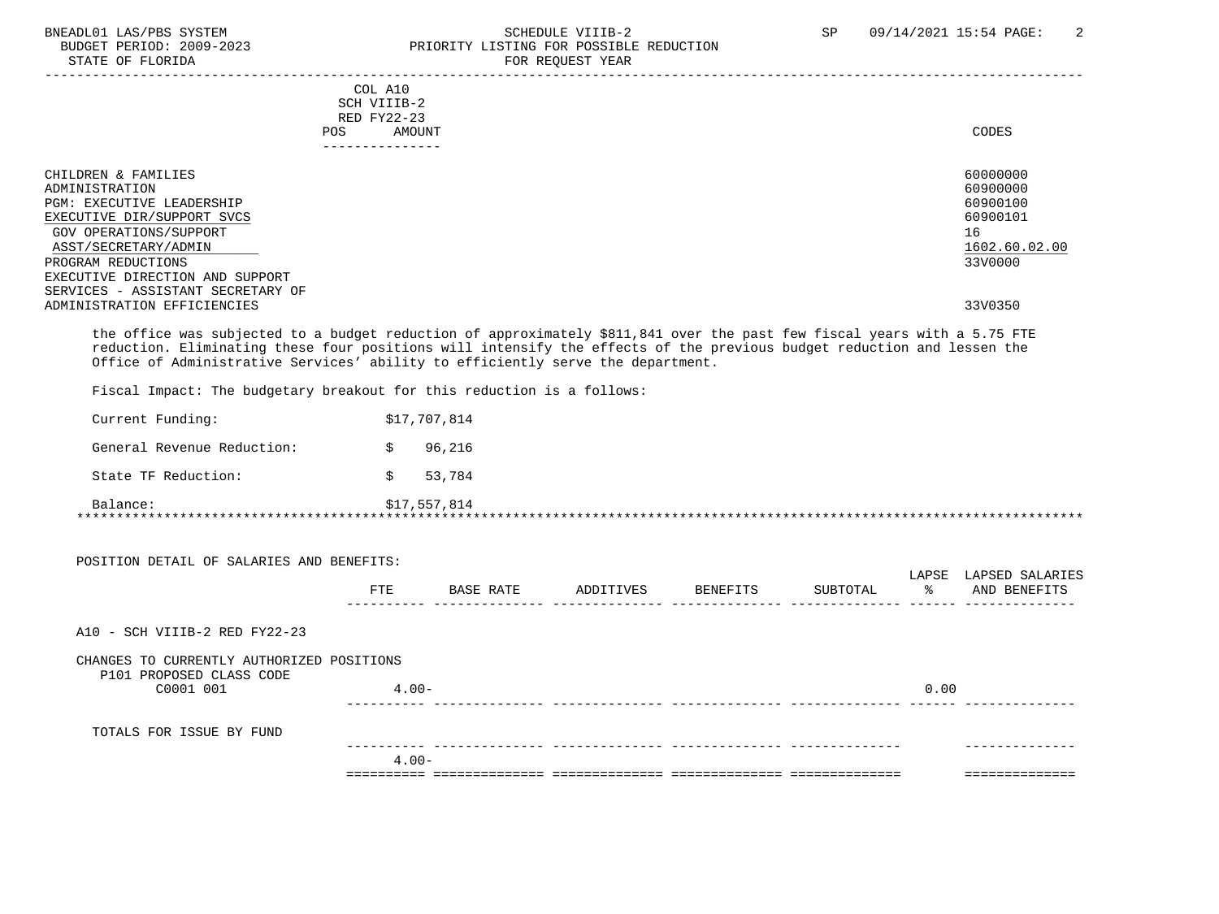| | COL A10 SCH VIIIB-2 RED FY22-23 POS AMOUNT | CODES |
|---|---|---|
| CHILDREN & FAMILIES | | 60000000 |
| ADMINISTRATION | | 60900000 |
| PGM: EXECUTIVE LEADERSHIP | | 60900100 |
| EXECUTIVE DIR/SUPPORT SVCS | | 60900101 |
| GOV OPERATIONS/SUPPORT | | 16 |
| ASST/SECRETARY/ADMIN | | 1602.60.02.00 |
| PROGRAM REDUCTIONS | | 33V0000 |
| EXECUTIVE DIRECTION AND SUPPORT SERVICES - ASSISTANT SECRETARY OF ADMINISTRATION EFFICIENCIES | | 33V0350 |

the office was subjected to a budget reduction of approximately $811,841 over the past few fiscal years with a 5.75 FTE reduction. Eliminating these four positions will intensify the effects of the previous budget reduction and lessen the Office of Administrative Services' ability to efficiently serve the department.

Fiscal Impact: The budgetary breakout for this reduction is a follows:

| | |
|---|---|
| Current Funding: | $17,707,814 |
| General Revenue Reduction: | $ 96,216 |
| State TF Reduction: | $ 53,784 |
| Balance: | $17,557,814 |

POSITION DETAIL OF SALARIES AND BENEFITS:

| | FTE | BASE RATE | ADDITIVES | BENEFITS | SUBTOTAL | LAPSE % | LAPSED SALARIES AND BENEFITS |
|---|---|---|---|---|---|---|---|
| A10 - SCH VIIIB-2 RED FY22-23 | | | | | | | |
| CHANGES TO CURRENTLY AUTHORIZED POSITIONS | | | | | | | |
| P101 PROPOSED CLASS CODE C0001 001 | 4.00- | | | | | 0.00 | |
| TOTALS FOR ISSUE BY FUND | 4.00- | | | | | | |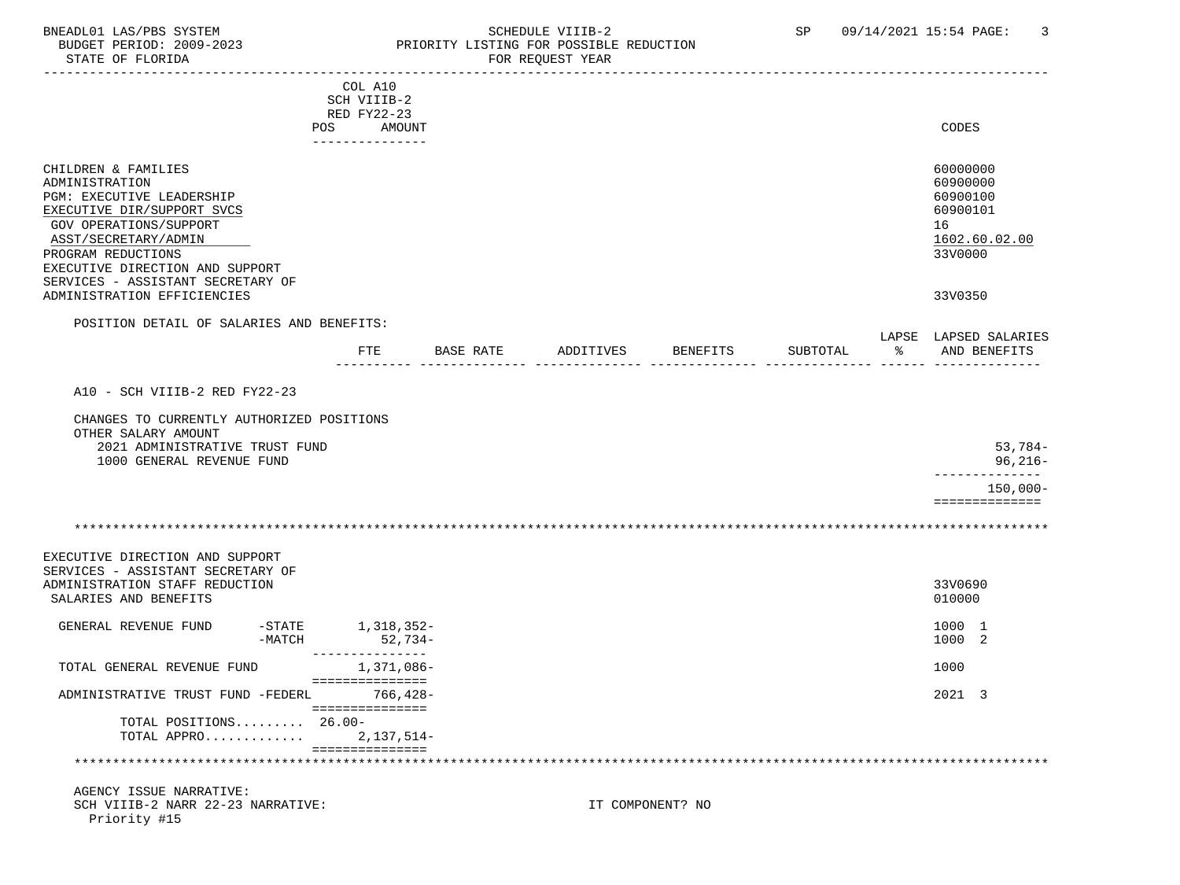| | COL A10 SCH VIIIB-2 RED FY22-23 POS AMOUNT | CODES |
|---|---|---|
| CHILDREN & FAMILIES | | 60000000 |
| ADMINISTRATION | | 60900000 |
| PGM: EXECUTIVE LEADERSHIP | | 60900100 |
| EXECUTIVE DIR/SUPPORT SVCS | | 60900101 |
| GOV OPERATIONS/SUPPORT | | 16 |
| ASST/SECRETARY/ADMIN | | 1602.60.02.00 |
| PROGRAM REDUCTIONS | | 33V0000 |
| EXECUTIVE DIRECTION AND SUPPORT SERVICES - ASSISTANT SECRETARY OF ADMINISTRATION EFFICIENCIES | | 33V0350 |

POSITION DETAIL OF SALARIES AND BENEFITS:

| | FTE | BASE RATE | ADDITIVES | BENEFITS | SUBTOTAL | LAPSE % | LAPSED SALARIES AND BENEFITS |
|---|---|---|---|---|---|---|---|
| A10 - SCH VIIIB-2 RED FY22-23 | | | | | | | |
| CHANGES TO CURRENTLY AUTHORIZED POSITIONS | | | | | | | |
| OTHER SALARY AMOUNT | | | | | | | |
| 2021 ADMINISTRATIVE TRUST FUND | | | | | | | 53,784- |
| 1000 GENERAL REVENUE FUND | | | | | | | 96,216- |
| | | | | | | | 150,000- |

******************************************************************************************

| | COL A10 SCH VIIIB-2 RED FY22-23 POS AMOUNT | CODES |
|---|---|---|
| EXECUTIVE DIRECTION AND SUPPORT SERVICES - ASSISTANT SECRETARY OF ADMINISTRATION STAFF REDUCTION | | 33V0690 |
| SALARIES AND BENEFITS | | 010000 |
| GENERAL REVENUE FUND -STATE | 1,318,352- | 1000 1 |
| GENERAL REVENUE FUND -MATCH | 52,734- | 1000 2 |
| TOTAL GENERAL REVENUE FUND | 1,371,086- | 1000 |
| ADMINISTRATIVE TRUST FUND -FEDERL | 766,428- | 2021 3 |
| TOTAL POSITIONS......... | 26.00- | |
| TOTAL APPRO............ | 2,137,514- | |

******************************************************************************************

AGENCY ISSUE NARRATIVE:

SCH VIIIB-2 NARR 22-23 NARRATIVE: IT COMPONENT? NO

Priority #15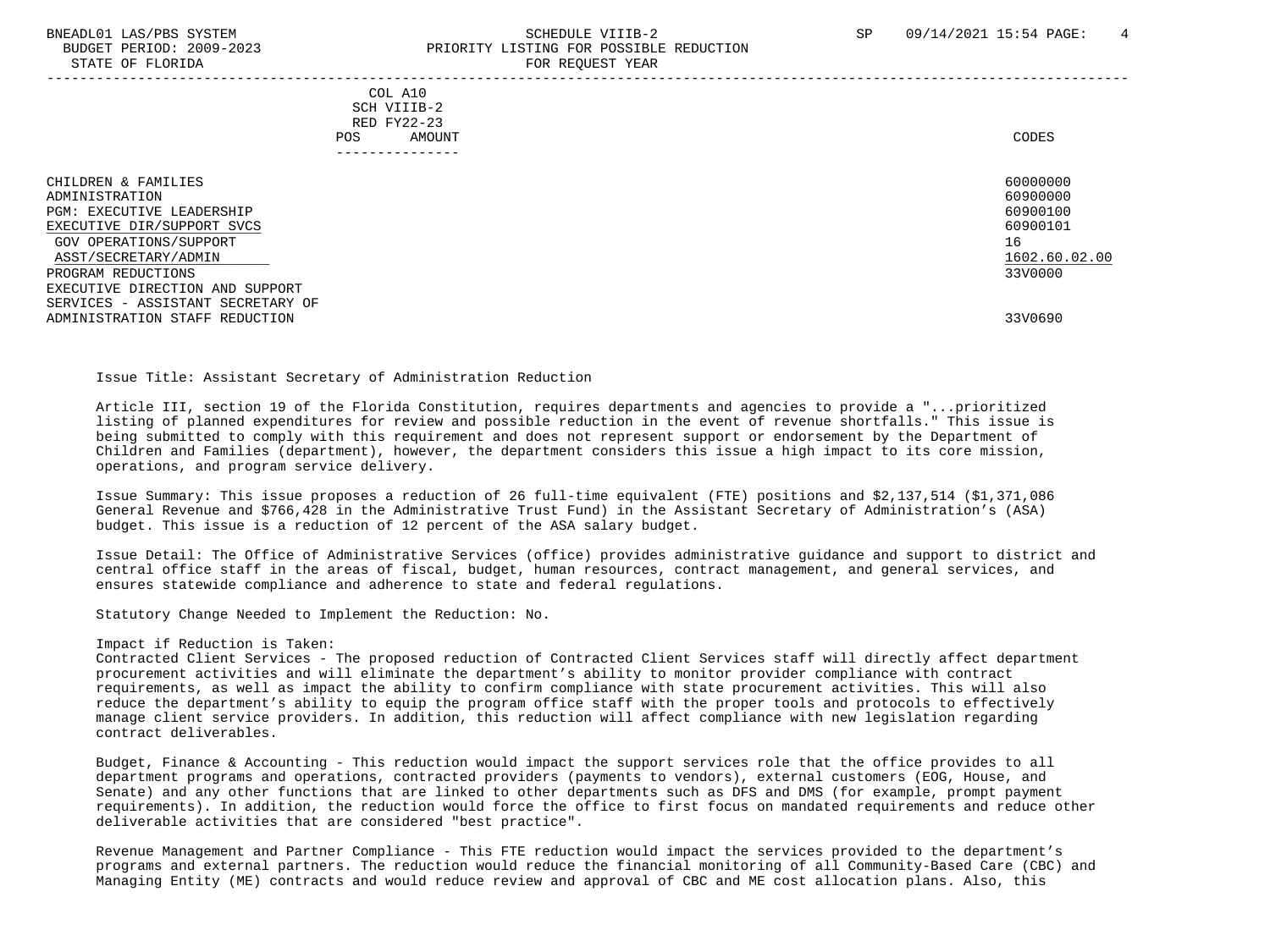| | COL A10 SCH VIIIB-2 RED FY22-23 POS AMOUNT | CODES |
|---|---|---|
| CHILDREN & FAMILIES | | 60000000 |
| ADMINISTRATION | | 60900000 |
| PGM: EXECUTIVE LEADERSHIP | | 60900100 |
| EXECUTIVE DIR/SUPPORT SVCS | | 60900101 |
| GOV OPERATIONS/SUPPORT | | 16 |
| ASST/SECRETARY/ADMIN | | 1602.60.02.00 |
| PROGRAM REDUCTIONS | | 33V0000 |
| EXECUTIVE DIRECTION AND SUPPORT SERVICES - ASSISTANT SECRETARY OF ADMINISTRATION STAFF REDUCTION | | 33V0690 |

Issue Title: Assistant Secretary of Administration Reduction

Article III, section 19 of the Florida Constitution, requires departments and agencies to provide a "...prioritized listing of planned expenditures for review and possible reduction in the event of revenue shortfalls." This issue is being submitted to comply with this requirement and does not represent support or endorsement by the Department of Children and Families (department), however, the department considers this issue a high impact to its core mission, operations, and program service delivery.

Issue Summary: This issue proposes a reduction of 26 full-time equivalent (FTE) positions and $2,137,514 ($1,371,086 General Revenue and $766,428 in the Administrative Trust Fund) in the Assistant Secretary of Administration's (ASA) budget. This issue is a reduction of 12 percent of the ASA salary budget.

Issue Detail: The Office of Administrative Services (office) provides administrative guidance and support to district and central office staff in the areas of fiscal, budget, human resources, contract management, and general services, and ensures statewide compliance and adherence to state and federal regulations.

Statutory Change Needed to Implement the Reduction: No.

Impact if Reduction is Taken:
Contracted Client Services - The proposed reduction of Contracted Client Services staff will directly affect department procurement activities and will eliminate the department's ability to monitor provider compliance with contract requirements, as well as impact the ability to confirm compliance with state procurement activities. This will also reduce the department's ability to equip the program office staff with the proper tools and protocols to effectively manage client service providers. In addition, this reduction will affect compliance with new legislation regarding contract deliverables.

Budget, Finance & Accounting - This reduction would impact the support services role that the office provides to all department programs and operations, contracted providers (payments to vendors), external customers (EOG, House, and Senate) and any other functions that are linked to other departments such as DFS and DMS (for example, prompt payment requirements). In addition, the reduction would force the office to first focus on mandated requirements and reduce other deliverable activities that are considered "best practice".

Revenue Management and Partner Compliance - This FTE reduction would impact the services provided to the department's programs and external partners. The reduction would reduce the financial monitoring of all Community-Based Care (CBC) and Managing Entity (ME) contracts and would reduce review and approval of CBC and ME cost allocation plans. Also, this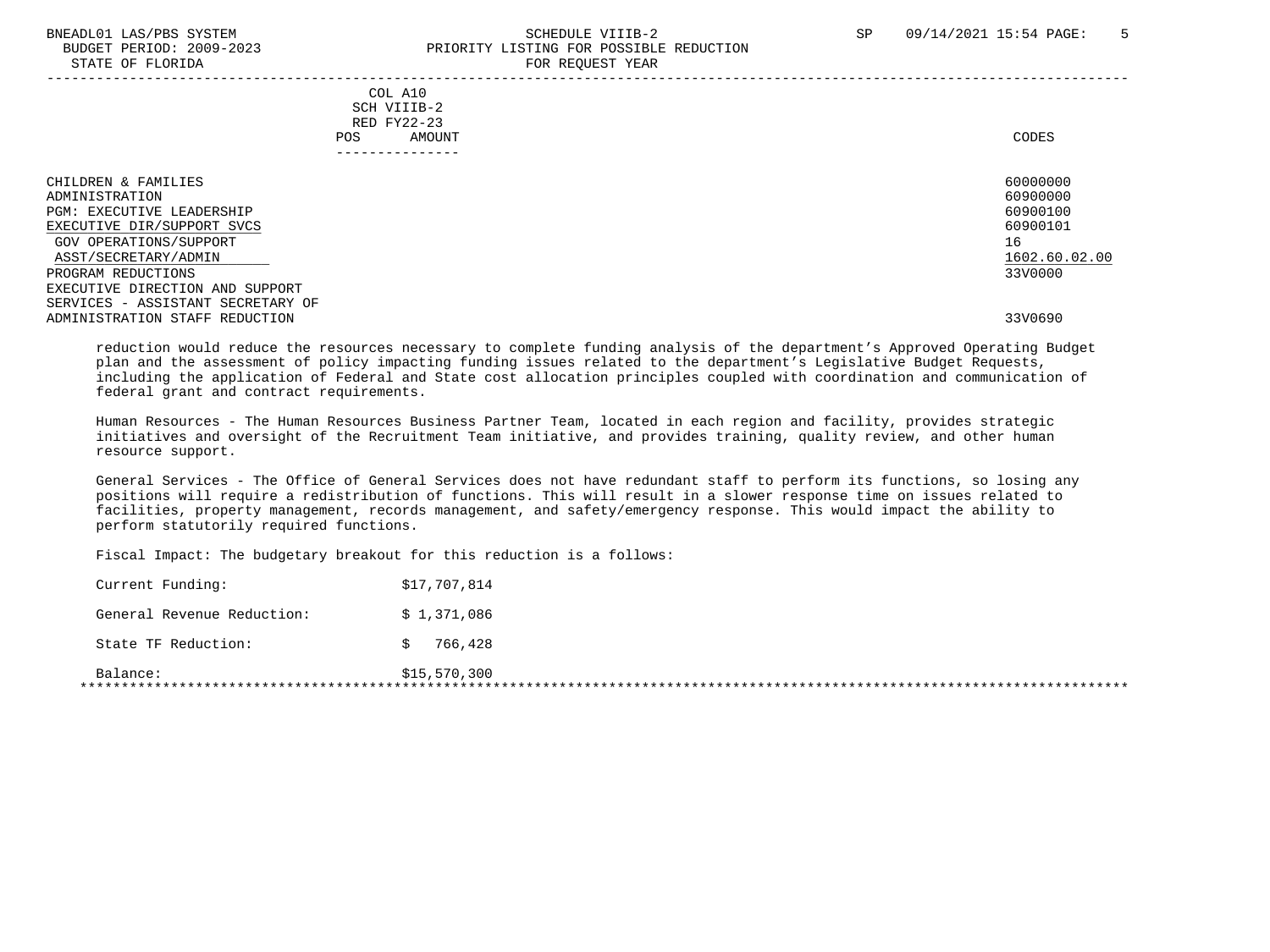BNEADL01 LAS/PBS SYSTEM — SCHEDULE VIIIB-2 — SP 09/14/2021 15:54
BUDGET PERIOD: 2009-2023 — PRIORITY LISTING FOR POSSIBLE REDUCTION
STATE OF FLORIDA — FOR REQUEST YEAR

| | COL A10 SCH VIIIB-2 RED FY22-23 POS AMOUNT | CODES |
|---|---|---|
| CHILDREN & FAMILIES | | 60000000 |
| ADMINISTRATION | | 60900000 |
| PGM: EXECUTIVE LEADERSHIP | | 60900100 |
| EXECUTIVE DIR/SUPPORT SVCS | | 60900101 |
| GOV OPERATIONS/SUPPORT | | 16 |
| ASST/SECRETARY/ADMIN | | 1602.60.02.00 |
| PROGRAM REDUCTIONS | | 33V0000 |
| EXECUTIVE DIRECTION AND SUPPORT SERVICES - ASSISTANT SECRETARY OF ADMINISTRATION STAFF REDUCTION | | 33V0690 |

reduction would reduce the resources necessary to complete funding analysis of the department's Approved Operating Budget plan and the assessment of policy impacting funding issues related to the department's Legislative Budget Requests, including the application of Federal and State cost allocation principles coupled with coordination and communication of federal grant and contract requirements.

Human Resources - The Human Resources Business Partner Team, located in each region and facility, provides strategic initiatives and oversight of the Recruitment Team initiative, and provides training, quality review, and other human resource support.

General Services - The Office of General Services does not have redundant staff to perform its functions, so losing any positions will require a redistribution of functions. This will result in a slower response time on issues related to facilities, property management, records management, and safety/emergency response. This would impact the ability to perform statutorily required functions.

Fiscal Impact: The budgetary breakout for this reduction is a follows:

| | |
|---|---|
| Current Funding: | $17,707,814 |
| General Revenue Reduction: | $ 1,371,086 |
| State TF Reduction: | $ 766,428 |
| Balance: | $15,570,300 |

***************************************************************************************************************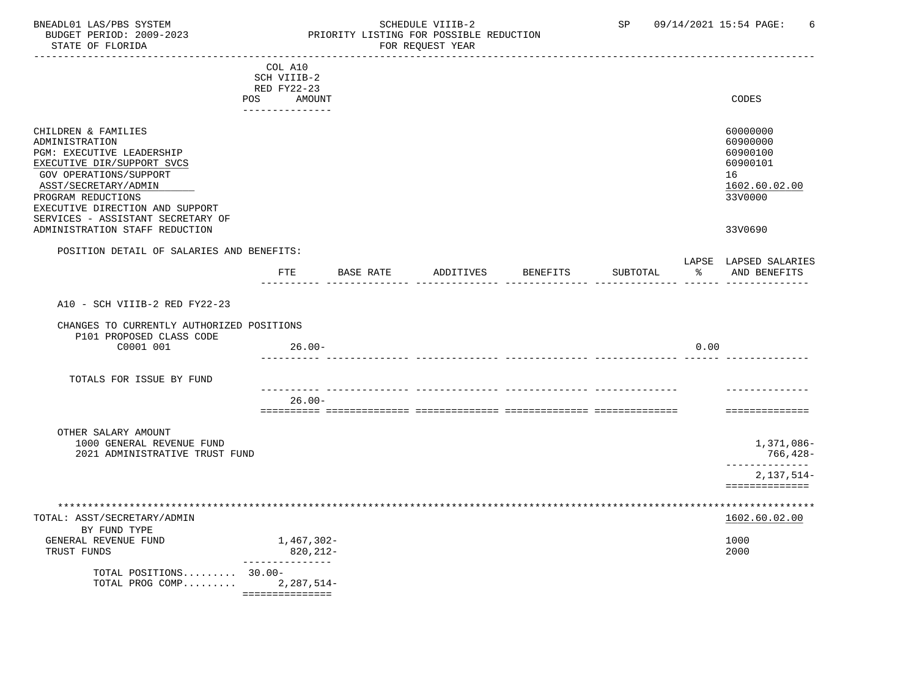BNEADL01 LAS/PBS SYSTEM — SCHEDULE VIIIB-2 — SP 09/14/2021 15:54

BUDGET PERIOD: 2009-2023 — PRIORITY LISTING FOR POSSIBLE REDUCTION

STATE OF FLORIDA — FOR REQUEST YEAR

| | COL A10 SCH VIIIB-2 RED FY22-23 POS AMOUNT | CODES |
|---|---|---|
| CHILDREN & FAMILIES | | 60000000 |
| ADMINISTRATION | | 60900000 |
| PGM: EXECUTIVE LEADERSHIP | | 60900100 |
| EXECUTIVE DIR/SUPPORT SVCS | | 60900101 |
| GOV OPERATIONS/SUPPORT | | 16 |
| ASST/SECRETARY/ADMIN | | 1602.60.02.00 |
| PROGRAM REDUCTIONS | | 33V0000 |
| EXECUTIVE DIRECTION AND SUPPORT SERVICES - ASSISTANT SECRETARY OF ADMINISTRATION STAFF REDUCTION | | 33V0690 |

POSITION DETAIL OF SALARIES AND BENEFITS:

| | FTE | BASE RATE | ADDITIVES | BENEFITS | SUBTOTAL | LAPSE % | LAPSED SALARIES AND BENEFITS |
|---|---|---|---|---|---|---|---|
| A10 - SCH VIIIB-2 RED FY22-23 | | | | | | | |
| CHANGES TO CURRENTLY AUTHORIZED POSITIONS | | | | | | | |
| P101 PROPOSED CLASS CODE C0001 001 | 26.00- | | | | | 0.00 | |
| TOTALS FOR ISSUE BY FUND | 26.00- | | | | | | |

OTHER SALARY AMOUNT

| | |
|---|---|
| 1000 GENERAL REVENUE FUND | 1,371,086- |
| 2021 ADMINISTRATIVE TRUST FUND | 766,428- |
| | 2,137,514- |

TOTAL: ASST/SECRETARY/ADMIN — 1602.60.02.00

| BY FUND TYPE | AMOUNT | CODES |
|---|---|---|
| GENERAL REVENUE FUND | 1,467,302- | 1000 |
| TRUST FUNDS | 820,212- | 2000 |
| TOTAL POSITIONS......... | 30.00- | |
| TOTAL PROG COMP......... | 2,287,514- | |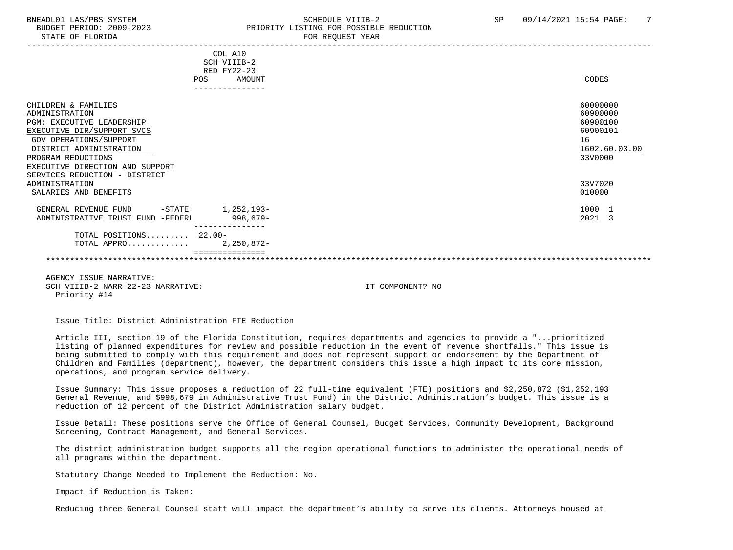| | COL A10 SCH VIIIB-2 RED FY22-23 POS AMOUNT | CODES |
|---|---|---|
| CHILDREN & FAMILIES | | 60000000 |
| ADMINISTRATION | | 60900000 |
| PGM: EXECUTIVE LEADERSHIP | | 60900100 |
| EXECUTIVE DIR/SUPPORT SVCS | | 60900101 |
| GOV OPERATIONS/SUPPORT | | 16 |
| DISTRICT ADMINISTRATION | | 1602.60.03.00 |
| PROGRAM REDUCTIONS | | 33V0000 |
| EXECUTIVE DIRECTION AND SUPPORT SERVICES REDUCTION - DISTRICT ADMINISTRATION | | 33V7020 |
| SALARIES AND BENEFITS | | 010000 |
| GENERAL REVENUE FUND -STATE | 1,252,193- | 1000 1 |
| ADMINISTRATIVE TRUST FUND -FEDERL | 998,679- | 2021 3 |
| TOTAL POSITIONS......... | 22.00- | |
| TOTAL APPRO............ | 2,250,872- | |

AGENCY ISSUE NARRATIVE:
SCH VIIIB-2 NARR 22-23 NARRATIVE: IT COMPONENT? NO
Priority #14

Issue Title: District Administration FTE Reduction

Article III, section 19 of the Florida Constitution, requires departments and agencies to provide a "...prioritized listing of planned expenditures for review and possible reduction in the event of revenue shortfalls." This issue is being submitted to comply with this requirement and does not represent support or endorsement by the Department of Children and Families (department), however, the department considers this issue a high impact to its core mission, operations, and program service delivery.

Issue Summary: This issue proposes a reduction of 22 full-time equivalent (FTE) positions and $2,250,872 ($1,252,193 General Revenue, and $998,679 in Administrative Trust Fund) in the District Administration's budget. This issue is a reduction of 12 percent of the District Administration salary budget.

Issue Detail: These positions serve the Office of General Counsel, Budget Services, Community Development, Background Screening, Contract Management, and General Services.

The district administration budget supports all the region operational functions to administer the operational needs of all programs within the department.

Statutory Change Needed to Implement the Reduction: No.

Impact if Reduction is Taken:

Reducing three General Counsel staff will impact the department's ability to serve its clients. Attorneys housed at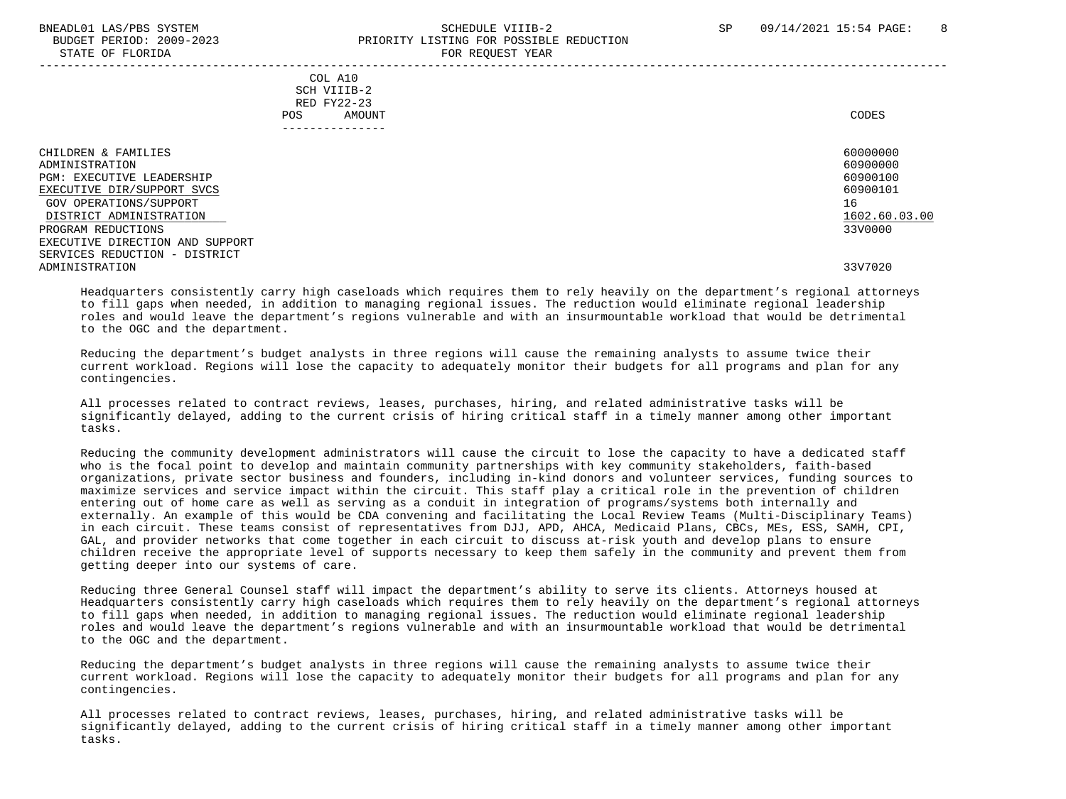| | COL A10 SCH VIIIB-2 RED FY22-23 POS AMOUNT | CODES |
|---|---|---|
| CHILDREN & FAMILIES | | 60000000 |
| ADMINISTRATION | | 60900000 |
| PGM: EXECUTIVE LEADERSHIP | | 60900100 |
| EXECUTIVE DIR/SUPPORT SVCS | | 60900101 |
| GOV OPERATIONS/SUPPORT | | 16 |
| DISTRICT ADMINISTRATION | | 1602.60.03.00 |
| PROGRAM REDUCTIONS | | 33V0000 |
| EXECUTIVE DIRECTION AND SUPPORT SERVICES REDUCTION - DISTRICT ADMINISTRATION | | 33V7020 |

Headquarters consistently carry high caseloads which requires them to rely heavily on the department's regional attorneys to fill gaps when needed, in addition to managing regional issues. The reduction would eliminate regional leadership roles and would leave the department's regions vulnerable and with an insurmountable workload that would be detrimental to the OGC and the department.

Reducing the department's budget analysts in three regions will cause the remaining analysts to assume twice their current workload. Regions will lose the capacity to adequately monitor their budgets for all programs and plan for any contingencies.

All processes related to contract reviews, leases, purchases, hiring, and related administrative tasks will be significantly delayed, adding to the current crisis of hiring critical staff in a timely manner among other important tasks.

Reducing the community development administrators will cause the circuit to lose the capacity to have a dedicated staff who is the focal point to develop and maintain community partnerships with key community stakeholders, faith-based organizations, private sector business and founders, including in-kind donors and volunteer services, funding sources to maximize services and service impact within the circuit. This staff play a critical role in the prevention of children entering out of home care as well as serving as a conduit in integration of programs/systems both internally and externally. An example of this would be CDA convening and facilitating the Local Review Teams (Multi-Disciplinary Teams) in each circuit. These teams consist of representatives from DJJ, APD, AHCA, Medicaid Plans, CBCs, MEs, ESS, SAMH, CPI, GAL, and provider networks that come together in each circuit to discuss at-risk youth and develop plans to ensure children receive the appropriate level of supports necessary to keep them safely in the community and prevent them from getting deeper into our systems of care.

Reducing three General Counsel staff will impact the department's ability to serve its clients. Attorneys housed at Headquarters consistently carry high caseloads which requires them to rely heavily on the department's regional attorneys to fill gaps when needed, in addition to managing regional issues. The reduction would eliminate regional leadership roles and would leave the department's regions vulnerable and with an insurmountable workload that would be detrimental to the OGC and the department.

Reducing the department's budget analysts in three regions will cause the remaining analysts to assume twice their current workload. Regions will lose the capacity to adequately monitor their budgets for all programs and plan for any contingencies.

All processes related to contract reviews, leases, purchases, hiring, and related administrative tasks will be significantly delayed, adding to the current crisis of hiring critical staff in a timely manner among other important tasks.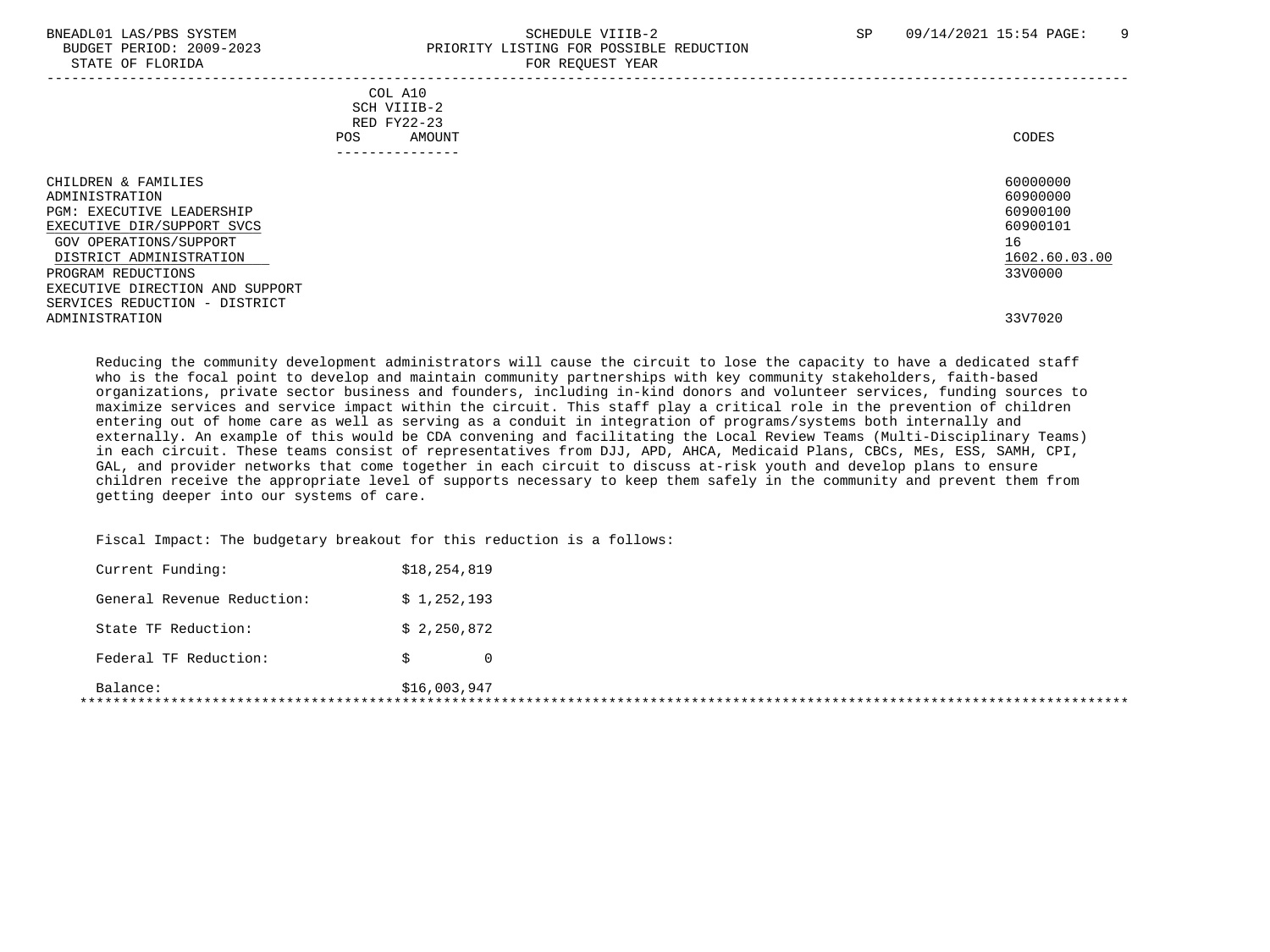| | COL A10 SCH VIIIB-2 RED FY22-23 POS AMOUNT | CODES |
|---|---|---|
| CHILDREN & FAMILIES | | 60000000 |
| ADMINISTRATION | | 60900000 |
| PGM: EXECUTIVE LEADERSHIP | | 60900100 |
| EXECUTIVE DIR/SUPPORT SVCS | | 60900101 |
| GOV OPERATIONS/SUPPORT | | 16 |
| DISTRICT ADMINISTRATION | | 1602.60.03.00 |
| PROGRAM REDUCTIONS | | 33V0000 |
| EXECUTIVE DIRECTION AND SUPPORT SERVICES REDUCTION - DISTRICT ADMINISTRATION | | 33V7020 |

Reducing the community development administrators will cause the circuit to lose the capacity to have a dedicated staff who is the focal point to develop and maintain community partnerships with key community stakeholders, faith-based organizations, private sector business and founders, including in-kind donors and volunteer services, funding sources to maximize services and service impact within the circuit. This staff play a critical role in the prevention of children entering out of home care as well as serving as a conduit in integration of programs/systems both internally and externally. An example of this would be CDA convening and facilitating the Local Review Teams (Multi-Disciplinary Teams) in each circuit. These teams consist of representatives from DJJ, APD, AHCA, Medicaid Plans, CBCs, MEs, ESS, SAMH, CPI, GAL, and provider networks that come together in each circuit to discuss at-risk youth and develop plans to ensure children receive the appropriate level of supports necessary to keep them safely in the community and prevent them from getting deeper into our systems of care.

Fiscal Impact: The budgetary breakout for this reduction is a follows:

| | |
|---|---|
| Current Funding: | $18,254,819 |
| General Revenue Reduction: | $ 1,252,193 |
| State TF Reduction: | $ 2,250,872 |
| Federal TF Reduction: | $ 0 |
| Balance: | $16,003,947 |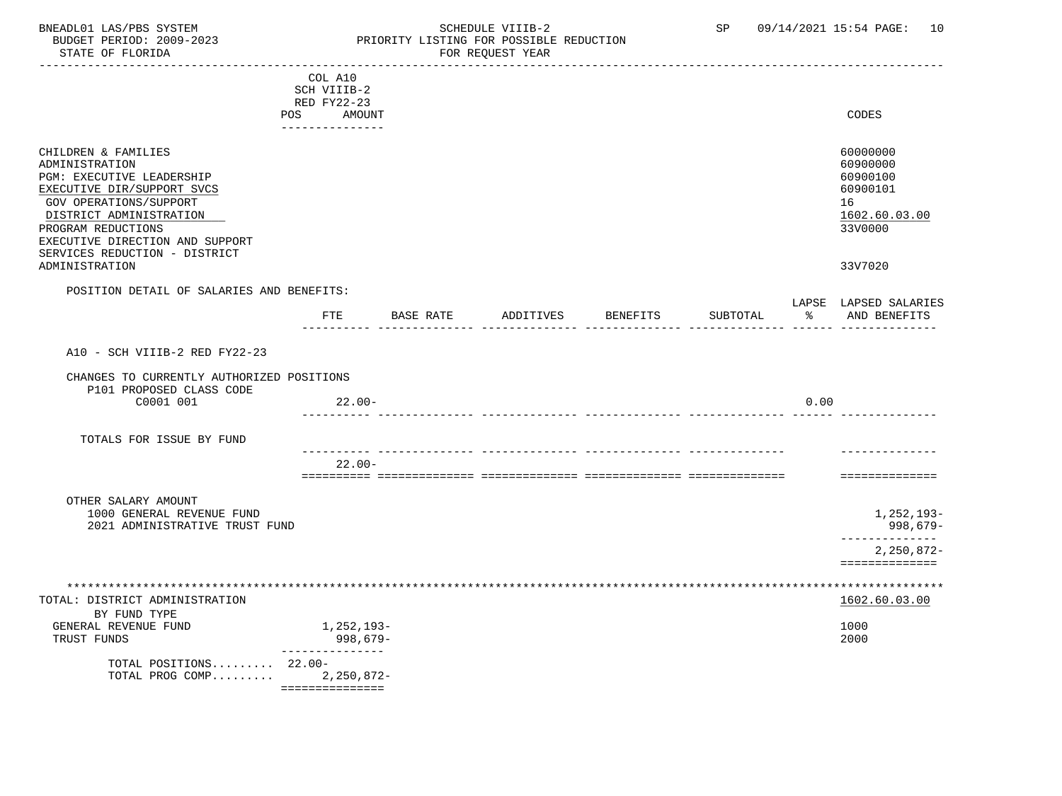BNEADL01 LAS/PBS SYSTEM — SCHEDULE VIIIB-2 — SP 09/14/2021 15:54 PAGE: 10
BUDGET PERIOD: 2009-2023 — PRIORITY LISTING FOR POSSIBLE REDUCTION
STATE OF FLORIDA — FOR REQUEST YEAR

| | COL A10 SCH VIIIB-2 RED FY22-23 POS AMOUNT | CODES |
|---|---|---|
| CHILDREN & FAMILIES | | 60000000 |
| ADMINISTRATION | | 60900000 |
| PGM: EXECUTIVE LEADERSHIP | | 60900100 |
| EXECUTIVE DIR/SUPPORT SVCS | | 60900101 |
| GOV OPERATIONS/SUPPORT | | 16 |
| DISTRICT ADMINISTRATION | | 1602.60.03.00 |
| PROGRAM REDUCTIONS | | 33V0000 |
| EXECUTIVE DIRECTION AND SUPPORT SERVICES REDUCTION - DISTRICT ADMINISTRATION | | 33V7020 |

POSITION DETAIL OF SALARIES AND BENEFITS:

| | FTE | BASE RATE | ADDITIVES | BENEFITS | SUBTOTAL | LAPSE % | LAPSED SALARIES AND BENEFITS |
|---|---|---|---|---|---|---|---|
| A10 - SCH VIIIB-2 RED FY22-23 | | | | | | | |
| CHANGES TO CURRENTLY AUTHORIZED POSITIONS | | | | | | | |
| P101 PROPOSED CLASS CODE C0001 001 | 22.00- | | | | | 0.00 | |
| TOTALS FOR ISSUE BY FUND | 22.00- | | | | | | |
| OTHER SALARY AMOUNT | | | | | | | |
| 1000 GENERAL REVENUE FUND | | | | | | | 1,252,193- |
| 2021 ADMINISTRATIVE TRUST FUND | | | | | | | 998,679- |
| | | | | | | | 2,250,872- |

| TOTAL: DISTRICT ADMINISTRATION | | 1602.60.03.00 |
|---|---|---|
| BY FUND TYPE | | |
| GENERAL REVENUE FUND | 1,252,193- | 1000 |
| TRUST FUNDS | 998,679- | 2000 |
| TOTAL POSITIONS......... | 22.00- | |
| TOTAL PROG COMP......... | 2,250,872- | |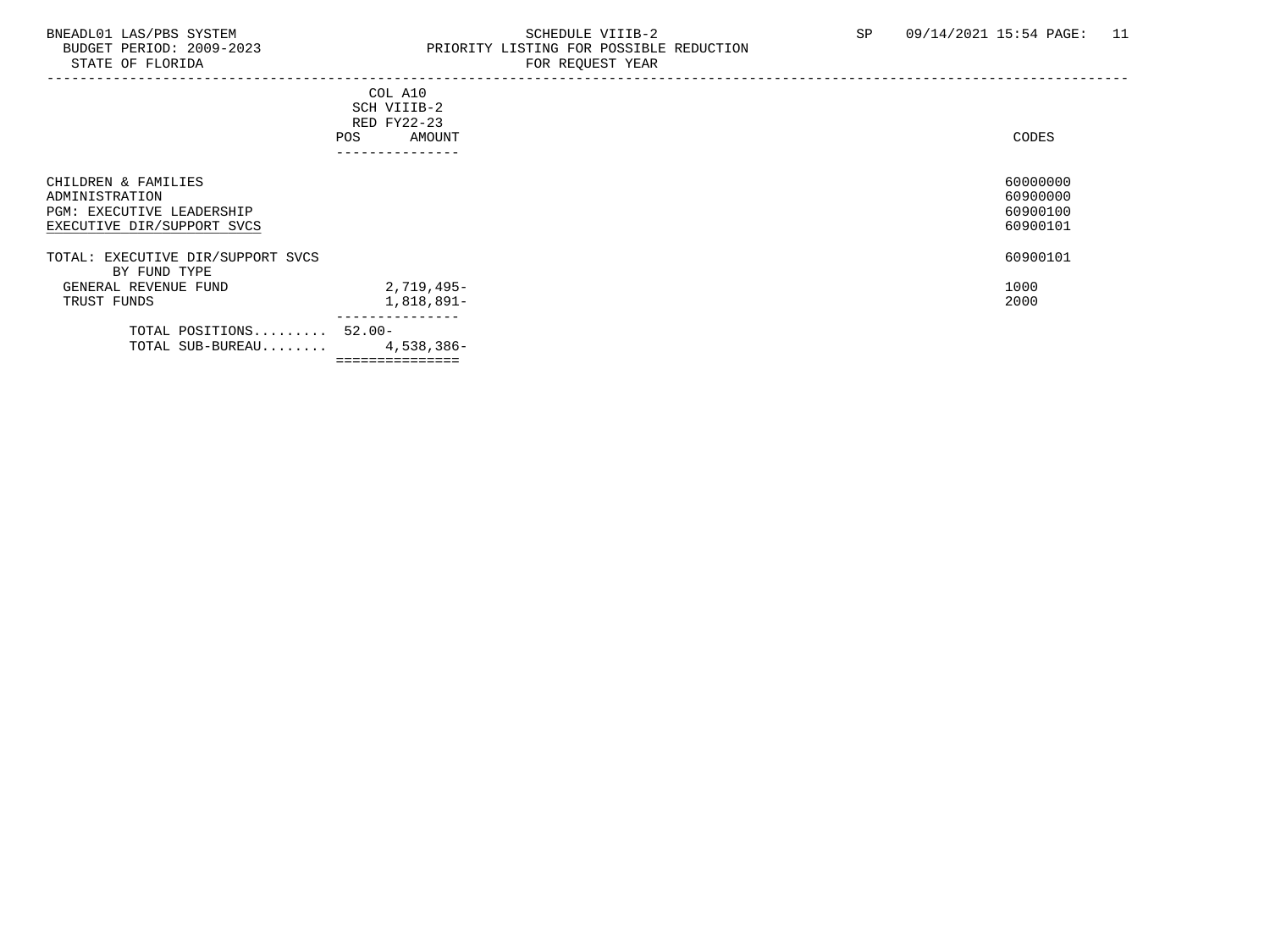BNEADL01 LAS/PBS SYSTEM
BUDGET PERIOD: 2009-2023
STATE OF FLORIDA

SCHEDULE VIIIB-2
PRIORITY LISTING FOR POSSIBLE REDUCTION
FOR REQUEST YEAR

SP 09/14/2021 15:54

| | COL A10 SCH VIIIB-2 RED FY22-23 POS | AMOUNT | CODES |
|---|---|---|---|
| CHILDREN & FAMILIES | | | 60000000 |
| ADMINISTRATION | | | 60900000 |
| PGM: EXECUTIVE LEADERSHIP | | | 60900100 |
| EXECUTIVE DIR/SUPPORT SVCS | | | 60900101 |
| TOTAL: EXECUTIVE DIR/SUPPORT SVCS | | | 60900101 |
| BY FUND TYPE | | | |
| GENERAL REVENUE FUND | | 2,719,495- | 1000 |
| TRUST FUNDS | | 1,818,891- | 2000 |
| TOTAL POSITIONS......... | 52.00- | | |
| TOTAL SUB-BUREAU........ | | 4,538,386- | |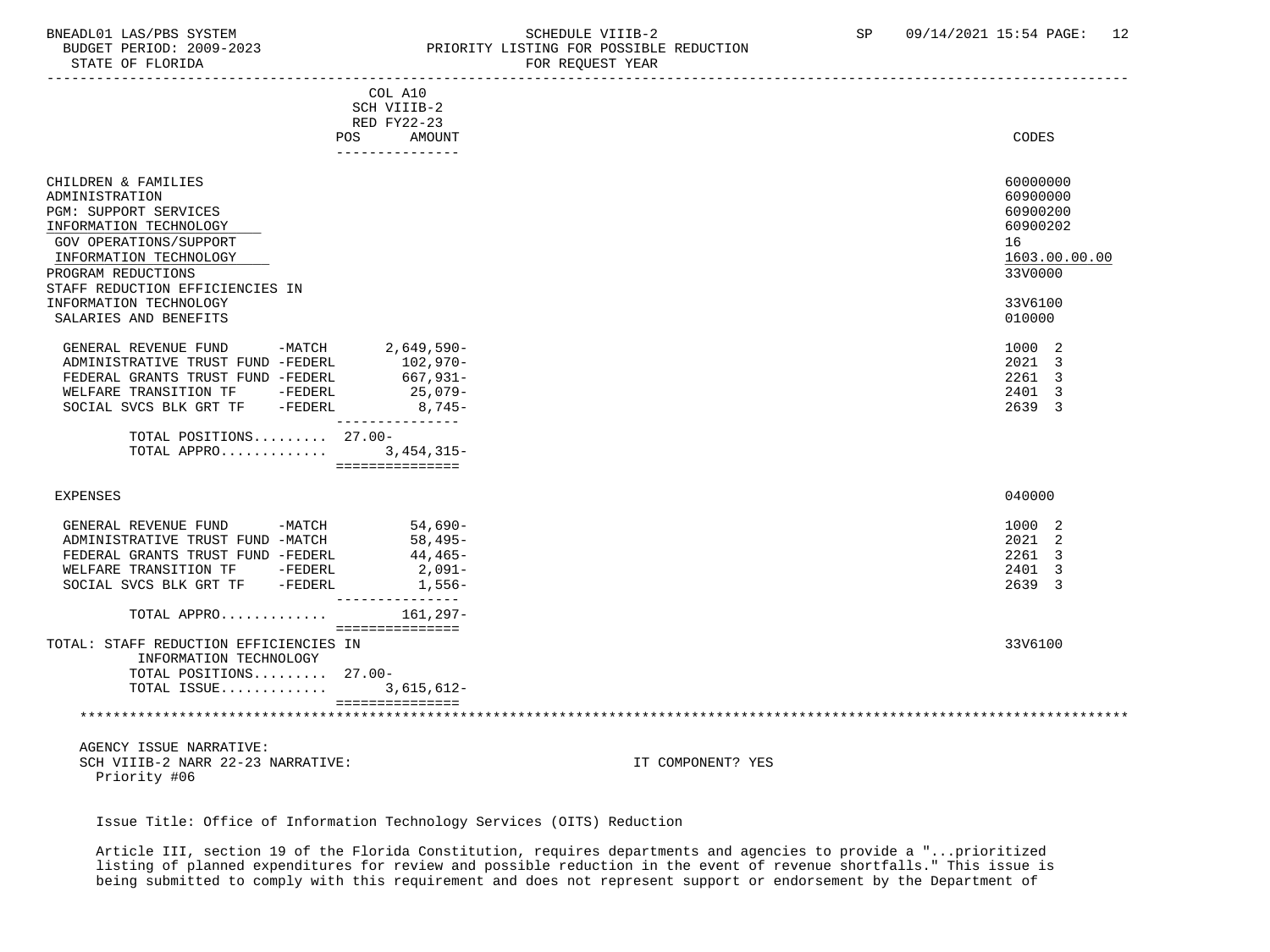| | COL A10 SCH VIIIB-2 RED FY22-23 POS AMOUNT | CODES |
|---|---|---|
| CHILDREN & FAMILIES | | 60000000 |
| ADMINISTRATION | | 60900000 |
| PGM: SUPPORT SERVICES | | 60900200 |
| INFORMATION TECHNOLOGY | | 60900202 |
| GOV OPERATIONS/SUPPORT | | 16 |
| INFORMATION TECHNOLOGY | | 1603.00.00.00 |
| PROGRAM REDUCTIONS | | 33V0000 |
| STAFF REDUCTION EFFICIENCIES IN INFORMATION TECHNOLOGY | | 33V6100 |
| SALARIES AND BENEFITS | | 010000 |
| GENERAL REVENUE FUND -MATCH | 2,649,590- | 1000 2 |
| ADMINISTRATIVE TRUST FUND -FEDERL | 102,970- | 2021 3 |
| FEDERAL GRANTS TRUST FUND -FEDERL | 667,931- | 2261 3 |
| WELFARE TRANSITION TF -FEDERL | 25,079- | 2401 3 |
| SOCIAL SVCS BLK GRT TF -FEDERL | 8,745- | 2639 3 |
| TOTAL POSITIONS......... | 27.00- | |
| TOTAL APPRO............. | 3,454,315- | |
| EXPENSES | | 040000 |
| GENERAL REVENUE FUND -MATCH | 54,690- | 1000 2 |
| ADMINISTRATIVE TRUST FUND -MATCH | 58,495- | 2021 2 |
| FEDERAL GRANTS TRUST FUND -FEDERL | 44,465- | 2261 3 |
| WELFARE TRANSITION TF -FEDERL | 2,091- | 2401 3 |
| SOCIAL SVCS BLK GRT TF -FEDERL | 1,556- | 2639 3 |
| TOTAL APPRO............. | 161,297- | |
| TOTAL: STAFF REDUCTION EFFICIENCIES IN INFORMATION TECHNOLOGY | | 33V6100 |
| TOTAL POSITIONS......... | 27.00- | |
| TOTAL ISSUE............. | 3,615,612- | |

AGENCY ISSUE NARRATIVE:
SCH VIIIB-2 NARR 22-23 NARRATIVE: IT COMPONENT? YES
Priority #06

Issue Title: Office of Information Technology Services (OITS) Reduction

Article III, section 19 of the Florida Constitution, requires departments and agencies to provide a "...prioritized listing of planned expenditures for review and possible reduction in the event of revenue shortfalls." This issue is being submitted to comply with this requirement and does not represent support or endorsement by the Department of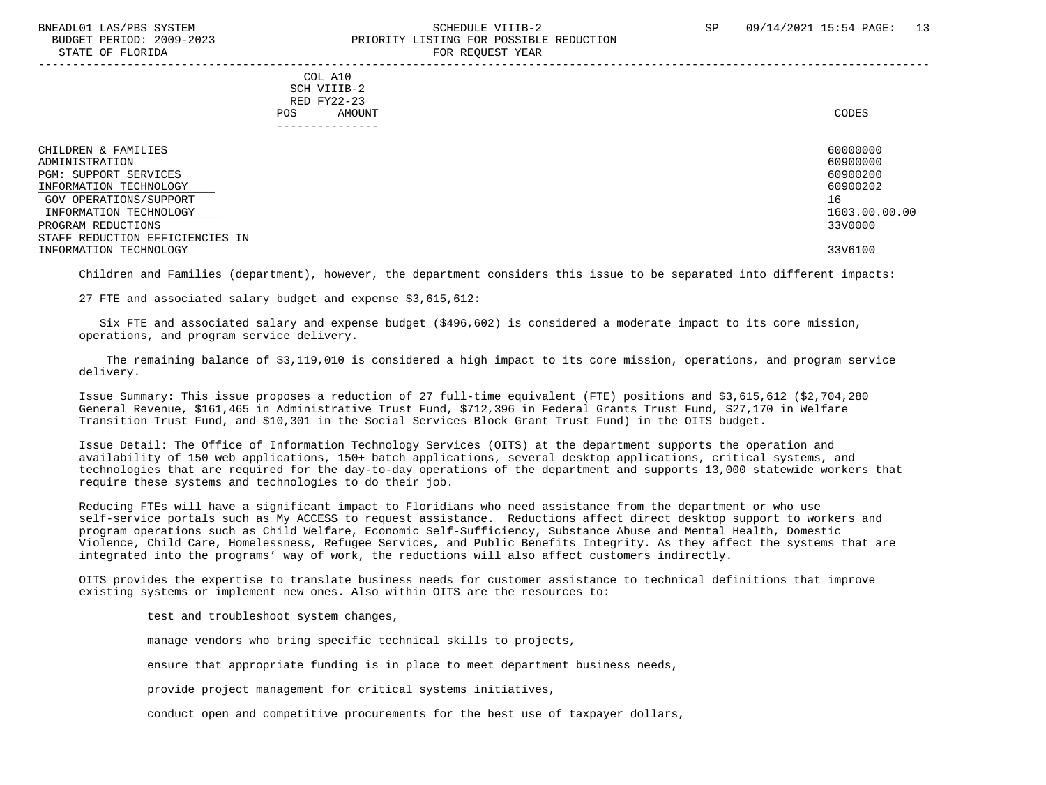COL A10
SCH VIIIB-2
RED FY22-23
POS AMOUNT

| | CODES |
|---|---|
| CHILDREN & FAMILIES | 60000000 |
| ADMINISTRATION | 60900000 |
| PGM: SUPPORT SERVICES | 60900200 |
| INFORMATION TECHNOLOGY | 60900202 |
| GOV OPERATIONS/SUPPORT | 16 |
| INFORMATION TECHNOLOGY | 1603.00.00.00 |
| PROGRAM REDUCTIONS | 33V0000 |
| STAFF REDUCTION EFFICIENCIES IN INFORMATION TECHNOLOGY | 33V6100 |

Children and Families (department), however, the department considers this issue to be separated into different impacts:

27 FTE and associated salary budget and expense $3,615,612:

Six FTE and associated salary and expense budget ($496,602) is considered a moderate impact to its core mission, operations, and program service delivery.

The remaining balance of $3,119,010 is considered a high impact to its core mission, operations, and program service delivery.

Issue Summary: This issue proposes a reduction of 27 full-time equivalent (FTE) positions and $3,615,612 ($2,704,280 General Revenue, $161,465 in Administrative Trust Fund, $712,396 in Federal Grants Trust Fund, $27,170 in Welfare Transition Trust Fund, and $10,301 in the Social Services Block Grant Trust Fund) in the OITS budget.

Issue Detail: The Office of Information Technology Services (OITS) at the department supports the operation and availability of 150 web applications, 150+ batch applications, several desktop applications, critical systems, and technologies that are required for the day-to-day operations of the department and supports 13,000 statewide workers that require these systems and technologies to do their job.

Reducing FTEs will have a significant impact to Floridians who need assistance from the department or who use self-service portals such as My ACCESS to request assistance. Reductions affect direct desktop support to workers and program operations such as Child Welfare, Economic Self-Sufficiency, Substance Abuse and Mental Health, Domestic Violence, Child Care, Homelessness, Refugee Services, and Public Benefits Integrity. As they affect the systems that are integrated into the programs' way of work, the reductions will also affect customers indirectly.

OITS provides the expertise to translate business needs for customer assistance to technical definitions that improve existing systems or implement new ones. Also within OITS are the resources to:

test and troubleshoot system changes,

manage vendors who bring specific technical skills to projects,

ensure that appropriate funding is in place to meet department business needs,

provide project management for critical systems initiatives,

conduct open and competitive procurements for the best use of taxpayer dollars,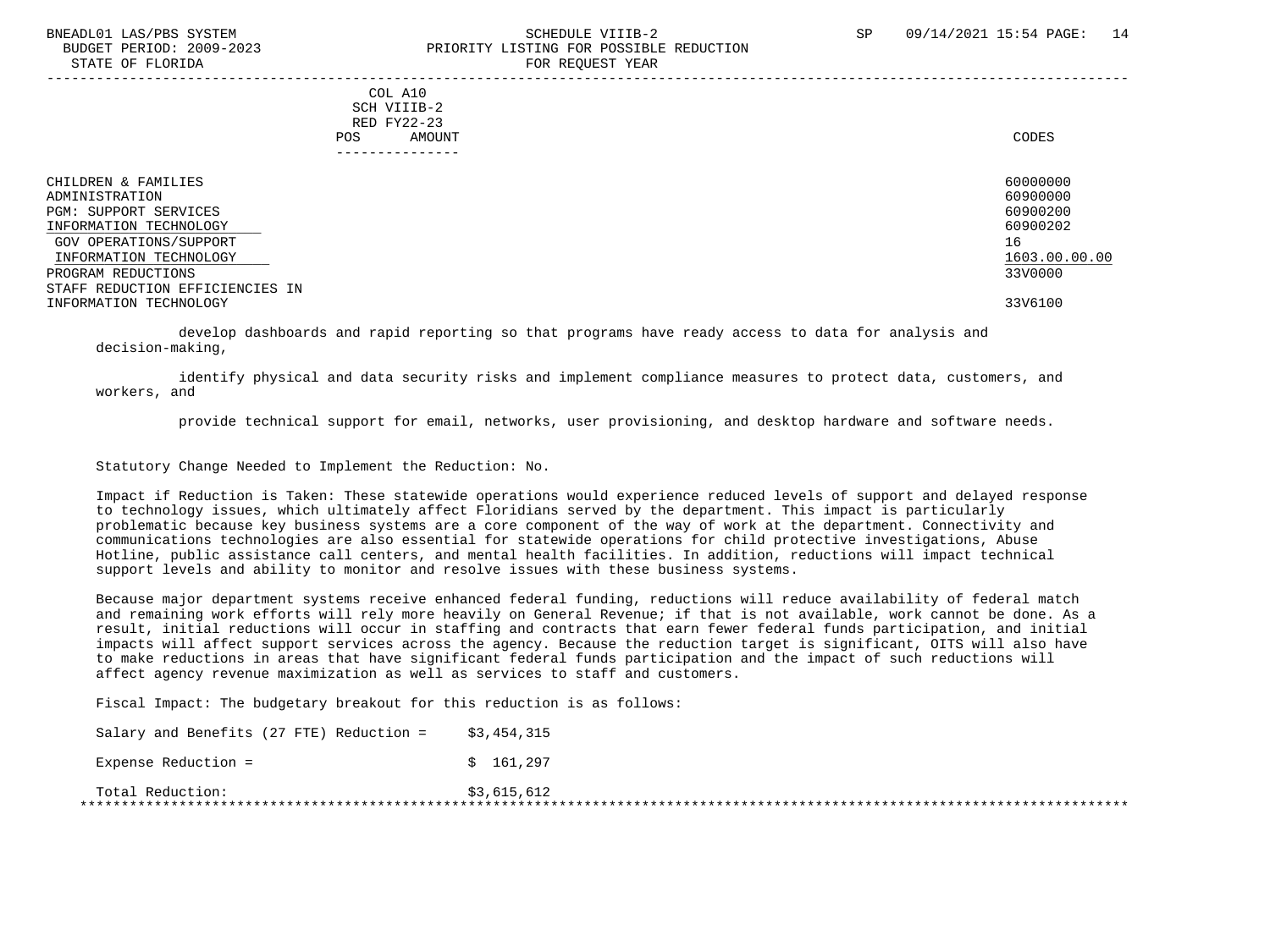COL A10
SCH VIIIB-2
RED FY22-23
POS AMOUNT

| | CODES |
|---|---|
| CHILDREN & FAMILIES | 60000000 |
| ADMINISTRATION | 60900000 |
| PGM: SUPPORT SERVICES | 60900200 |
| INFORMATION TECHNOLOGY | 60900202 |
| GOV OPERATIONS/SUPPORT | 16 |
| INFORMATION TECHNOLOGY | 1603.00.00.00 |
| PROGRAM REDUCTIONS | 33V0000 |
| STAFF REDUCTION EFFICIENCIES IN INFORMATION TECHNOLOGY | 33V6100 |

develop dashboards and rapid reporting so that programs have ready access to data for analysis and decision-making,

identify physical and data security risks and implement compliance measures to protect data, customers, and workers, and

provide technical support for email, networks, user provisioning, and desktop hardware and software needs.

Statutory Change Needed to Implement the Reduction: No.

Impact if Reduction is Taken: These statewide operations would experience reduced levels of support and delayed response to technology issues, which ultimately affect Floridians served by the department. This impact is particularly problematic because key business systems are a core component of the way of work at the department. Connectivity and communications technologies are also essential for statewide operations for child protective investigations, Abuse Hotline, public assistance call centers, and mental health facilities. In addition, reductions will impact technical support levels and ability to monitor and resolve issues with these business systems.

Because major department systems receive enhanced federal funding, reductions will reduce availability of federal match and remaining work efforts will rely more heavily on General Revenue; if that is not available, work cannot be done. As a result, initial reductions will occur in staffing and contracts that earn fewer federal funds participation, and initial impacts will affect support services across the agency. Because the reduction target is significant, OITS will also have to make reductions in areas that have significant federal funds participation and the impact of such reductions will affect agency revenue maximization as well as services to staff and customers.

Fiscal Impact: The budgetary breakout for this reduction is as follows:

| | |
|---|---|
| Salary and Benefits (27 FTE) Reduction = | $3,454,315 |
| Expense Reduction = | $ 161,297 |
| Total Reduction: | $3,615,612 |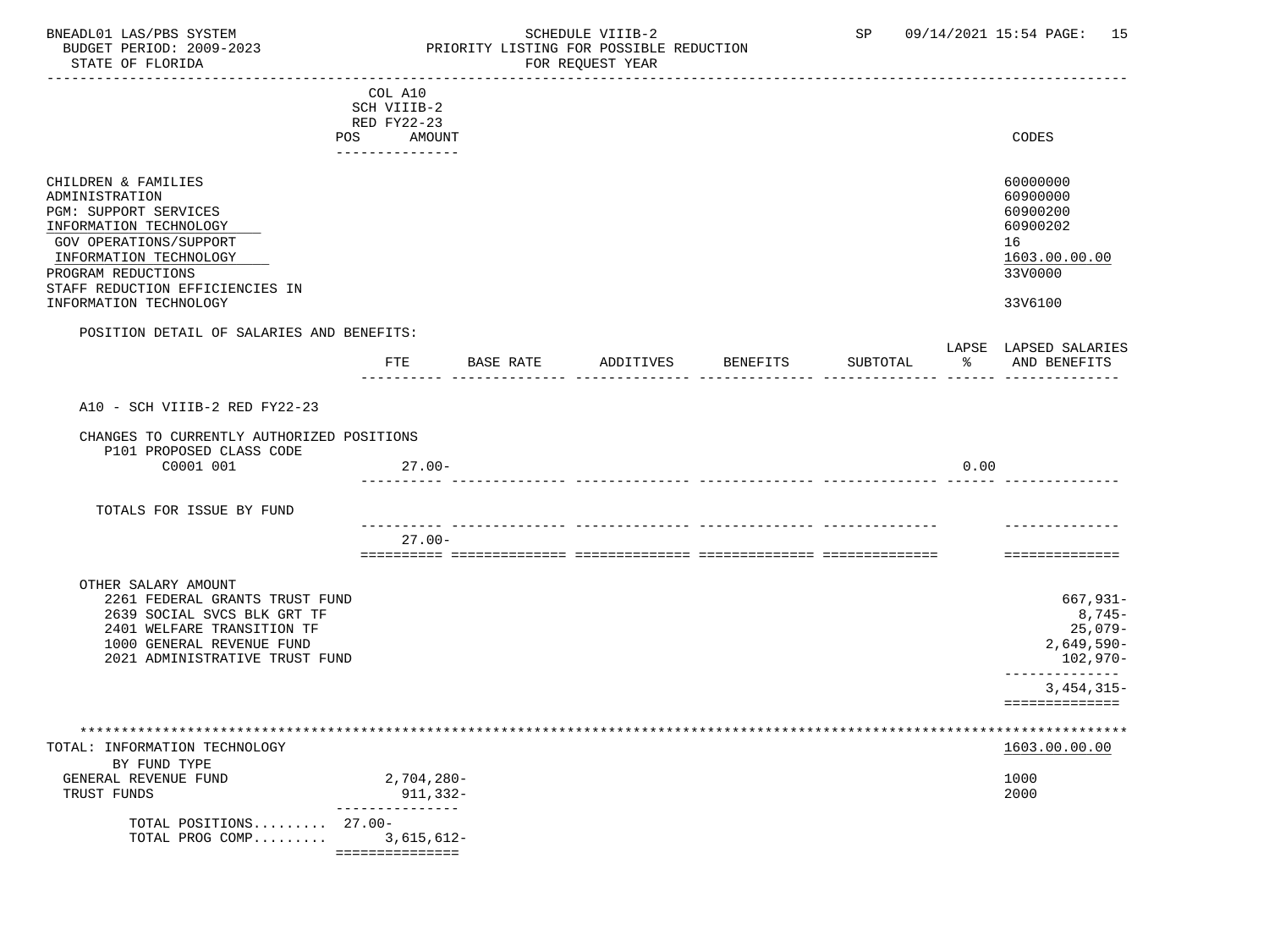BNEADL01 LAS/PBS SYSTEM — SCHEDULE VIIIB-2 — SP 09/14/2021 15:54 PAGE: 15

BUDGET PERIOD: 2009-2023 — PRIORITY LISTING FOR POSSIBLE REDUCTION

STATE OF FLORIDA — FOR REQUEST YEAR

| | COL A10 SCH VIIIB-2 RED FY22-23 POS AMOUNT | CODES |
|---|---|---|
| CHILDREN & FAMILIES | | 60000000 |
| ADMINISTRATION | | 60900000 |
| PGM: SUPPORT SERVICES | | 60900200 |
| INFORMATION TECHNOLOGY | | 60900202 |
| GOV OPERATIONS/SUPPORT | | 16 |
| INFORMATION TECHNOLOGY | | 1603.00.00.00 |
| PROGRAM REDUCTIONS | | 33V0000 |
| STAFF REDUCTION EFFICIENCIES IN INFORMATION TECHNOLOGY | | 33V6100 |

POSITION DETAIL OF SALARIES AND BENEFITS:

| | FTE | BASE RATE | ADDITIVES | BENEFITS | SUBTOTAL | LAPSE % | LAPSED SALARIES AND BENEFITS |
|---|---|---|---|---|---|---|---|
| A10 - SCH VIIIB-2 RED FY22-23 | | | | | | | |
| CHANGES TO CURRENTLY AUTHORIZED POSITIONS | | | | | | | |
| P101 PROPOSED CLASS CODE | | | | | | | |
| C0001 001 | 27.00- | | | | | 0.00 | |
| TOTALS FOR ISSUE BY FUND | | | | | | | |
| | 27.00- | | | | | | |

OTHER SALARY AMOUNT

| | |
|---|---|
| 2261 FEDERAL GRANTS TRUST FUND | 667,931- |
| 2639 SOCIAL SVCS BLK GRT TF | 8,745- |
| 2401 WELFARE TRANSITION TF | 25,079- |
| 1000 GENERAL REVENUE FUND | 2,649,590- |
| 2021 ADMINISTRATIVE TRUST FUND | 102,970- |
| | 3,454,315- |

| TOTAL: INFORMATION TECHNOLOGY | | 1603.00.00.00 |
|---|---|---|
| BY FUND TYPE | | |
| GENERAL REVENUE FUND | 2,704,280- | 1000 |
| TRUST FUNDS | 911,332- | 2000 |
| TOTAL POSITIONS......... | 27.00- | |
| TOTAL PROG COMP......... | 3,615,612- | |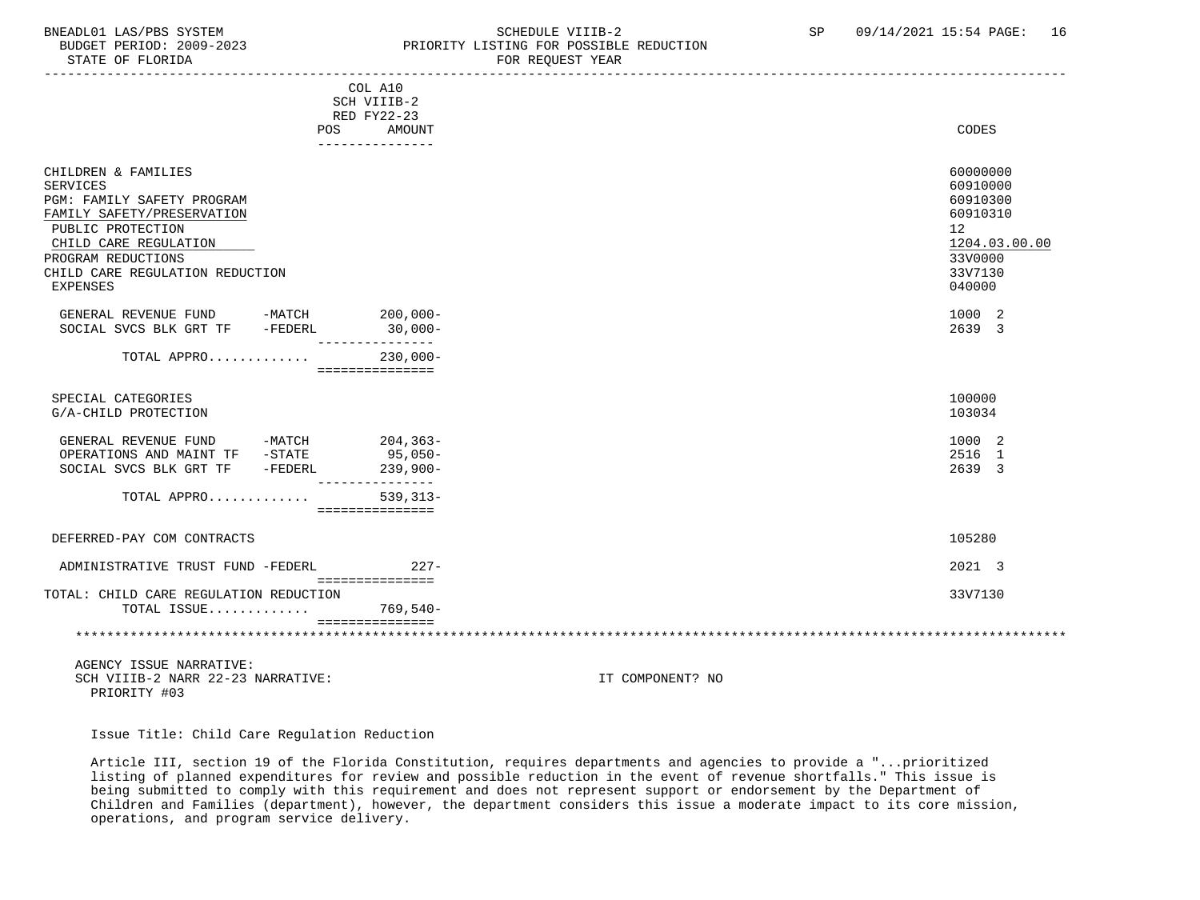| | COL A10 SCH VIIIB-2 RED FY22-23 POS AMOUNT | CODES |
|---|---|---|
| CHILDREN & FAMILIES | | 60000000 |
| SERVICES | | 60910000 |
| PGM: FAMILY SAFETY PROGRAM | | 60910300 |
| FAMILY SAFETY/PRESERVATION | | 60910310 |
| PUBLIC PROTECTION | | 12 |
| CHILD CARE REGULATION | | 1204.03.00.00 |
| PROGRAM REDUCTIONS | | 33V0000 |
| CHILD CARE REGULATION REDUCTION | | 33V7130 |
| EXPENSES | | 040000 |
| GENERAL REVENUE FUND -MATCH | 200,000- | 1000 2 |
| SOCIAL SVCS BLK GRT TF -FEDERL | 30,000- | 2639 3 |
| TOTAL APPRO............. | 230,000- | |
| SPECIAL CATEGORIES | | 100000 |
| G/A-CHILD PROTECTION | | 103034 |
| GENERAL REVENUE FUND -MATCH | 204,363- | 1000 2 |
| OPERATIONS AND MAINT TF -STATE | 95,050- | 2516 1 |
| SOCIAL SVCS BLK GRT TF -FEDERL | 239,900- | 2639 3 |
| TOTAL APPRO............. | 539,313- | |
| DEFERRED-PAY COM CONTRACTS | | 105280 |
| ADMINISTRATIVE TRUST FUND -FEDERL | 227- | 2021 3 |
| TOTAL: CHILD CARE REGULATION REDUCTION | | 33V7130 |
| TOTAL ISSUE............. | 769,540- | |

AGENCY ISSUE NARRATIVE:
SCH VIIIB-2 NARR 22-23 NARRATIVE: IT COMPONENT? NO
PRIORITY #03

Issue Title: Child Care Regulation Reduction

Article III, section 19 of the Florida Constitution, requires departments and agencies to provide a "...prioritized listing of planned expenditures for review and possible reduction in the event of revenue shortfalls." This issue is being submitted to comply with this requirement and does not represent support or endorsement by the Department of Children and Families (department), however, the department considers this issue a moderate impact to its core mission, operations, and program service delivery.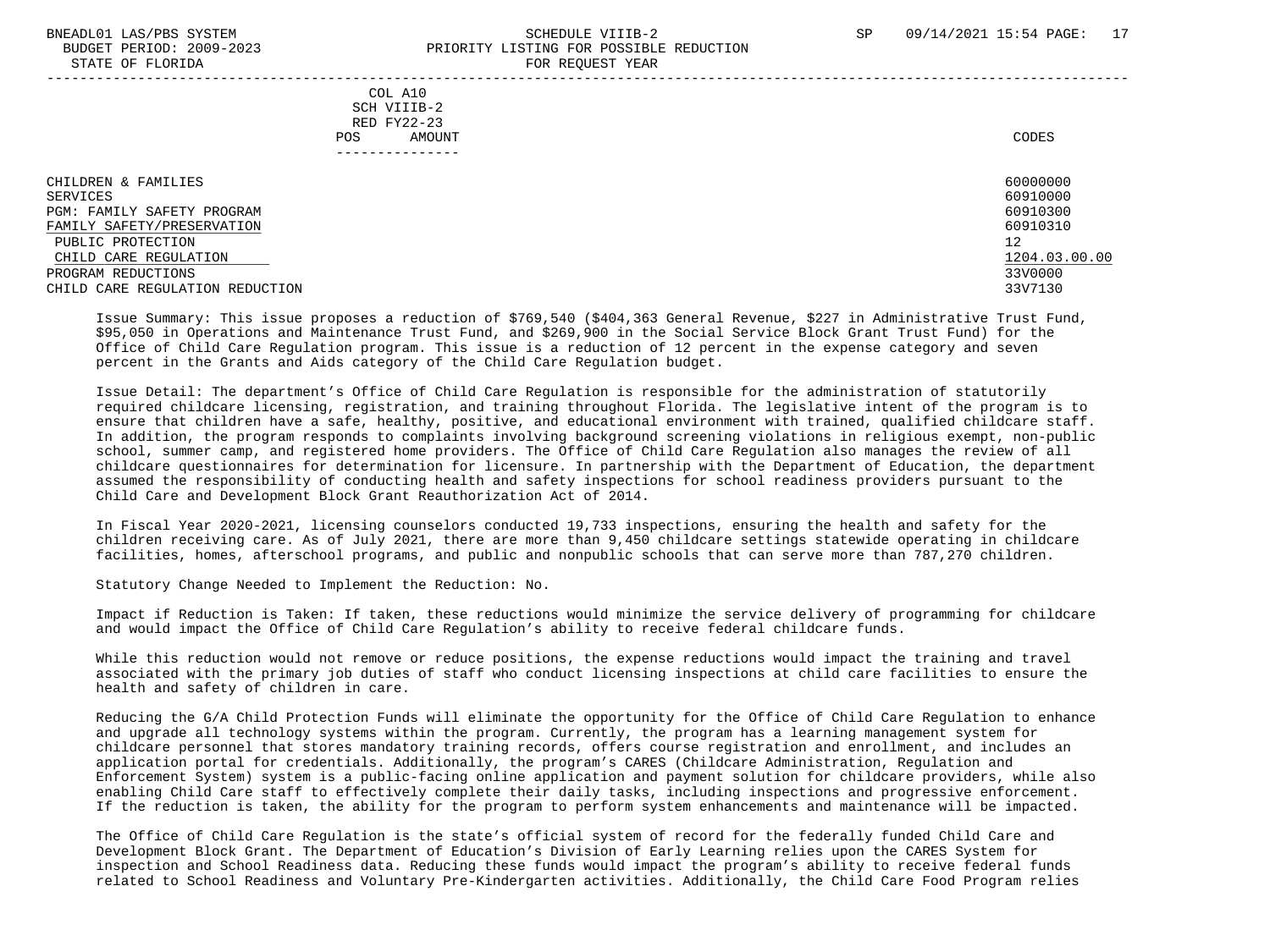COL A10
SCH VIIIB-2
RED FY22-23

| | POS | AMOUNT | CODES |
|---|---|---|---|
| CHILDREN & FAMILIES | | | 60000000 |
| SERVICES | | | 60910000 |
| PGM: FAMILY SAFETY PROGRAM | | | 60910300 |
| FAMILY SAFETY/PRESERVATION | | | 60910310 |
| PUBLIC PROTECTION | | | 12 |
| CHILD CARE REGULATION | | | 1204.03.00.00 |
| PROGRAM REDUCTIONS | | | 33V0000 |
| CHILD CARE REGULATION REDUCTION | | | 33V7130 |

Issue Summary: This issue proposes a reduction of $769,540 ($404,363 General Revenue, $227 in Administrative Trust Fund, $95,050 in Operations and Maintenance Trust Fund, and $269,900 in the Social Service Block Grant Trust Fund) for the Office of Child Care Regulation program. This issue is a reduction of 12 percent in the expense category and seven percent in the Grants and Aids category of the Child Care Regulation budget.

Issue Detail: The department's Office of Child Care Regulation is responsible for the administration of statutorily required childcare licensing, registration, and training throughout Florida. The legislative intent of the program is to ensure that children have a safe, healthy, positive, and educational environment with trained, qualified childcare staff. In addition, the program responds to complaints involving background screening violations in religious exempt, non-public school, summer camp, and registered home providers. The Office of Child Care Regulation also manages the review of all childcare questionnaires for determination for licensure. In partnership with the Department of Education, the department assumed the responsibility of conducting health and safety inspections for school readiness providers pursuant to the Child Care and Development Block Grant Reauthorization Act of 2014.

In Fiscal Year 2020-2021, licensing counselors conducted 19,733 inspections, ensuring the health and safety for the children receiving care. As of July 2021, there are more than 9,450 childcare settings statewide operating in childcare facilities, homes, afterschool programs, and public and nonpublic schools that can serve more than 787,270 children.

Statutory Change Needed to Implement the Reduction: No.

Impact if Reduction is Taken: If taken, these reductions would minimize the service delivery of programming for childcare and would impact the Office of Child Care Regulation's ability to receive federal childcare funds.

While this reduction would not remove or reduce positions, the expense reductions would impact the training and travel associated with the primary job duties of staff who conduct licensing inspections at child care facilities to ensure the health and safety of children in care.

Reducing the G/A Child Protection Funds will eliminate the opportunity for the Office of Child Care Regulation to enhance and upgrade all technology systems within the program. Currently, the program has a learning management system for childcare personnel that stores mandatory training records, offers course registration and enrollment, and includes an application portal for credentials. Additionally, the program's CARES (Childcare Administration, Regulation and Enforcement System) system is a public-facing online application and payment solution for childcare providers, while also enabling Child Care staff to effectively complete their daily tasks, including inspections and progressive enforcement. If the reduction is taken, the ability for the program to perform system enhancements and maintenance will be impacted.

The Office of Child Care Regulation is the state's official system of record for the federally funded Child Care and Development Block Grant. The Department of Education's Division of Early Learning relies upon the CARES System for inspection and School Readiness data. Reducing these funds would impact the program's ability to receive federal funds related to School Readiness and Voluntary Pre-Kindergarten activities. Additionally, the Child Care Food Program relies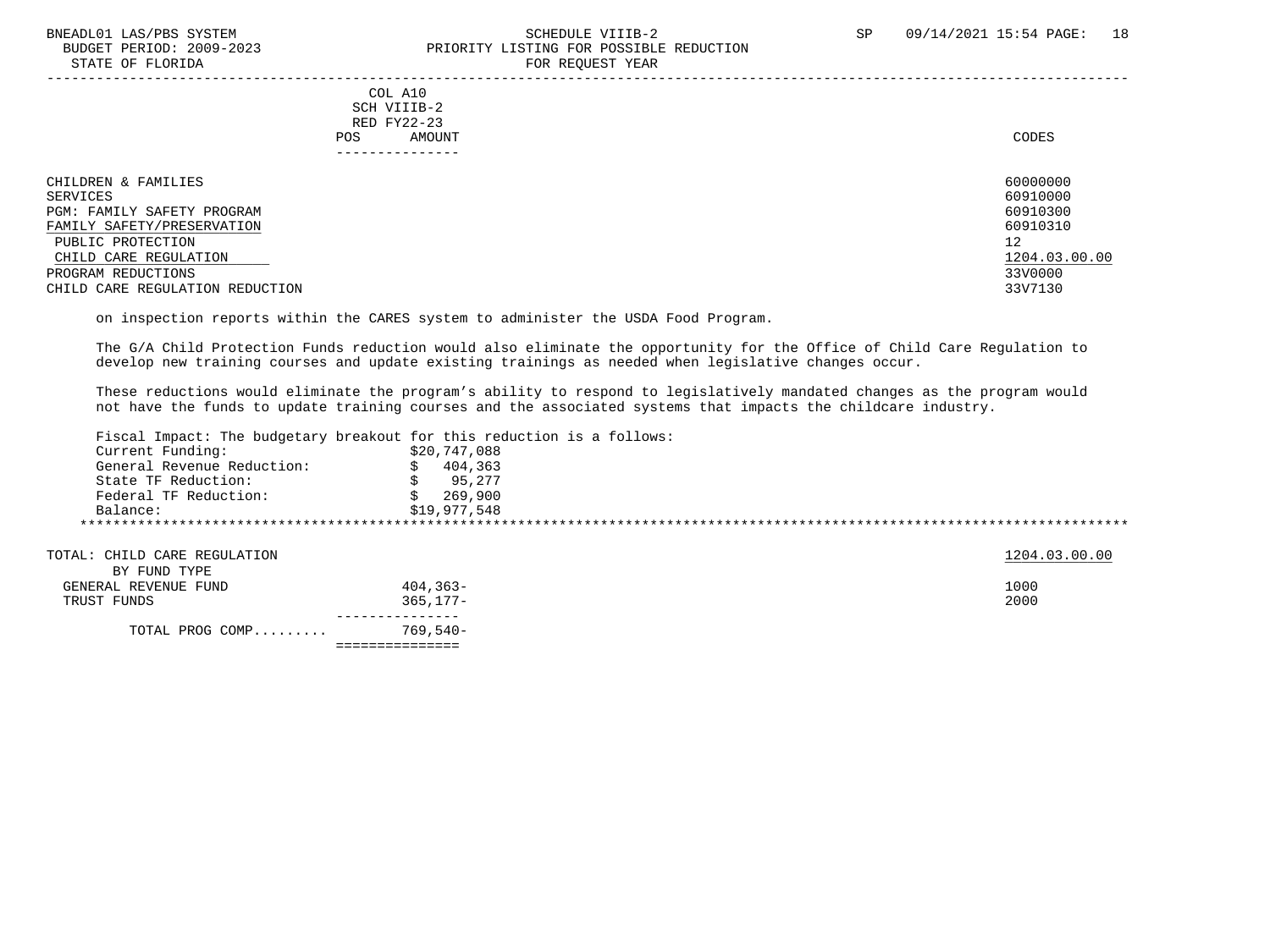| | COL A10 SCH VIIIB-2 RED FY22-23 POS AMOUNT | CODES |
|---|---|---|
| CHILDREN & FAMILIES | | 60000000 |
| SERVICES | | 60910000 |
| PGM: FAMILY SAFETY PROGRAM | | 60910300 |
| FAMILY SAFETY/PRESERVATION | | 60910310 |
| PUBLIC PROTECTION | | 12 |
| CHILD CARE REGULATION | | 1204.03.00.00 |
| PROGRAM REDUCTIONS | | 33V0000 |
| CHILD CARE REGULATION REDUCTION | | 33V7130 |

on inspection reports within the CARES system to administer the USDA Food Program.

The G/A Child Protection Funds reduction would also eliminate the opportunity for the Office of Child Care Regulation to develop new training courses and update existing trainings as needed when legislative changes occur.

These reductions would eliminate the program's ability to respond to legislatively mandated changes as the program would not have the funds to update training courses and the associated systems that impacts the childcare industry.

Fiscal Impact: The budgetary breakout for this reduction is a follows:

| | |
|---|---|
| Current Funding: | $20,747,088 |
| General Revenue Reduction: | $ 404,363 |
| State TF Reduction: | $ 95,277 |
| Federal TF Reduction: | $ 269,900 |
| Balance: | $19,977,548 |

********************************************************************************************************************

| TOTAL: CHILD CARE REGULATION | | 1204.03.00.00 |
|---|---|---|
| BY FUND TYPE | | |
| GENERAL REVENUE FUND | 404,363- | 1000 |
| TRUST FUNDS | 365,177- | 2000 |
| TOTAL PROG COMP......... | 769,540- | |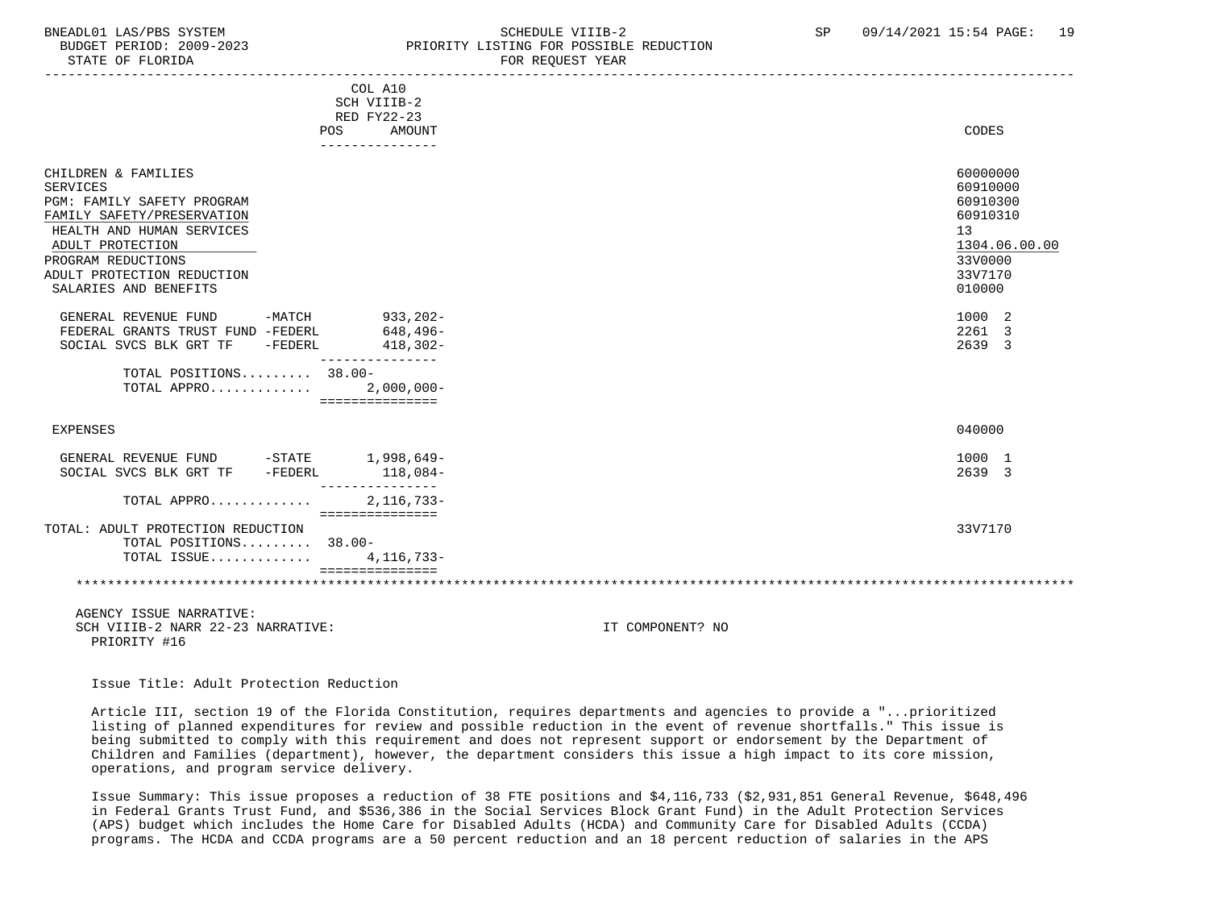| | COL A10 SCH VIIIB-2 RED FY22-23 POS AMOUNT | CODES |
|---|---|---|
| CHILDREN & FAMILIES | | 60000000 |
| SERVICES | | 60910000 |
| PGM: FAMILY SAFETY PROGRAM | | 60910300 |
| FAMILY SAFETY/PRESERVATION | | 60910310 |
| HEALTH AND HUMAN SERVICES | | 13 |
| ADULT PROTECTION | | 1304.06.00.00 |
| PROGRAM REDUCTIONS | | 33V0000 |
| ADULT PROTECTION REDUCTION | | 33V7170 |
| SALARIES AND BENEFITS | | 010000 |
| GENERAL REVENUE FUND -MATCH | 933,202- | 1000 2 |
| FEDERAL GRANTS TRUST FUND -FEDERL | 648,496- | 2261 3 |
| SOCIAL SVCS BLK GRT TF -FEDERL | 418,302- | 2639 3 |
| TOTAL POSITIONS......... | 38.00- | |
| TOTAL APPRO............. | 2,000,000- | |
| EXPENSES | | 040000 |
| GENERAL REVENUE FUND -STATE | 1,998,649- | 1000 1 |
| SOCIAL SVCS BLK GRT TF -FEDERL | 118,084- | 2639 3 |
| TOTAL APPRO............. | 2,116,733- | |
| TOTAL: ADULT PROTECTION REDUCTION | | 33V7170 |
| TOTAL POSITIONS......... | 38.00- | |
| TOTAL ISSUE............. | 4,116,733- | |

AGENCY ISSUE NARRATIVE:
SCH VIIIB-2 NARR 22-23 NARRATIVE: IT COMPONENT? NO
PRIORITY #16

Issue Title: Adult Protection Reduction

Article III, section 19 of the Florida Constitution, requires departments and agencies to provide a "...prioritized listing of planned expenditures for review and possible reduction in the event of revenue shortfalls." This issue is being submitted to comply with this requirement and does not represent support or endorsement by the Department of Children and Families (department), however, the department considers this issue a high impact to its core mission, operations, and program service delivery.

Issue Summary: This issue proposes a reduction of 38 FTE positions and $4,116,733 ($2,931,851 General Revenue, $648,496 in Federal Grants Trust Fund, and $536,386 in the Social Services Block Grant Fund) in the Adult Protection Services (APS) budget which includes the Home Care for Disabled Adults (HCDA) and Community Care for Disabled Adults (CCDA) programs. The HCDA and CCDA programs are a 50 percent reduction and an 18 percent reduction of salaries in the APS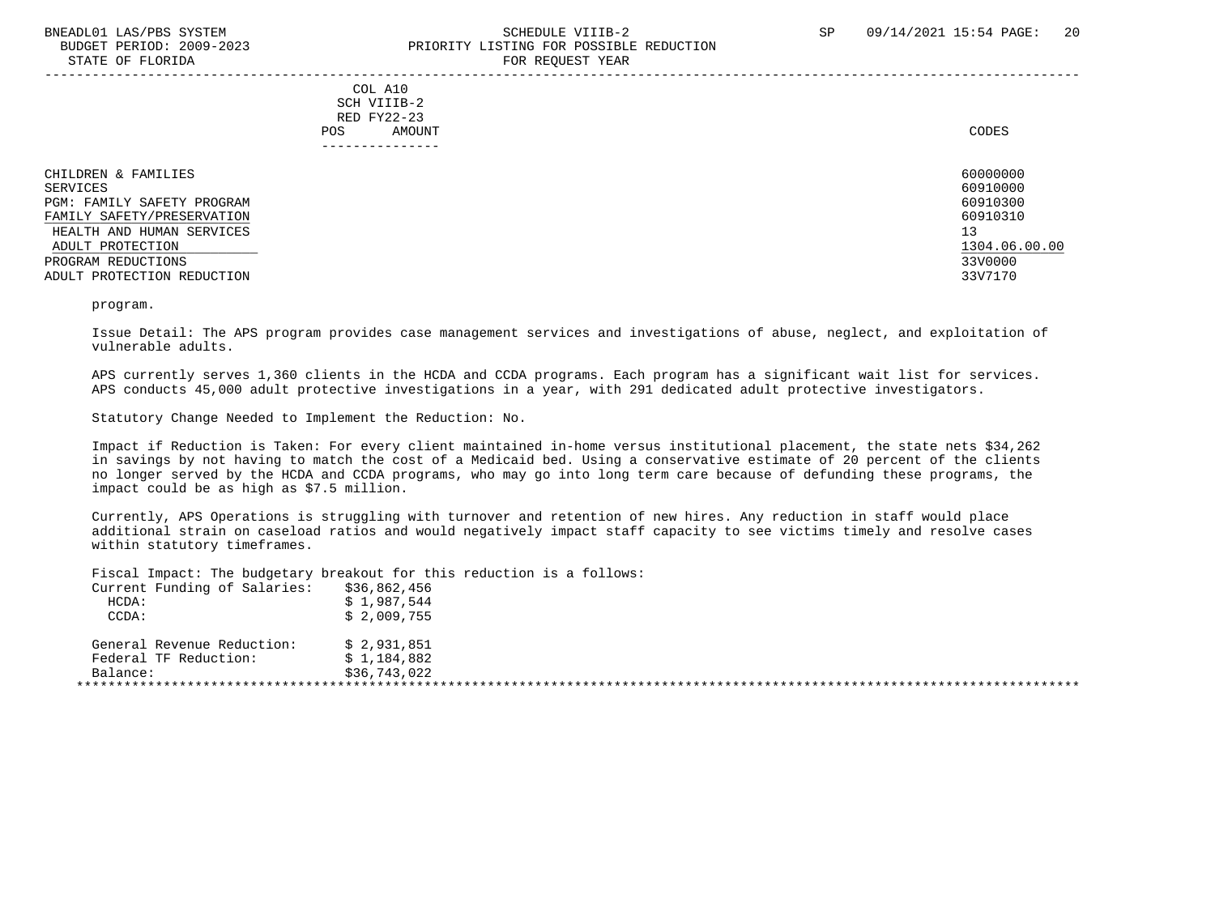COL A10
SCH VIIIB-2
RED FY22-23

| | POS | AMOUNT | CODES |
|---|---|---|---|
| CHILDREN & FAMILIES | | | 60000000 |
| SERVICES | | | 60910000 |
| PGM: FAMILY SAFETY PROGRAM | | | 60910300 |
| FAMILY SAFETY/PRESERVATION | | | 60910310 |
| HEALTH AND HUMAN SERVICES | | | 13 |
| ADULT PROTECTION | | | 1304.06.00.00 |
| PROGRAM REDUCTIONS | | | 33V0000 |
| ADULT PROTECTION REDUCTION | | | 33V7170 |

program.

Issue Detail: The APS program provides case management services and investigations of abuse, neglect, and exploitation of vulnerable adults.

APS currently serves 1,360 clients in the HCDA and CCDA programs. Each program has a significant wait list for services. APS conducts 45,000 adult protective investigations in a year, with 291 dedicated adult protective investigators.

Statutory Change Needed to Implement the Reduction: No.

Impact if Reduction is Taken: For every client maintained in-home versus institutional placement, the state nets $34,262 in savings by not having to match the cost of a Medicaid bed. Using a conservative estimate of 20 percent of the clients no longer served by the HCDA and CCDA programs, who may go into long term care because of defunding these programs, the impact could be as high as $7.5 million.

Currently, APS Operations is struggling with turnover and retention of new hires. Any reduction in staff would place additional strain on caseload ratios and would negatively impact staff capacity to see victims timely and resolve cases within statutory timeframes.

Fiscal Impact: The budgetary breakout for this reduction is a follows:

| | |
|---|---|
| Current Funding of Salaries: | $36,862,456 |
| HCDA: | $ 1,987,544 |
| CCDA: | $ 2,009,755 |
| | |
| General Revenue Reduction: | $ 2,931,851 |
| Federal TF Reduction: | $ 1,184,882 |
| Balance: | $36,743,022 |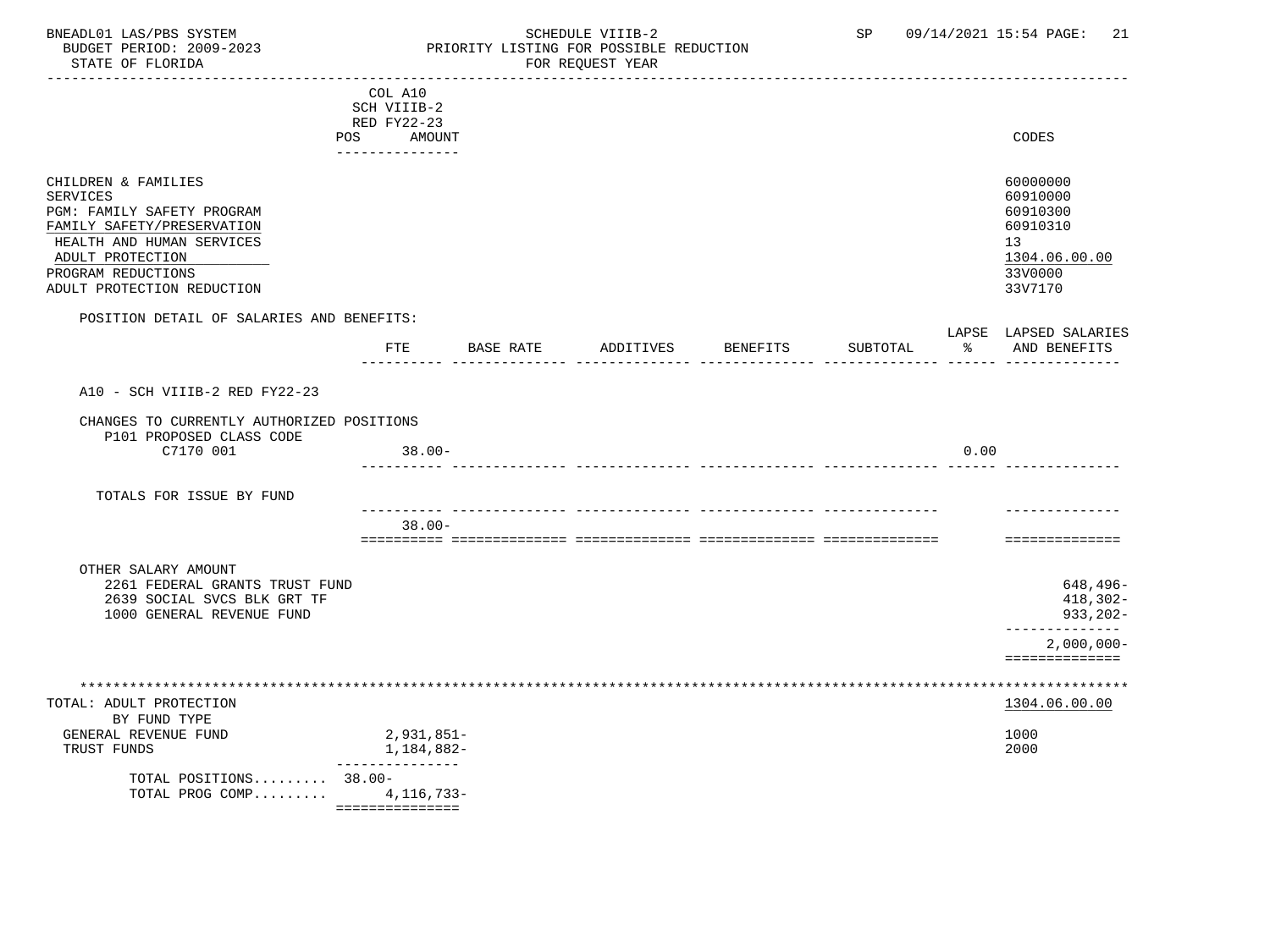BNEADL01 LAS/PBS SYSTEM — SCHEDULE VIIIB-2 — SP 09/14/2021 15:54
BUDGET PERIOD: 2009-2023 — PRIORITY LISTING FOR POSSIBLE REDUCTION
STATE OF FLORIDA — FOR REQUEST YEAR

| | COL A10 SCH VIIIB-2 RED FY22-23 POS AMOUNT | CODES |
|---|---|---|
| CHILDREN & FAMILIES | | 60000000 |
| SERVICES | | 60910000 |
| PGM: FAMILY SAFETY PROGRAM | | 60910300 |
| FAMILY SAFETY/PRESERVATION | | 60910310 |
| HEALTH AND HUMAN SERVICES | | 13 |
| ADULT PROTECTION | | 1304.06.00.00 |
| PROGRAM REDUCTIONS | | 33V0000 |
| ADULT PROTECTION REDUCTION | | 33V7170 |

POSITION DETAIL OF SALARIES AND BENEFITS:

| | FTE | BASE RATE | ADDITIVES | BENEFITS | SUBTOTAL | LAPSE % | LAPSED SALARIES AND BENEFITS |
|---|---|---|---|---|---|---|---|
| A10 - SCH VIIIB-2 RED FY22-23 | | | | | | | |
| CHANGES TO CURRENTLY AUTHORIZED POSITIONS | | | | | | | |
| P101 PROPOSED CLASS CODE | | | | | | | |
| C7170 001 | 38.00- | | | | | 0.00 | |
| TOTALS FOR ISSUE BY FUND | 38.00- | | | | | | |

OTHER SALARY AMOUNT

| | |
|---|---|
| 2261 FEDERAL GRANTS TRUST FUND | 648,496- |
| 2639 SOCIAL SVCS BLK GRT TF | 418,302- |
| 1000 GENERAL REVENUE FUND | 933,202- |
| | 2,000,000- |

TOTAL: ADULT PROTECTION — 1304.06.00.00

BY FUND TYPE

| | | |
|---|---|---|
| GENERAL REVENUE FUND | 2,931,851- | 1000 |
| TRUST FUNDS | 1,184,882- | 2000 |
| TOTAL POSITIONS......... | 38.00- | |
| TOTAL PROG COMP......... | 4,116,733- | |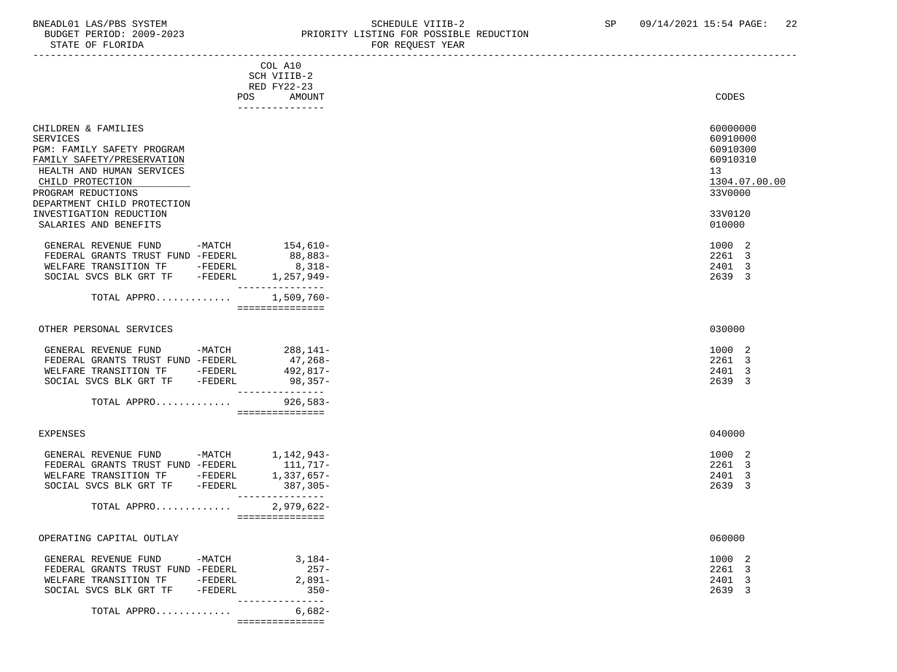BNEADL01 LAS/PBS SYSTEM
BUDGET PERIOD: 2009-2023
STATE OF FLORIDA

SCHEDULE VIIIB-2
PRIORITY LISTING FOR POSSIBLE REDUCTION
FOR REQUEST YEAR

SP 09/14/2021 15:54

| | COL A10 SCH VIIIB-2 RED FY22-23 POS AMOUNT | CODES |
|---|---|---|
| CHILDREN & FAMILIES | | 60000000 |
| SERVICES | | 60910000 |
| PGM: FAMILY SAFETY PROGRAM | | 60910300 |
| FAMILY SAFETY/PRESERVATION | | 60910310 |
| HEALTH AND HUMAN SERVICES | | 13 |
| CHILD PROTECTION | | 1304.07.00.00 |
| PROGRAM REDUCTIONS | | 33V0000 |
| DEPARTMENT CHILD PROTECTION INVESTIGATION REDUCTION | | 33V0120 |
| SALARIES AND BENEFITS | | 010000 |
| GENERAL REVENUE FUND -MATCH | 154,610- | 1000 2 |
| FEDERAL GRANTS TRUST FUND -FEDERL | 88,883- | 2261 3 |
| WELFARE TRANSITION TF -FEDERL | 8,318- | 2401 3 |
| SOCIAL SVCS BLK GRT TF -FEDERL | 1,257,949- | 2639 3 |
| TOTAL APPRO............ | 1,509,760- | |
| OTHER PERSONAL SERVICES | | 030000 |
| GENERAL REVENUE FUND -MATCH | 288,141- | 1000 2 |
| FEDERAL GRANTS TRUST FUND -FEDERL | 47,268- | 2261 3 |
| WELFARE TRANSITION TF -FEDERL | 492,817- | 2401 3 |
| SOCIAL SVCS BLK GRT TF -FEDERL | 98,357- | 2639 3 |
| TOTAL APPRO............ | 926,583- | |
| EXPENSES | | 040000 |
| GENERAL REVENUE FUND -MATCH | 1,142,943- | 1000 2 |
| FEDERAL GRANTS TRUST FUND -FEDERL | 111,717- | 2261 3 |
| WELFARE TRANSITION TF -FEDERL | 1,337,657- | 2401 3 |
| SOCIAL SVCS BLK GRT TF -FEDERL | 387,305- | 2639 3 |
| TOTAL APPRO............ | 2,979,622- | |
| OPERATING CAPITAL OUTLAY | | 060000 |
| GENERAL REVENUE FUND -MATCH | 3,184- | 1000 2 |
| FEDERAL GRANTS TRUST FUND -FEDERL | 257- | 2261 3 |
| WELFARE TRANSITION TF -FEDERL | 2,891- | 2401 3 |
| SOCIAL SVCS BLK GRT TF -FEDERL | 350- | 2639 3 |
| TOTAL APPRO............ | 6,682- | |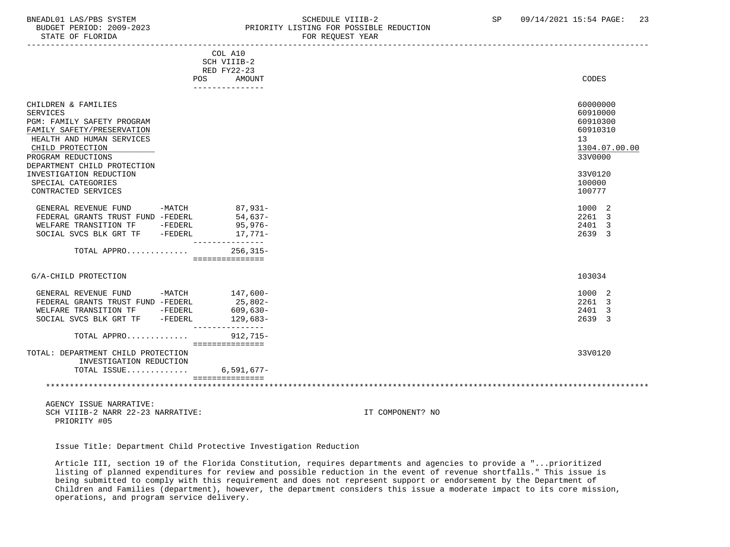BNEADL01 LAS/PBS SYSTEM — SCHEDULE VIIIB-2 — PRIORITY LISTING FOR POSSIBLE REDUCTION — FOR REQUEST YEAR

BUDGET PERIOD: 2009-2023

STATE OF FLORIDA

| | COL A10 SCH VIIIB-2 RED FY22-23 POS AMOUNT | CODES |
|---|---|---|
| CHILDREN & FAMILIES | | 60000000 |
| SERVICES | | 60910000 |
| PGM: FAMILY SAFETY PROGRAM | | 60910300 |
| FAMILY SAFETY/PRESERVATION | | 60910310 |
| HEALTH AND HUMAN SERVICES | | 13 |
| CHILD PROTECTION | | 1304.07.00.00 |
| PROGRAM REDUCTIONS | | 33V0000 |
| DEPARTMENT CHILD PROTECTION INVESTIGATION REDUCTION | | 33V0120 |
| SPECIAL CATEGORIES | | 100000 |
| CONTRACTED SERVICES | | 100777 |
| GENERAL REVENUE FUND -MATCH | 87,931- | 1000 2 |
| FEDERAL GRANTS TRUST FUND -FEDERL | 54,637- | 2261 3 |
| WELFARE TRANSITION TF -FEDERL | 95,976- | 2401 3 |
| SOCIAL SVCS BLK GRT TF -FEDERL | 17,771- | 2639 3 |
| TOTAL APPRO............ | 256,315- | |
| G/A-CHILD PROTECTION | | 103034 |
| GENERAL REVENUE FUND -MATCH | 147,600- | 1000 2 |
| FEDERAL GRANTS TRUST FUND -FEDERL | 25,802- | 2261 3 |
| WELFARE TRANSITION TF -FEDERL | 609,630- | 2401 3 |
| SOCIAL SVCS BLK GRT TF -FEDERL | 129,683- | 2639 3 |
| TOTAL APPRO............ | 912,715- | |
| TOTAL: DEPARTMENT CHILD PROTECTION INVESTIGATION REDUCTION | | 33V0120 |
| TOTAL ISSUE............ | 6,591,677- | |

AGENCY ISSUE NARRATIVE:
SCH VIIIB-2 NARR 22-23 NARRATIVE: IT COMPONENT? NO
PRIORITY #05

Issue Title: Department Child Protective Investigation Reduction

Article III, section 19 of the Florida Constitution, requires departments and agencies to provide a "...prioritized listing of planned expenditures for review and possible reduction in the event of revenue shortfalls." This issue is being submitted to comply with this requirement and does not represent support or endorsement by the Department of Children and Families (department), however, the department considers this issue a moderate impact to its core mission, operations, and program service delivery.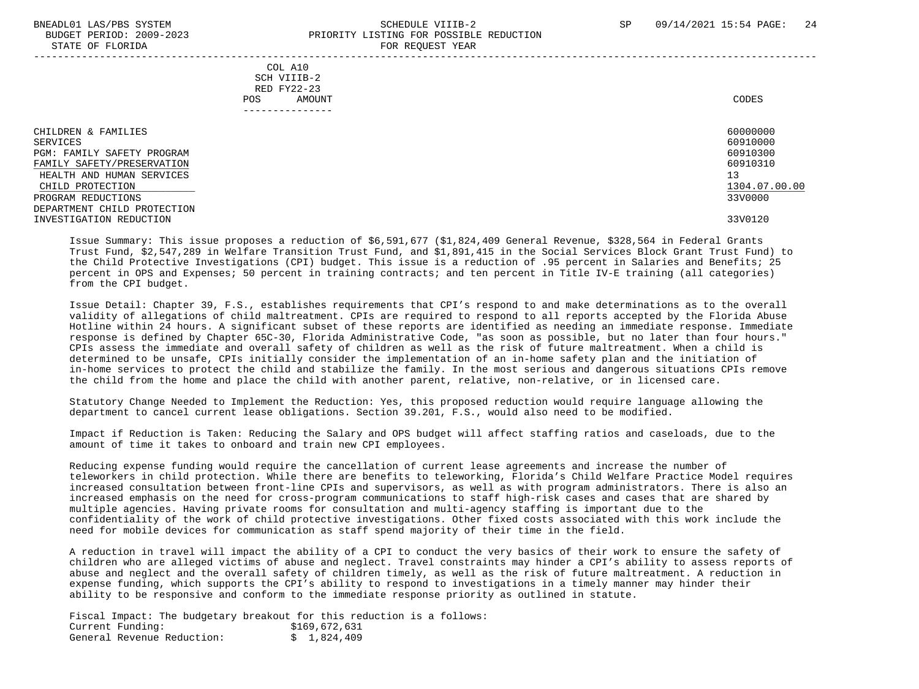COL A10
SCH VIIIB-2
RED FY22-23
POS AMOUNT

| | CODES |
|---|---|
| CHILDREN & FAMILIES | 60000000 |
| SERVICES | 60910000 |
| PGM: FAMILY SAFETY PROGRAM | 60910300 |
| FAMILY SAFETY/PRESERVATION | 60910310 |
| HEALTH AND HUMAN SERVICES | 13 |
| CHILD PROTECTION | 1304.07.00.00 |
| PROGRAM REDUCTIONS | 33V0000 |
| DEPARTMENT CHILD PROTECTION INVESTIGATION REDUCTION | 33V0120 |

Issue Summary: This issue proposes a reduction of $6,591,677 ($1,824,409 General Revenue, $328,564 in Federal Grants Trust Fund, $2,547,289 in Welfare Transition Trust Fund, and $1,891,415 in the Social Services Block Grant Trust Fund) to the Child Protective Investigations (CPI) budget. This issue is a reduction of .95 percent in Salaries and Benefits; 25 percent in OPS and Expenses; 50 percent in training contracts; and ten percent in Title IV-E training (all categories) from the CPI budget.

Issue Detail: Chapter 39, F.S., establishes requirements that CPI's respond to and make determinations as to the overall validity of allegations of child maltreatment. CPIs are required to respond to all reports accepted by the Florida Abuse Hotline within 24 hours. A significant subset of these reports are identified as needing an immediate response. Immediate response is defined by Chapter 65C-30, Florida Administrative Code, "as soon as possible, but no later than four hours." CPIs assess the immediate and overall safety of children as well as the risk of future maltreatment. When a child is determined to be unsafe, CPIs initially consider the implementation of an in-home safety plan and the initiation of in-home services to protect the child and stabilize the family. In the most serious and dangerous situations CPIs remove the child from the home and place the child with another parent, relative, non-relative, or in licensed care.

Statutory Change Needed to Implement the Reduction: Yes, this proposed reduction would require language allowing the department to cancel current lease obligations. Section 39.201, F.S., would also need to be modified.

Impact if Reduction is Taken: Reducing the Salary and OPS budget will affect staffing ratios and caseloads, due to the amount of time it takes to onboard and train new CPI employees.

Reducing expense funding would require the cancellation of current lease agreements and increase the number of teleworkers in child protection. While there are benefits to teleworking, Florida's Child Welfare Practice Model requires increased consultation between front-line CPIs and supervisors, as well as with program administrators. There is also an increased emphasis on the need for cross-program communications to staff high-risk cases and cases that are shared by multiple agencies. Having private rooms for consultation and multi-agency staffing is important due to the confidentiality of the work of child protective investigations. Other fixed costs associated with this work include the need for mobile devices for communication as staff spend majority of their time in the field.

A reduction in travel will impact the ability of a CPI to conduct the very basics of their work to ensure the safety of children who are alleged victims of abuse and neglect. Travel constraints may hinder a CPI's ability to assess reports of abuse and neglect and the overall safety of children timely, as well as the risk of future maltreatment. A reduction in expense funding, which supports the CPI's ability to respond to investigations in a timely manner may hinder their ability to be responsive and conform to the immediate response priority as outlined in statute.

Fiscal Impact: The budgetary breakout for this reduction is a follows:

| | |
|---|---|
| Current Funding: | $169,672,631 |
| General Revenue Reduction: | $ 1,824,409 |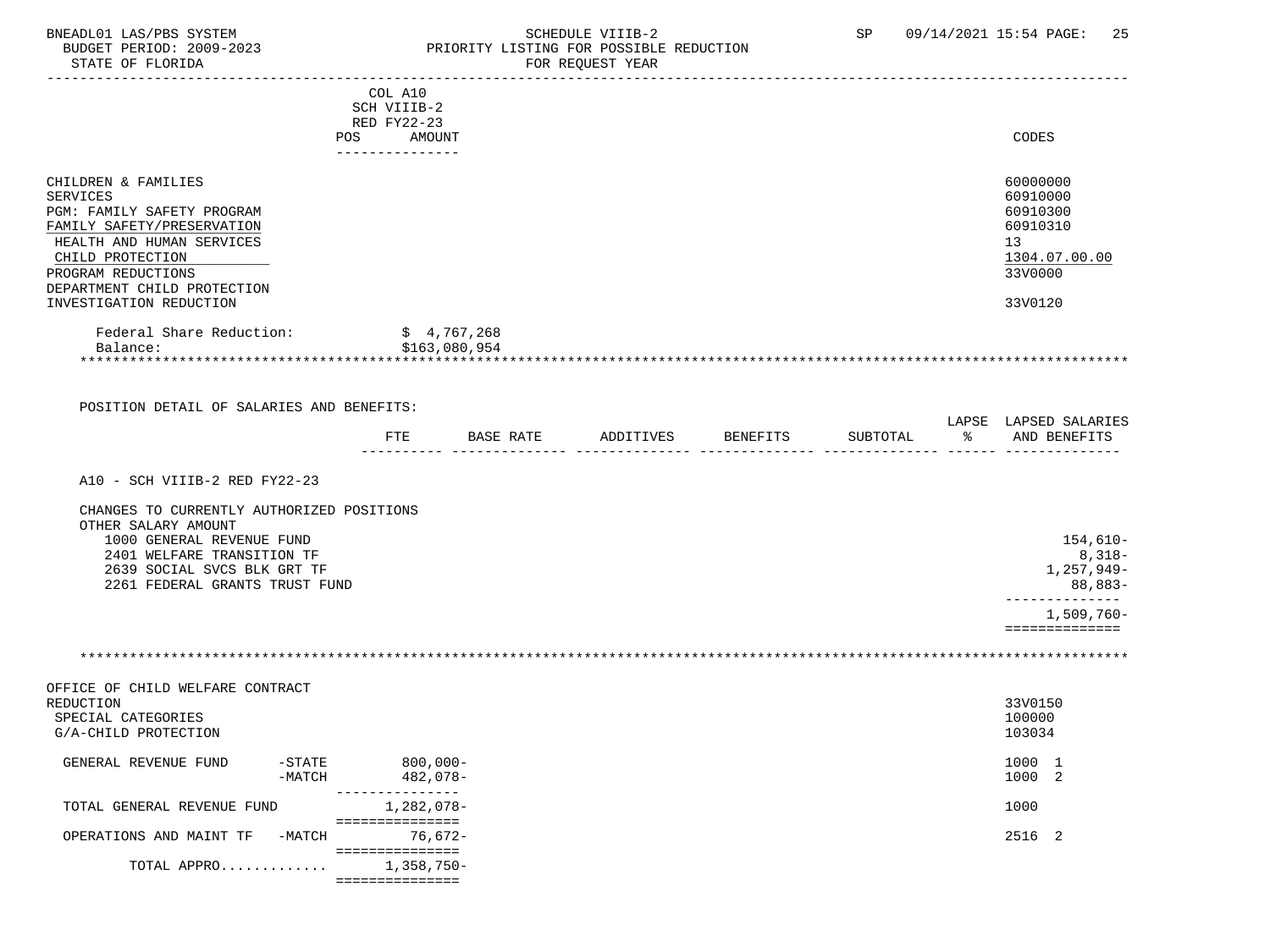| | COL A10 SCH VIIIB-2 RED FY22-23 POS AMOUNT | CODES |
|---|---|---|
| CHILDREN & FAMILIES | | 60000000 |
| SERVICES | | 60910000 |
| PGM: FAMILY SAFETY PROGRAM | | 60910300 |
| FAMILY SAFETY/PRESERVATION | | 60910310 |
| HEALTH AND HUMAN SERVICES | | 13 |
| CHILD PROTECTION | | 1304.07.00.00 |
| PROGRAM REDUCTIONS | | 33V0000 |
| DEPARTMENT CHILD PROTECTION INVESTIGATION REDUCTION | | 33V0120 |
| Federal Share Reduction: | $ 4,767,268 | |
| Balance: | $163,080,954 | |

POSITION DETAIL OF SALARIES AND BENEFITS:

| | FTE | BASE RATE | ADDITIVES | BENEFITS | SUBTOTAL | LAPSE % | LAPSED SALARIES AND BENEFITS |
|---|---|---|---|---|---|---|---|
| A10 - SCH VIIIB-2 RED FY22-23 | | | | | | | |
| CHANGES TO CURRENTLY AUTHORIZED POSITIONS | | | | | | | |
| OTHER SALARY AMOUNT | | | | | | | |
| 1000 GENERAL REVENUE FUND | | | | | | | 154,610- |
| 2401 WELFARE TRANSITION TF | | | | | | | 8,318- |
| 2639 SOCIAL SVCS BLK GRT TF | | | | | | | 1,257,949- |
| 2261 FEDERAL GRANTS TRUST FUND | | | | | | | 88,883- |
| | | | | | | | 1,509,760- |

| | AMOUNT | CODES |
|---|---|---|
| OFFICE OF CHILD WELFARE CONTRACT REDUCTION | | 33V0150 |
| SPECIAL CATEGORIES | | 100000 |
| G/A-CHILD PROTECTION | | 103034 |
| GENERAL REVENUE FUND -STATE | 800,000- | 1000 1 |
| -MATCH | 482,078- | 1000 2 |
| TOTAL GENERAL REVENUE FUND | 1,282,078- | 1000 |
| OPERATIONS AND MAINT TF -MATCH | 76,672- | 2516 2 |
| TOTAL APPRO............ | 1,358,750- | |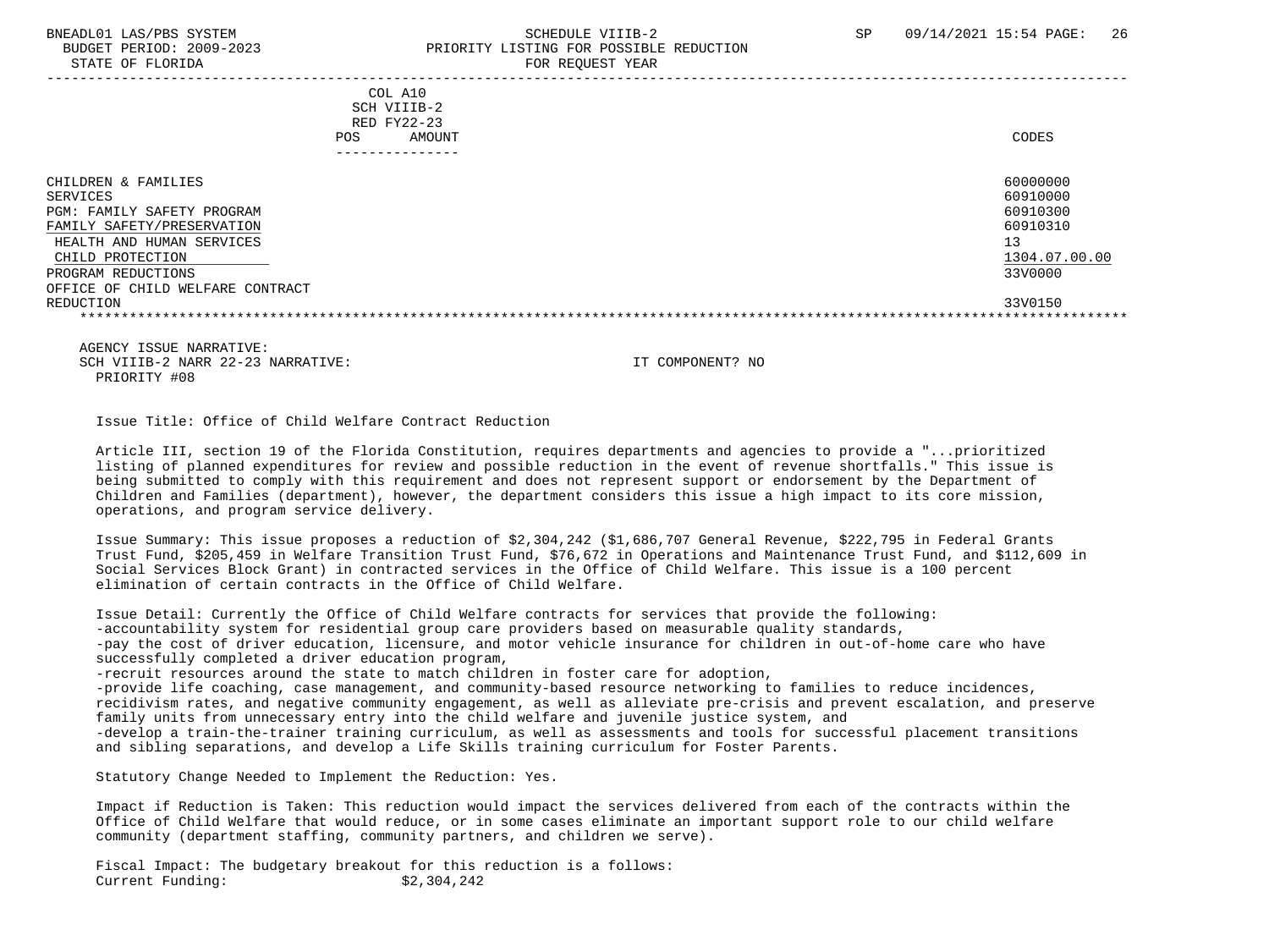BNEADL01 LAS/PBS SYSTEM | SCHEDULE VIIIB-2 | SP 09/14/2021 15:54
BUDGET PERIOD: 2009-2023 | PRIORITY LISTING FOR POSSIBLE REDUCTION
STATE OF FLORIDA | FOR REQUEST YEAR

| | COL A10 SCH VIIIB-2 RED FY22-23 POS AMOUNT | CODES |
|---|---|---|
| CHILDREN & FAMILIES | | 60000000 |
| SERVICES | | 60910000 |
| PGM: FAMILY SAFETY PROGRAM | | 60910300 |
| FAMILY SAFETY/PRESERVATION | | 60910310 |
| HEALTH AND HUMAN SERVICES | | 13 |
| CHILD PROTECTION | | 1304.07.00.00 |
| PROGRAM REDUCTIONS | | 33V0000 |
| OFFICE OF CHILD WELFARE CONTRACT REDUCTION | | 33V0150 |

AGENCY ISSUE NARRATIVE:
SCH VIIIB-2 NARR 22-23 NARRATIVE: IT COMPONENT? NO
PRIORITY #08

Issue Title: Office of Child Welfare Contract Reduction

Article III, section 19 of the Florida Constitution, requires departments and agencies to provide a "...prioritized listing of planned expenditures for review and possible reduction in the event of revenue shortfalls." This issue is being submitted to comply with this requirement and does not represent support or endorsement by the Department of Children and Families (department), however, the department considers this issue a high impact to its core mission, operations, and program service delivery.

Issue Summary: This issue proposes a reduction of $2,304,242 ($1,686,707 General Revenue, $222,795 in Federal Grants Trust Fund, $205,459 in Welfare Transition Trust Fund, $76,672 in Operations and Maintenance Trust Fund, and $112,609 in Social Services Block Grant) in contracted services in the Office of Child Welfare. This issue is a 100 percent elimination of certain contracts in the Office of Child Welfare.

Issue Detail: Currently the Office of Child Welfare contracts for services that provide the following:
-accountability system for residential group care providers based on measurable quality standards,
-pay the cost of driver education, licensure, and motor vehicle insurance for children in out-of-home care who have successfully completed a driver education program,
-recruit resources around the state to match children in foster care for adoption,
-provide life coaching, case management, and community-based resource networking to families to reduce incidences, recidivism rates, and negative community engagement, as well as alleviate pre-crisis and prevent escalation, and preserve family units from unnecessary entry into the child welfare and juvenile justice system, and
-develop a train-the-trainer training curriculum, as well as assessments and tools for successful placement transitions and sibling separations, and develop a Life Skills training curriculum for Foster Parents.

Statutory Change Needed to Implement the Reduction: Yes.

Impact if Reduction is Taken: This reduction would impact the services delivered from each of the contracts within the Office of Child Welfare that would reduce, or in some cases eliminate an important support role to our child welfare community (department staffing, community partners, and children we serve).

Fiscal Impact: The budgetary breakout for this reduction is a follows:
Current Funding: $2,304,242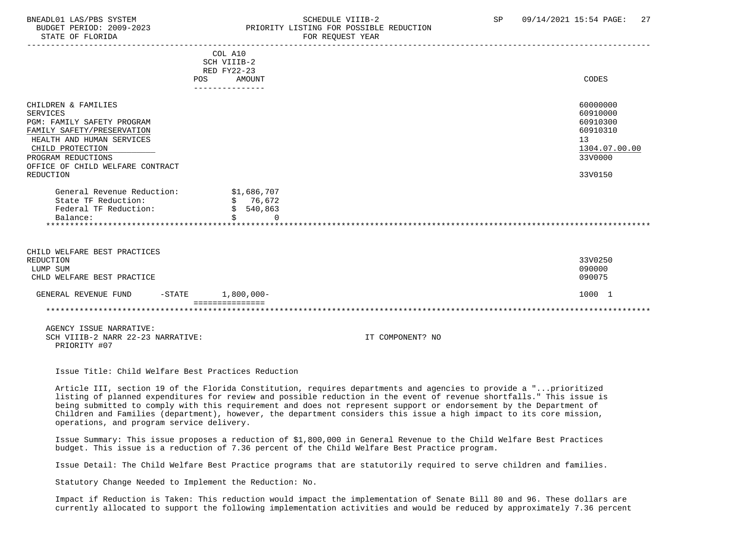COL A10
SCH VIIIB-2
RED FY22-23

| | POS | AMOUNT | CODES |
|---|---|---|---|
| CHILDREN & FAMILIES | | | 60000000 |
| SERVICES | | | 60910000 |
| PGM: FAMILY SAFETY PROGRAM | | | 60910300 |
| FAMILY SAFETY/PRESERVATION | | | 60910310 |
| HEALTH AND HUMAN SERVICES | | | 13 |
| CHILD PROTECTION | | | 1304.07.00.00 |
| PROGRAM REDUCTIONS | | | 33V0000 |
| OFFICE OF CHILD WELFARE CONTRACT REDUCTION | | | 33V0150 |

General Revenue Reduction: $1,686,707
State TF Reduction: $ 76,672
Federal TF Reduction: $ 540,863
Balance: $ 0

| | POS | AMOUNT | CODES |
|---|---|---|---|
| CHILD WELFARE BEST PRACTICES REDUCTION | | | 33V0250 |
| LUMP SUM | | | 090000 |
| CHLD WELFARE BEST PRACTICE | | | 090075 |
| GENERAL REVENUE FUND -STATE | | 1,800,000- | 1000 1 |

AGENCY ISSUE NARRATIVE:
SCH VIIIB-2 NARR 22-23 NARRATIVE: IT COMPONENT? NO
PRIORITY #07

Issue Title: Child Welfare Best Practices Reduction

Article III, section 19 of the Florida Constitution, requires departments and agencies to provide a "...prioritized listing of planned expenditures for review and possible reduction in the event of revenue shortfalls." This issue is being submitted to comply with this requirement and does not represent support or endorsement by the Department of Children and Families (department), however, the department considers this issue a high impact to its core mission, operations, and program service delivery.

Issue Summary: This issue proposes a reduction of $1,800,000 in General Revenue to the Child Welfare Best Practices budget. This issue is a reduction of 7.36 percent of the Child Welfare Best Practice program.

Issue Detail: The Child Welfare Best Practice programs that are statutorily required to serve children and families.

Statutory Change Needed to Implement the Reduction: No.

Impact if Reduction is Taken: This reduction would impact the implementation of Senate Bill 80 and 96. These dollars are currently allocated to support the following implementation activities and would be reduced by approximately 7.36 percent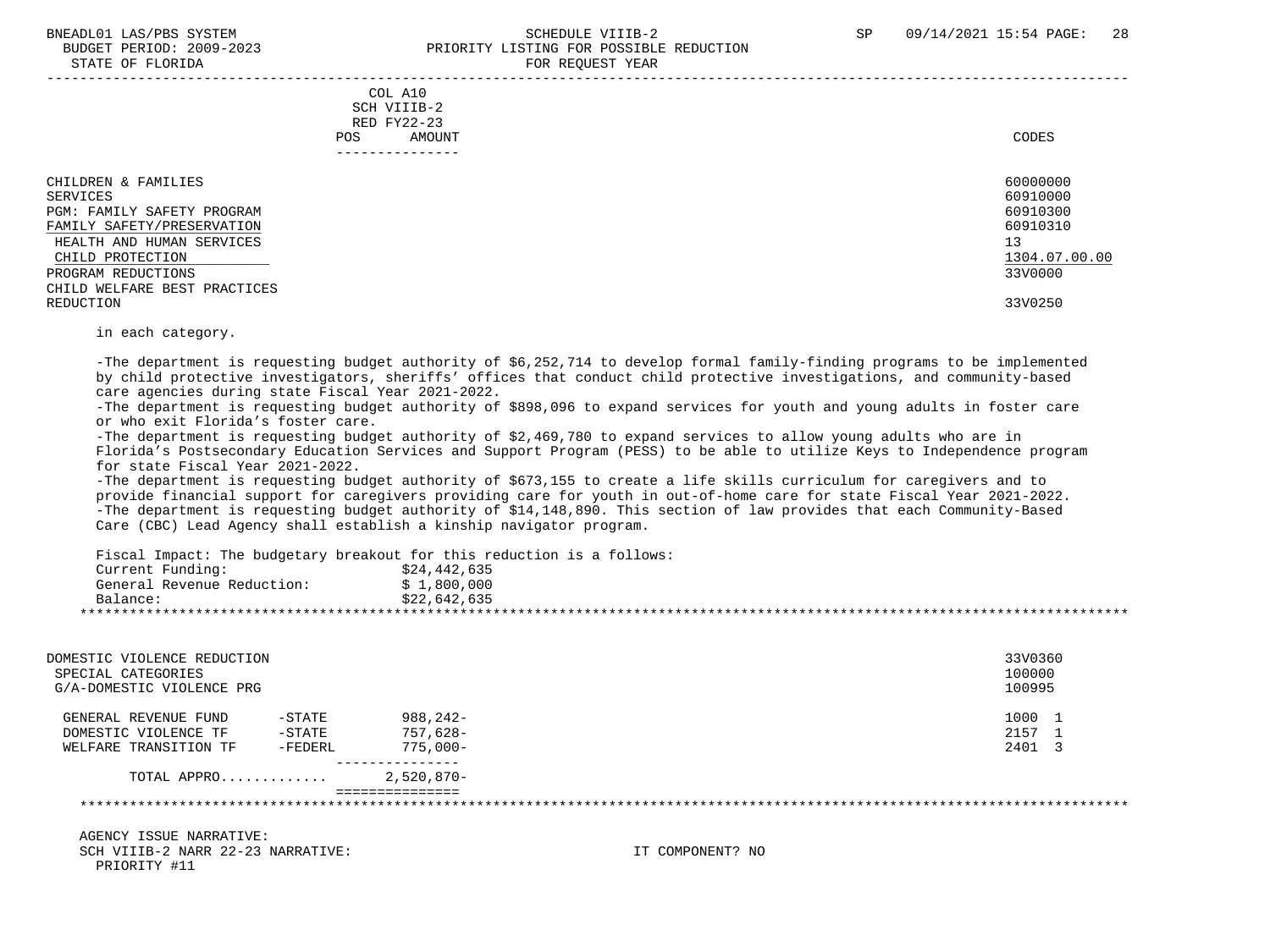| | COL A10 SCH VIIIB-2 RED FY22-23 POS AMOUNT | CODES |
|---|---|---|
| CHILDREN & FAMILIES | | 60000000 |
| SERVICES | | 60910000 |
| PGM: FAMILY SAFETY PROGRAM | | 60910300 |
| FAMILY SAFETY/PRESERVATION | | 60910310 |
| HEALTH AND HUMAN SERVICES | | 13 |
| CHILD PROTECTION | | 1304.07.00.00 |
| PROGRAM REDUCTIONS | | 33V0000 |
| CHILD WELFARE BEST PRACTICES REDUCTION | | 33V0250 |

in each category.

-The department is requesting budget authority of $6,252,714 to develop formal family-finding programs to be implemented by child protective investigators, sheriffs' offices that conduct child protective investigations, and community-based care agencies during state Fiscal Year 2021-2022.
-The department is requesting budget authority of $898,096 to expand services for youth and young adults in foster care or who exit Florida's foster care.
-The department is requesting budget authority of $2,469,780 to expand services to allow young adults who are in Florida's Postsecondary Education Services and Support Program (PESS) to be able to utilize Keys to Independence program for state Fiscal Year 2021-2022.
-The department is requesting budget authority of $673,155 to create a life skills curriculum for caregivers and to provide financial support for caregivers providing care for youth in out-of-home care for state Fiscal Year 2021-2022.
-The department is requesting budget authority of $14,148,890. This section of law provides that each Community-Based Care (CBC) Lead Agency shall establish a kinship navigator program.

Fiscal Impact: The budgetary breakout for this reduction is a follows:

| | |
|---|---|
| Current Funding: | $24,442,635 |
| General Revenue Reduction: | $ 1,800,000 |
| Balance: | $22,642,635 |

*****************************************************************************************************************************

| | | | CODES |
|---|---|---|---|
| DOMESTIC VIOLENCE REDUCTION | | | 33V0360 |
| SPECIAL CATEGORIES | | | 100000 |
| G/A-DOMESTIC VIOLENCE PRG | | | 100995 |
| GENERAL REVENUE FUND | -STATE | 988,242- | 1000 1 |
| DOMESTIC VIOLENCE TF | -STATE | 757,628- | 2157 1 |
| WELFARE TRANSITION TF | -FEDERL | 775,000- | 2401 3 |
| TOTAL APPRO............ | | 2,520,870- | |

*****************************************************************************************************************************

AGENCY ISSUE NARRATIVE:
SCH VIIIB-2 NARR 22-23 NARRATIVE: IT COMPONENT? NO
PRIORITY #11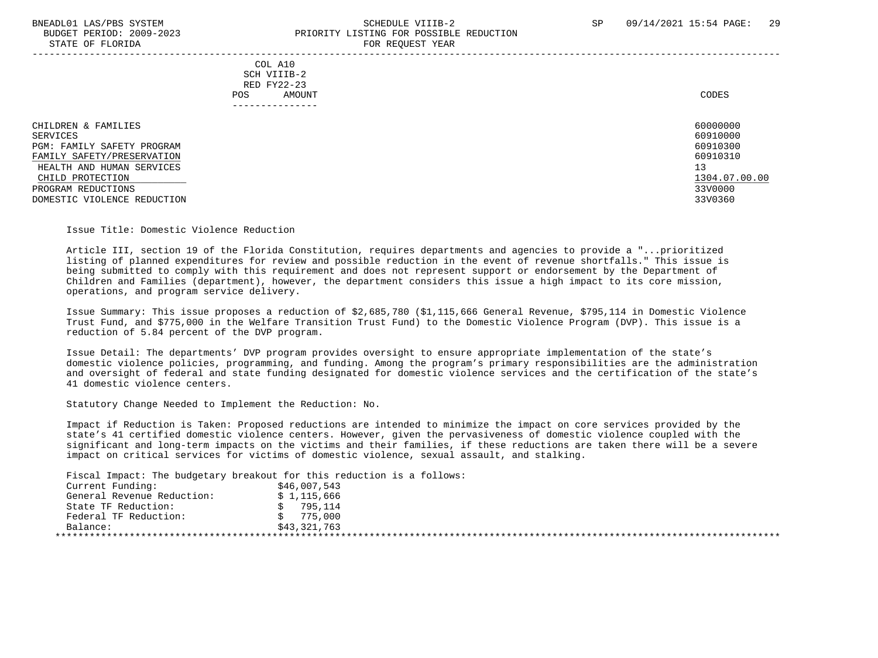COL A10
SCH VIIIB-2
RED FY22-23
POS AMOUNT

| | CODES |
|---|---|
| CHILDREN & FAMILIES | 60000000 |
| SERVICES | 60910000 |
| PGM: FAMILY SAFETY PROGRAM | 60910300 |
| FAMILY SAFETY/PRESERVATION | 60910310 |
| HEALTH AND HUMAN SERVICES | 13 |
| CHILD PROTECTION | 1304.07.00.00 |
| PROGRAM REDUCTIONS | 33V0000 |
| DOMESTIC VIOLENCE REDUCTION | 33V0360 |

Issue Title: Domestic Violence Reduction

Article III, section 19 of the Florida Constitution, requires departments and agencies to provide a "...prioritized listing of planned expenditures for review and possible reduction in the event of revenue shortfalls." This issue is being submitted to comply with this requirement and does not represent support or endorsement by the Department of Children and Families (department), however, the department considers this issue a high impact to its core mission, operations, and program service delivery.

Issue Summary: This issue proposes a reduction of $2,685,780 ($1,115,666 General Revenue, $795,114 in Domestic Violence Trust Fund, and $775,000 in the Welfare Transition Trust Fund) to the Domestic Violence Program (DVP). This issue is a reduction of 5.84 percent of the DVP program.

Issue Detail: The departments' DVP program provides oversight to ensure appropriate implementation of the state's domestic violence policies, programming, and funding. Among the program's primary responsibilities are the administration and oversight of federal and state funding designated for domestic violence services and the certification of the state's 41 domestic violence centers.

Statutory Change Needed to Implement the Reduction: No.

Impact if Reduction is Taken: Proposed reductions are intended to minimize the impact on core services provided by the state's 41 certified domestic violence centers. However, given the pervasiveness of domestic violence coupled with the significant and long-term impacts on the victims and their families, if these reductions are taken there will be a severe impact on critical services for victims of domestic violence, sexual assault, and stalking.

Fiscal Impact: The budgetary breakout for this reduction is a follows:

| | |
|---|---|
| Current Funding: | $46,007,543 |
| General Revenue Reduction: | $ 1,115,666 |
| State TF Reduction: | $ 795,114 |
| Federal TF Reduction: | $ 775,000 |
| Balance: | $43,321,763 |

*******************************************************************************************************************************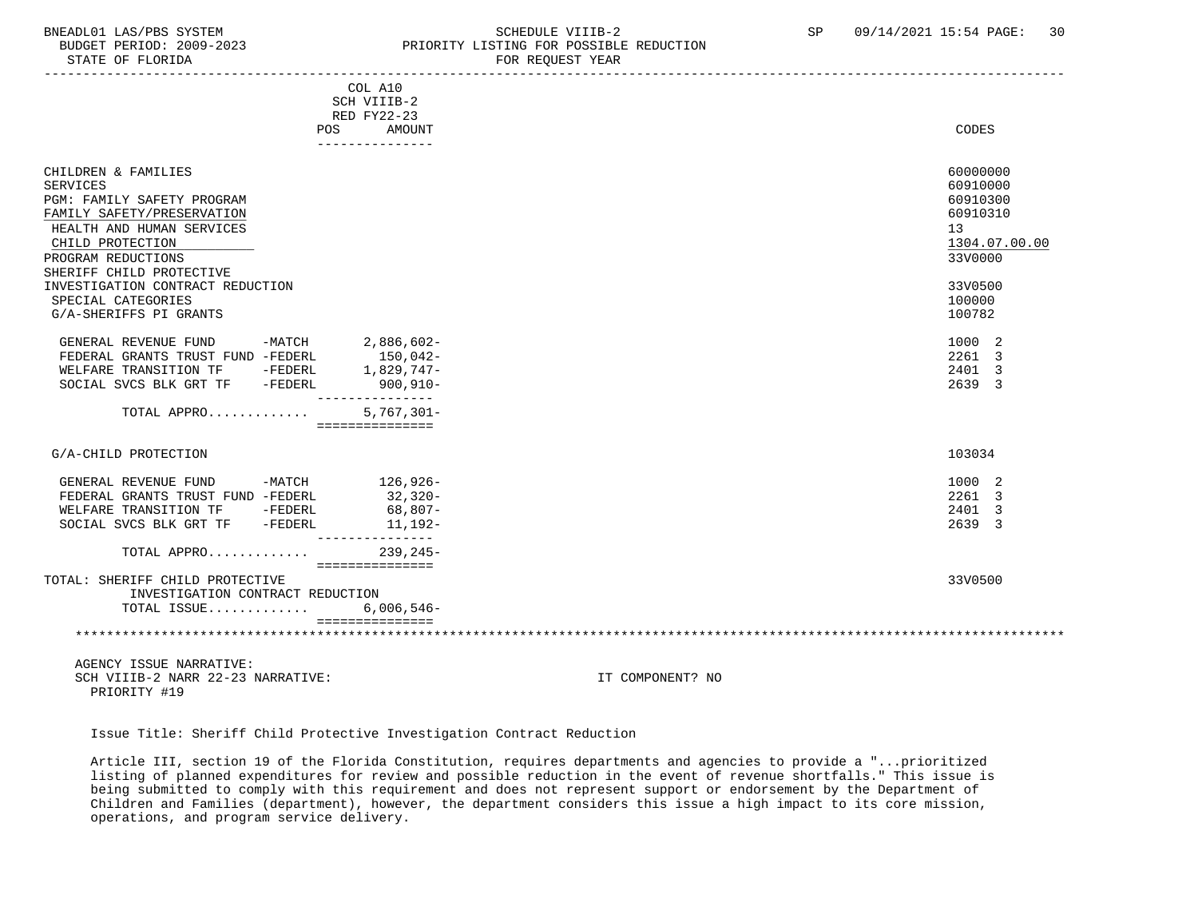BNEADL01 LAS/PBS SYSTEM — SCHEDULE VIIIB-2 — SP 09/14/2021 15:54

BUDGET PERIOD: 2009-2023 — PRIORITY LISTING FOR POSSIBLE REDUCTION

STATE OF FLORIDA — FOR REQUEST YEAR

| | COL A10 SCH VIIIB-2 RED FY22-23 POS AMOUNT | CODES |
|---|---|---|
| CHILDREN & FAMILIES | | 60000000 |
| SERVICES | | 60910000 |
| PGM: FAMILY SAFETY PROGRAM | | 60910300 |
| FAMILY SAFETY/PRESERVATION | | 60910310 |
| HEALTH AND HUMAN SERVICES | | 13 |
| CHILD PROTECTION | | 1304.07.00.00 |
| PROGRAM REDUCTIONS | | 33V0000 |
| SHERIFF CHILD PROTECTIVE INVESTIGATION CONTRACT REDUCTION | | 33V0500 |
| SPECIAL CATEGORIES | | 100000 |
| G/A-SHERIFFS PI GRANTS | | 100782 |
| GENERAL REVENUE FUND -MATCH | 2,886,602- | 1000 2 |
| FEDERAL GRANTS TRUST FUND -FEDERL | 150,042- | 2261 3 |
| WELFARE TRANSITION TF -FEDERL | 1,829,747- | 2401 3 |
| SOCIAL SVCS BLK GRT TF -FEDERL | 900,910- | 2639 3 |
| TOTAL APPRO............ | 5,767,301- | |
| G/A-CHILD PROTECTION | | 103034 |
| GENERAL REVENUE FUND -MATCH | 126,926- | 1000 2 |
| FEDERAL GRANTS TRUST FUND -FEDERL | 32,320- | 2261 3 |
| WELFARE TRANSITION TF -FEDERL | 68,807- | 2401 3 |
| SOCIAL SVCS BLK GRT TF -FEDERL | 11,192- | 2639 3 |
| TOTAL APPRO............ | 239,245- | |
| TOTAL: SHERIFF CHILD PROTECTIVE INVESTIGATION CONTRACT REDUCTION | | 33V0500 |
| TOTAL ISSUE............ | 6,006,546- | |

AGENCY ISSUE NARRATIVE:

SCH VIIIB-2 NARR 22-23 NARRATIVE: IT COMPONENT? NO

PRIORITY #19

Issue Title: Sheriff Child Protective Investigation Contract Reduction

Article III, section 19 of the Florida Constitution, requires departments and agencies to provide a "...prioritized listing of planned expenditures for review and possible reduction in the event of revenue shortfalls." This issue is being submitted to comply with this requirement and does not represent support or endorsement by the Department of Children and Families (department), however, the department considers this issue a high impact to its core mission, operations, and program service delivery.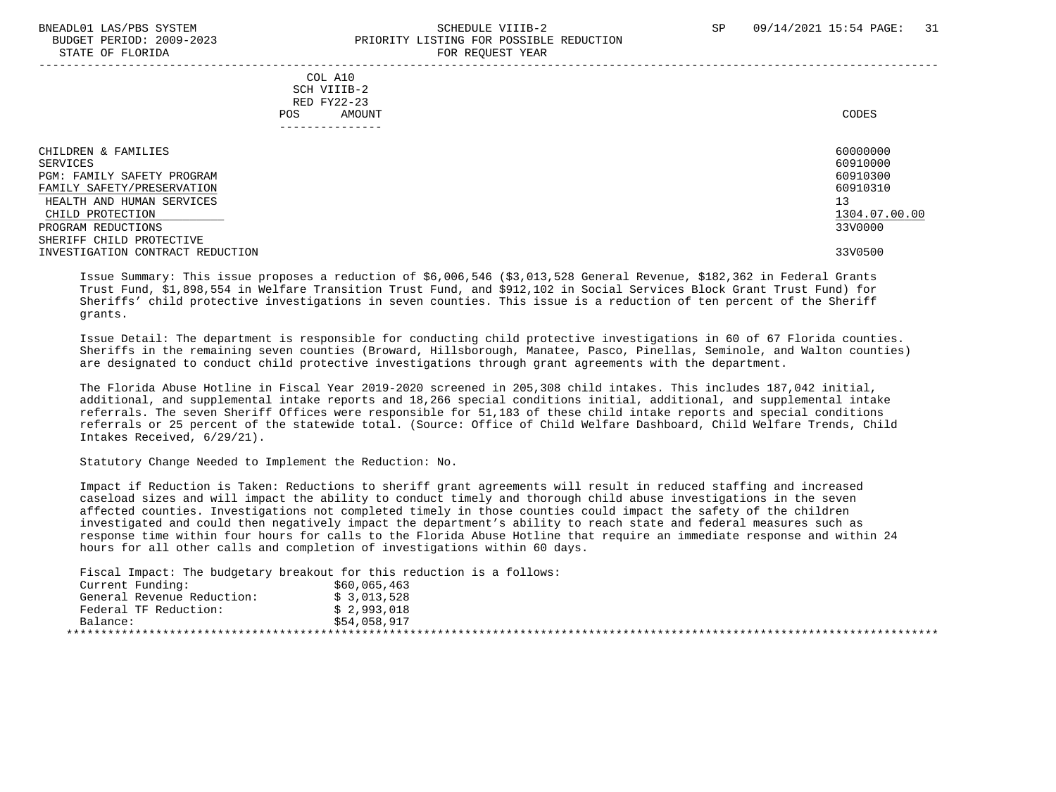| | COL A10 SCH VIIIB-2 RED FY22-23 POS AMOUNT | CODES |
|---|---|---|
| CHILDREN & FAMILIES | | 60000000 |
| SERVICES | | 60910000 |
| PGM: FAMILY SAFETY PROGRAM | | 60910300 |
| FAMILY SAFETY/PRESERVATION | | 60910310 |
| HEALTH AND HUMAN SERVICES | | 13 |
| CHILD PROTECTION | | 1304.07.00.00 |
| PROGRAM REDUCTIONS | | 33V0000 |
| SHERIFF CHILD PROTECTIVE INVESTIGATION CONTRACT REDUCTION | | 33V0500 |

Issue Summary: This issue proposes a reduction of $6,006,546 ($3,013,528 General Revenue, $182,362 in Federal Grants Trust Fund, $1,898,554 in Welfare Transition Trust Fund, and $912,102 in Social Services Block Grant Trust Fund) for Sheriffs' child protective investigations in seven counties. This issue is a reduction of ten percent of the Sheriff grants.

Issue Detail: The department is responsible for conducting child protective investigations in 60 of 67 Florida counties. Sheriffs in the remaining seven counties (Broward, Hillsborough, Manatee, Pasco, Pinellas, Seminole, and Walton counties) are designated to conduct child protective investigations through grant agreements with the department.

The Florida Abuse Hotline in Fiscal Year 2019-2020 screened in 205,308 child intakes. This includes 187,042 initial, additional, and supplemental intake reports and 18,266 special conditions initial, additional, and supplemental intake referrals. The seven Sheriff Offices were responsible for 51,183 of these child intake reports and special conditions referrals or 25 percent of the statewide total. (Source: Office of Child Welfare Dashboard, Child Welfare Trends, Child Intakes Received, 6/29/21).

Statutory Change Needed to Implement the Reduction: No.

Impact if Reduction is Taken: Reductions to sheriff grant agreements will result in reduced staffing and increased caseload sizes and will impact the ability to conduct timely and thorough child abuse investigations in the seven affected counties. Investigations not completed timely in those counties could impact the safety of the children investigated and could then negatively impact the department's ability to reach state and federal measures such as response time within four hours for calls to the Florida Abuse Hotline that require an immediate response and within 24 hours for all other calls and completion of investigations within 60 days.

Fiscal Impact: The budgetary breakout for this reduction is a follows:

| | |
|---|---|
| Current Funding: | $60,065,463 |
| General Revenue Reduction: | $ 3,013,528 |
| Federal TF Reduction: | $ 2,993,018 |
| Balance: | $54,058,917 |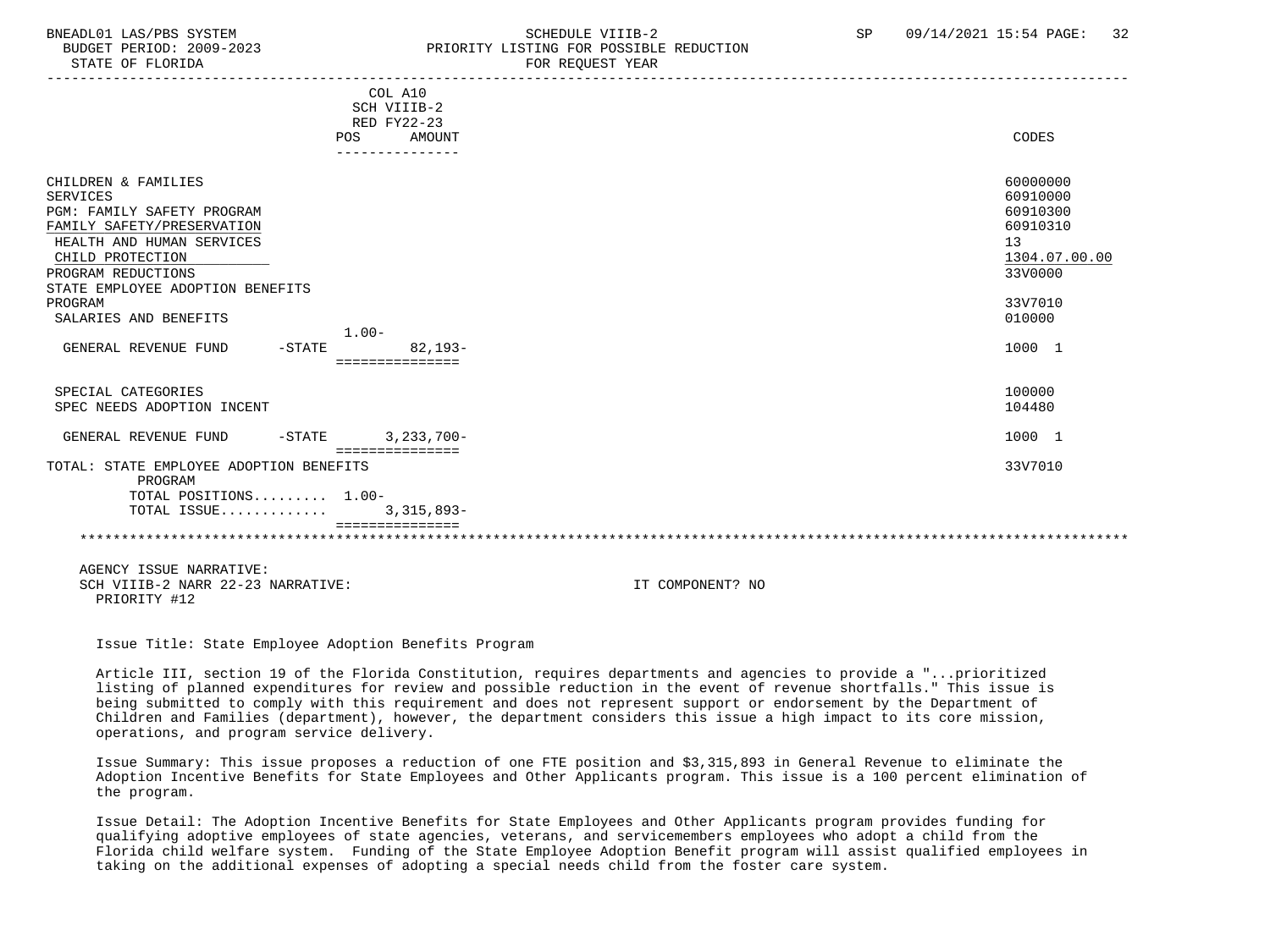| | COL A10 SCH VIIIB-2 RED FY22-23 POS | AMOUNT | CODES |
|---|---|---|---|
| CHILDREN & FAMILIES | | | 60000000 |
| SERVICES | | | 60910000 |
| PGM: FAMILY SAFETY PROGRAM | | | 60910300 |
| FAMILY SAFETY/PRESERVATION | | | 60910310 |
| HEALTH AND HUMAN SERVICES | | | 13 |
| CHILD PROTECTION | | | 1304.07.00.00 |
| PROGRAM REDUCTIONS | | | 33V0000 |
| STATE EMPLOYEE ADOPTION BENEFITS PROGRAM | | | 33V7010 |
| SALARIES AND BENEFITS | | | 010000 |
| GENERAL REVENUE FUND -STATE | 1.00- | 82,193- | 1000 1 |
| SPECIAL CATEGORIES | | | 100000 |
| SPEC NEEDS ADOPTION INCENT | | | 104480 |
| GENERAL REVENUE FUND -STATE | | 3,233,700- | 1000 1 |
| TOTAL: STATE EMPLOYEE ADOPTION BENEFITS PROGRAM | | | 33V7010 |
| TOTAL POSITIONS | 1.00- | | |
| TOTAL ISSUE | | 3,315,893- | |

AGENCY ISSUE NARRATIVE:
SCH VIIIB-2 NARR 22-23 NARRATIVE: IT COMPONENT? NO
PRIORITY #12

Issue Title: State Employee Adoption Benefits Program

Article III, section 19 of the Florida Constitution, requires departments and agencies to provide a "...prioritized listing of planned expenditures for review and possible reduction in the event of revenue shortfalls." This issue is being submitted to comply with this requirement and does not represent support or endorsement by the Department of Children and Families (department), however, the department considers this issue a high impact to its core mission, operations, and program service delivery.

Issue Summary: This issue proposes a reduction of one FTE position and $3,315,893 in General Revenue to eliminate the Adoption Incentive Benefits for State Employees and Other Applicants program. This issue is a 100 percent elimination of the program.

Issue Detail: The Adoption Incentive Benefits for State Employees and Other Applicants program provides funding for qualifying adoptive employees of state agencies, veterans, and servicemembers employees who adopt a child from the Florida child welfare system. Funding of the State Employee Adoption Benefit program will assist qualified employees in taking on the additional expenses of adopting a special needs child from the foster care system.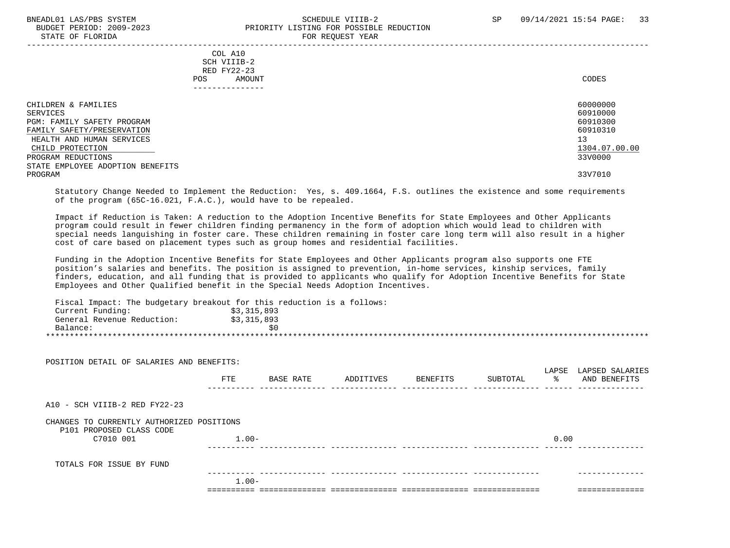| | COL A10 SCH VIIIB-2 RED FY22-23 POS | AMOUNT | CODES |
|---|---|---|---|
| CHILDREN & FAMILIES | | | 60000000 |
| SERVICES | | | 60910000 |
| PGM: FAMILY SAFETY PROGRAM | | | 60910300 |
| FAMILY SAFETY/PRESERVATION | | | 60910310 |
| HEALTH AND HUMAN SERVICES | | | 13 |
| CHILD PROTECTION | | | 1304.07.00.00 |
| PROGRAM REDUCTIONS | | | 33V0000 |
| STATE EMPLOYEE ADOPTION BENEFITS PROGRAM | | | 33V7010 |

Statutory Change Needed to Implement the Reduction: Yes, s. 409.1664, F.S. outlines the existence and some requirements of the program (65C-16.021, F.A.C.), would have to be repealed.

Impact if Reduction is Taken: A reduction to the Adoption Incentive Benefits for State Employees and Other Applicants program could result in fewer children finding permanency in the form of adoption which would lead to children with special needs languishing in foster care. These children remaining in foster care long term will also result in a higher cost of care based on placement types such as group homes and residential facilities.

Funding in the Adoption Incentive Benefits for State Employees and Other Applicants program also supports one FTE position's salaries and benefits. The position is assigned to prevention, in-home services, kinship services, family finders, education, and all funding that is provided to applicants who qualify for Adoption Incentive Benefits for State Employees and Other Qualified benefit in the Special Needs Adoption Incentives.

Fiscal Impact: The budgetary breakout for this reduction is a follows:

| | |
|---|---|
| Current Funding: | $3,315,893 |
| General Revenue Reduction: | $3,315,893 |
| Balance: | $0 |

POSITION DETAIL OF SALARIES AND BENEFITS:

| | FTE | BASE RATE | ADDITIVES | BENEFITS | SUBTOTAL | LAPSE % | LAPSED SALARIES AND BENEFITS |
|---|---|---|---|---|---|---|---|
| A10 - SCH VIIIB-2 RED FY22-23 | | | | | | | |
| CHANGES TO CURRENTLY AUTHORIZED POSITIONS | | | | | | | |
| P101 PROPOSED CLASS CODE | | | | | | | |
| C7010 001 | 1.00- | | | | | 0.00 | |
| TOTALS FOR ISSUE BY FUND | | | | | | | |
| | 1.00- | | | | | | |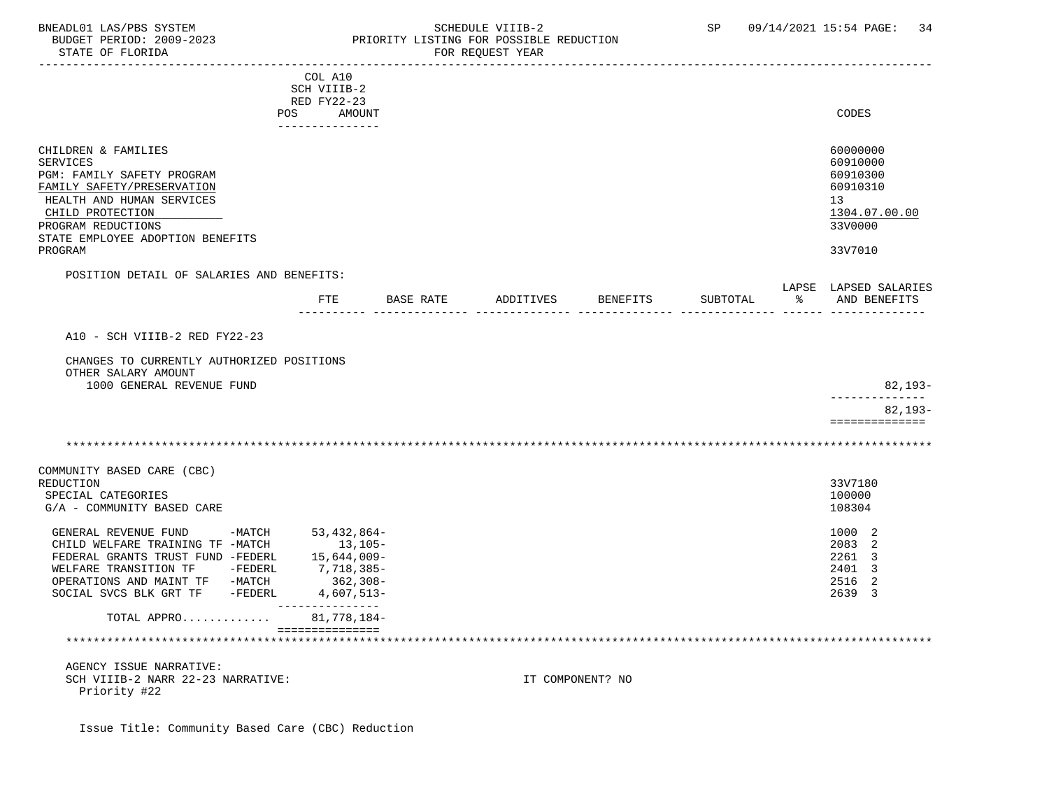COL A10
SCH VIIIB-2
RED FY22-23
POS AMOUNT

| | CODES |
|---|---|
| CHILDREN & FAMILIES | 60000000 |
| SERVICES | 60910000 |
| PGM: FAMILY SAFETY PROGRAM | 60910300 |
| FAMILY SAFETY/PRESERVATION | 60910310 |
| HEALTH AND HUMAN SERVICES | 13 |
| CHILD PROTECTION | 1304.07.00.00 |
| PROGRAM REDUCTIONS | 33V0000 |
| STATE EMPLOYEE ADOPTION BENEFITS PROGRAM | 33V7010 |

POSITION DETAIL OF SALARIES AND BENEFITS:

| | FTE | BASE RATE | ADDITIVES | BENEFITS | SUBTOTAL | LAPSE % | LAPSED SALARIES AND BENEFITS |
|---|---|---|---|---|---|---|---|
| A10 - SCH VIIIB-2 RED FY22-23 | | | | | | | |
| CHANGES TO CURRENTLY AUTHORIZED POSITIONS | | | | | | | |
| OTHER SALARY AMOUNT | | | | | | | |
| 1000 GENERAL REVENUE FUND | | | | | | | 82,193- |
| | | | | | | | 82,193- |

******************************************************************************

| COMMUNITY BASED CARE (CBC) REDUCTION | | 33V7180 |
|---|---|---|
| SPECIAL CATEGORIES | | 100000 |
| G/A - COMMUNITY BASED CARE | | 108304 |
| GENERAL REVENUE FUND -MATCH | 53,432,864- | 1000 2 |
| CHILD WELFARE TRAINING TF -MATCH | 13,105- | 2083 2 |
| FEDERAL GRANTS TRUST FUND -FEDERL | 15,644,009- | 2261 3 |
| WELFARE TRANSITION TF -FEDERL | 7,718,385- | 2401 3 |
| OPERATIONS AND MAINT TF -MATCH | 362,308- | 2516 2 |
| SOCIAL SVCS BLK GRT TF -FEDERL | 4,607,513- | 2639 3 |
| TOTAL APPRO............ | 81,778,184- | |

******************************************************************************

AGENCY ISSUE NARRATIVE:
SCH VIIIB-2 NARR 22-23 NARRATIVE: IT COMPONENT? NO
Priority #22

Issue Title: Community Based Care (CBC) Reduction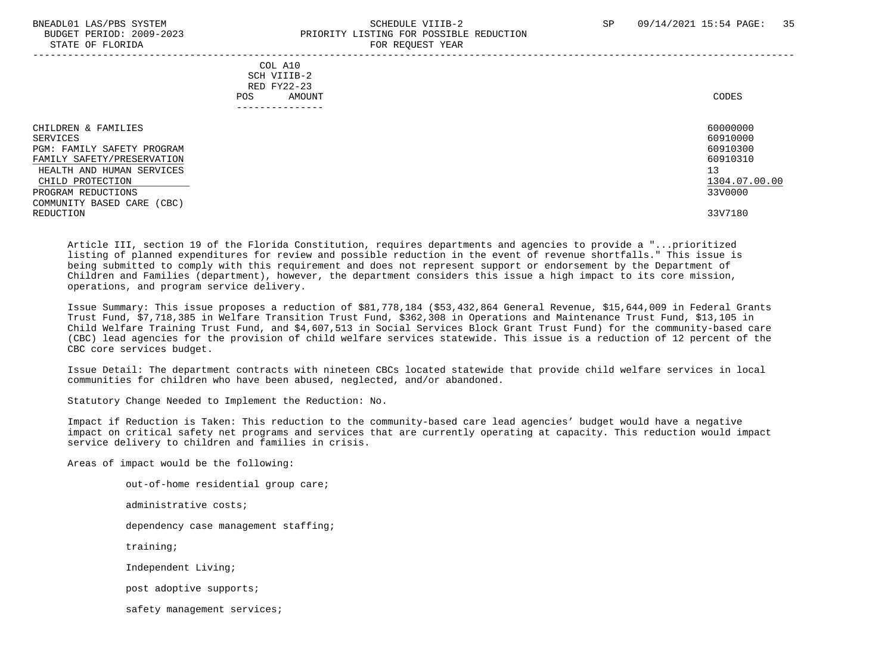| | COL A10 SCH VIIIB-2 RED FY22-23 POS AMOUNT | CODES |
|---|---|---|
| CHILDREN & FAMILIES | | 60000000 |
| SERVICES | | 60910000 |
| PGM: FAMILY SAFETY PROGRAM | | 60910300 |
| FAMILY SAFETY/PRESERVATION | | 60910310 |
| HEALTH AND HUMAN SERVICES | | 13 |
| CHILD PROTECTION | | 1304.07.00.00 |
| PROGRAM REDUCTIONS | | 33V0000 |
| COMMUNITY BASED CARE (CBC) REDUCTION | | 33V7180 |

Article III, section 19 of the Florida Constitution, requires departments and agencies to provide a "...prioritized listing of planned expenditures for review and possible reduction in the event of revenue shortfalls." This issue is being submitted to comply with this requirement and does not represent support or endorsement by the Department of Children and Families (department), however, the department considers this issue a high impact to its core mission, operations, and program service delivery.

Issue Summary: This issue proposes a reduction of $81,778,184 ($53,432,864 General Revenue, $15,644,009 in Federal Grants Trust Fund, $7,718,385 in Welfare Transition Trust Fund, $362,308 in Operations and Maintenance Trust Fund, $13,105 in Child Welfare Training Trust Fund, and $4,607,513 in Social Services Block Grant Trust Fund) for the community-based care (CBC) lead agencies for the provision of child welfare services statewide. This issue is a reduction of 12 percent of the CBC core services budget.

Issue Detail: The department contracts with nineteen CBCs located statewide that provide child welfare services in local communities for children who have been abused, neglected, and/or abandoned.

Statutory Change Needed to Implement the Reduction: No.

Impact if Reduction is Taken: This reduction to the community-based care lead agencies' budget would have a negative impact on critical safety net programs and services that are currently operating at capacity. This reduction would impact service delivery to children and families in crisis.

Areas of impact would be the following:

- out-of-home residential group care;
- administrative costs;
- dependency case management staffing;
- training;
- Independent Living;
- post adoptive supports;
- safety management services;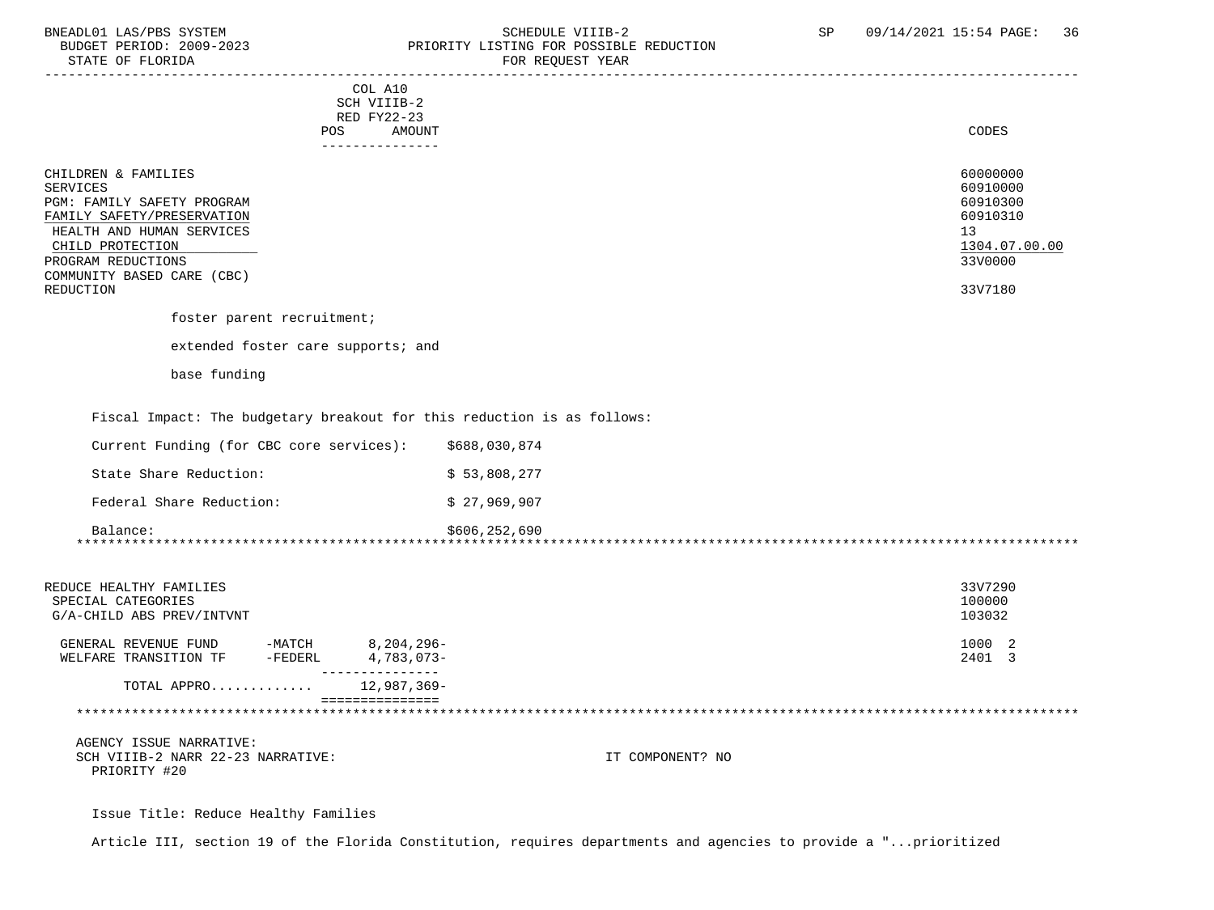COL A10
SCH VIIIB-2
RED FY22-23
POS AMOUNT

| | CODES |
|---|---|
| CHILDREN & FAMILIES | 60000000 |
| SERVICES | 60910000 |
| PGM: FAMILY SAFETY PROGRAM | 60910300 |
| FAMILY SAFETY/PRESERVATION | 60910310 |
| HEALTH AND HUMAN SERVICES | 13 |
| CHILD PROTECTION | 1304.07.00.00 |
| PROGRAM REDUCTIONS | 33V0000 |
| COMMUNITY BASED CARE (CBC) REDUCTION | 33V7180 |

foster parent recruitment;

extended foster care supports; and

base funding

Fiscal Impact: The budgetary breakout for this reduction is as follows:

| | |
|---|---|
| Current Funding (for CBC core services): | $688,030,874 |
| State Share Reduction: | $ 53,808,277 |
| Federal Share Reduction: | $ 27,969,907 |
| Balance: | $606,252,690 |

******************************************************************************************************

| | | POS AMOUNT | CODES |
|---|---|---|---|
| REDUCE HEALTHY FAMILIES | | | 33V7290 |
| SPECIAL CATEGORIES | | | 100000 |
| G/A-CHILD ABS PREV/INTVNT | | | 103032 |
| GENERAL REVENUE FUND | -MATCH | 8,204,296- | 1000 2 |
| WELFARE TRANSITION TF | -FEDERL | 4,783,073- | 2401 3 |
| TOTAL APPRO............ | | 12,987,369- | |

******************************************************************************************************

AGENCY ISSUE NARRATIVE:
SCH VIIIB-2 NARR 22-23 NARRATIVE: IT COMPONENT? NO
PRIORITY #20

Issue Title: Reduce Healthy Families

Article III, section 19 of the Florida Constitution, requires departments and agencies to provide a "...prioritized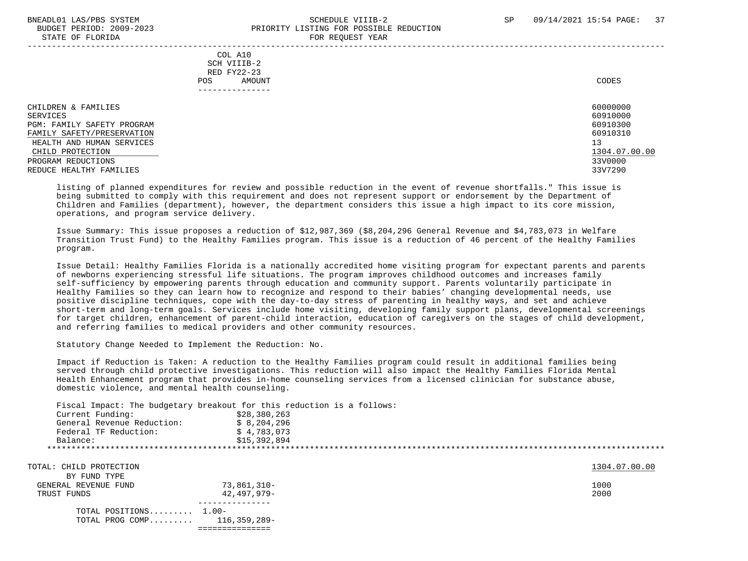COL A10
SCH VIIIB-2
RED FY22-23
POS AMOUNT

| | CODES |
|---|---|
| CHILDREN & FAMILIES | 60000000 |
| SERVICES | 60910000 |
| PGM: FAMILY SAFETY PROGRAM | 60910300 |
| FAMILY SAFETY/PRESERVATION | 60910310 |
| HEALTH AND HUMAN SERVICES | 13 |
| CHILD PROTECTION | 1304.07.00.00 |
| PROGRAM REDUCTIONS | 33V0000 |
| REDUCE HEALTHY FAMILIES | 33V7290 |

listing of planned expenditures for review and possible reduction in the event of revenue shortfalls." This issue is being submitted to comply with this requirement and does not represent support or endorsement by the Department of Children and Families (department), however, the department considers this issue a high impact to its core mission, operations, and program service delivery.

Issue Summary: This issue proposes a reduction of $12,987,369 ($8,204,296 General Revenue and $4,783,073 in Welfare Transition Trust Fund) to the Healthy Families program. This issue is a reduction of 46 percent of the Healthy Families program.

Issue Detail: Healthy Families Florida is a nationally accredited home visiting program for expectant parents and parents of newborns experiencing stressful life situations. The program improves childhood outcomes and increases family self-sufficiency by empowering parents through education and community support. Parents voluntarily participate in Healthy Families so they can learn how to recognize and respond to their babies' changing developmental needs, use positive discipline techniques, cope with the day-to-day stress of parenting in healthy ways, and set and achieve short-term and long-term goals. Services include home visiting, developing family support plans, developmental screenings for target children, enhancement of parent-child interaction, education of caregivers on the stages of child development, and referring families to medical providers and other community resources.

Statutory Change Needed to Implement the Reduction: No.

Impact if Reduction is Taken: A reduction to the Healthy Families program could result in additional families being served through child protective investigations. This reduction will also impact the Healthy Families Florida Mental Health Enhancement program that provides in-home counseling services from a licensed clinician for substance abuse, domestic violence, and mental health counseling.

Fiscal Impact: The budgetary breakout for this reduction is a follows:

| | |
|---|---|
| Current Funding: | $28,380,263 |
| General Revenue Reduction: | $ 8,204,296 |
| Federal TF Reduction: | $ 4,783,073 |
| Balance: | $15,392,894 |

TOTAL: CHILD PROTECTION — 1304.07.00.00

| BY FUND TYPE | AMOUNT | CODES |
|---|---|---|
| GENERAL REVENUE FUND | 73,861,310- | 1000 |
| TRUST FUNDS | 42,497,979- | 2000 |
| TOTAL POSITIONS......... | 1.00- | |
| TOTAL PROG COMP......... | 116,359,289- | |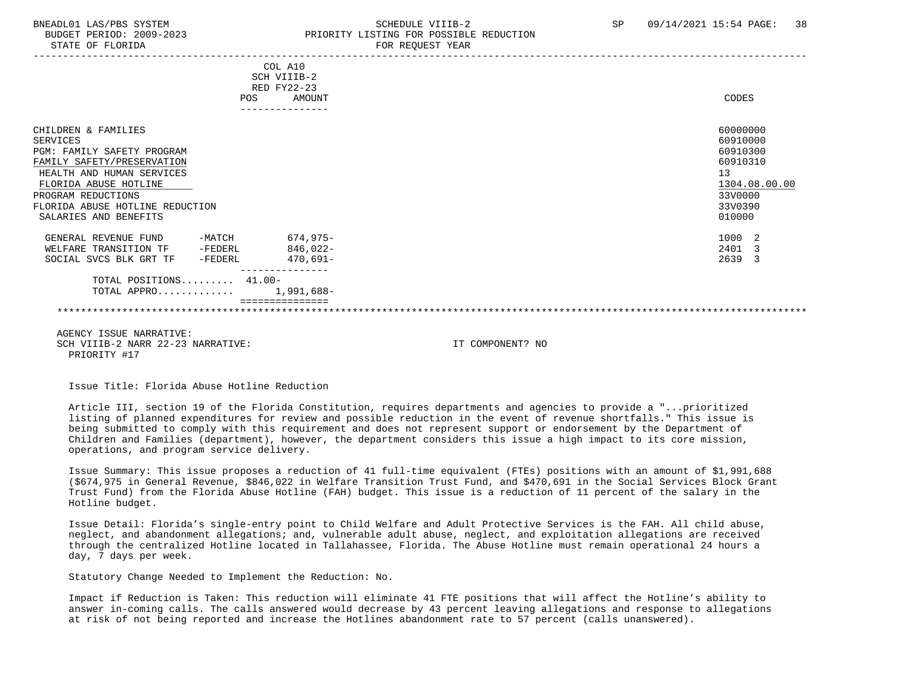BNEADL01 LAS/PBS SYSTEM | SCHEDULE VIIIB-2 | SP 09/14/2021 15:54

BUDGET PERIOD: 2009-2023 | PRIORITY LISTING FOR POSSIBLE REDUCTION

STATE OF FLORIDA | FOR REQUEST YEAR

| | | COL A10 SCH VIIIB-2 RED FY22-23 POS | AMOUNT | CODES |
|---|---|---|---|---|
| CHILDREN & FAMILIES | | | | 60000000 |
| SERVICES | | | | 60910000 |
| PGM: FAMILY SAFETY PROGRAM | | | | 60910300 |
| FAMILY SAFETY/PRESERVATION | | | | 60910310 |
| HEALTH AND HUMAN SERVICES | | | | 13 |
| FLORIDA ABUSE HOTLINE | | | | 1304.08.00.00 |
| PROGRAM REDUCTIONS | | | | 33V0000 |
| FLORIDA ABUSE HOTLINE REDUCTION | | | | 33V0390 |
| SALARIES AND BENEFITS | | | | 010000 |
| GENERAL REVENUE FUND | -MATCH | | 674,975- | 1000 2 |
| WELFARE TRANSITION TF | -FEDERL | | 846,022- | 2401 3 |
| SOCIAL SVCS BLK GRT TF | -FEDERL | | 470,691- | 2639 3 |
| TOTAL POSITIONS......... | | 41.00- | | |
| TOTAL APPRO............. | | | 1,991,688- | |

AGENCY ISSUE NARRATIVE:

SCH VIIIB-2 NARR 22-23 NARRATIVE: IT COMPONENT? NO

PRIORITY #17

Issue Title: Florida Abuse Hotline Reduction

Article III, section 19 of the Florida Constitution, requires departments and agencies to provide a "...prioritized listing of planned expenditures for review and possible reduction in the event of revenue shortfalls." This issue is being submitted to comply with this requirement and does not represent support or endorsement by the Department of Children and Families (department), however, the department considers this issue a high impact to its core mission, operations, and program service delivery.

Issue Summary: This issue proposes a reduction of 41 full-time equivalent (FTEs) positions with an amount of $1,991,688 ($674,975 in General Revenue, $846,022 in Welfare Transition Trust Fund, and $470,691 in the Social Services Block Grant Trust Fund) from the Florida Abuse Hotline (FAH) budget. This issue is a reduction of 11 percent of the salary in the Hotline budget.

Issue Detail: Florida's single-entry point to Child Welfare and Adult Protective Services is the FAH. All child abuse, neglect, and abandonment allegations; and, vulnerable adult abuse, neglect, and exploitation allegations are received through the centralized Hotline located in Tallahassee, Florida. The Abuse Hotline must remain operational 24 hours a day, 7 days per week.

Statutory Change Needed to Implement the Reduction: No.

Impact if Reduction is Taken: This reduction will eliminate 41 FTE positions that will affect the Hotline's ability to answer in-coming calls. The calls answered would decrease by 43 percent leaving allegations and response to allegations at risk of not being reported and increase the Hotlines abandonment rate to 57 percent (calls unanswered).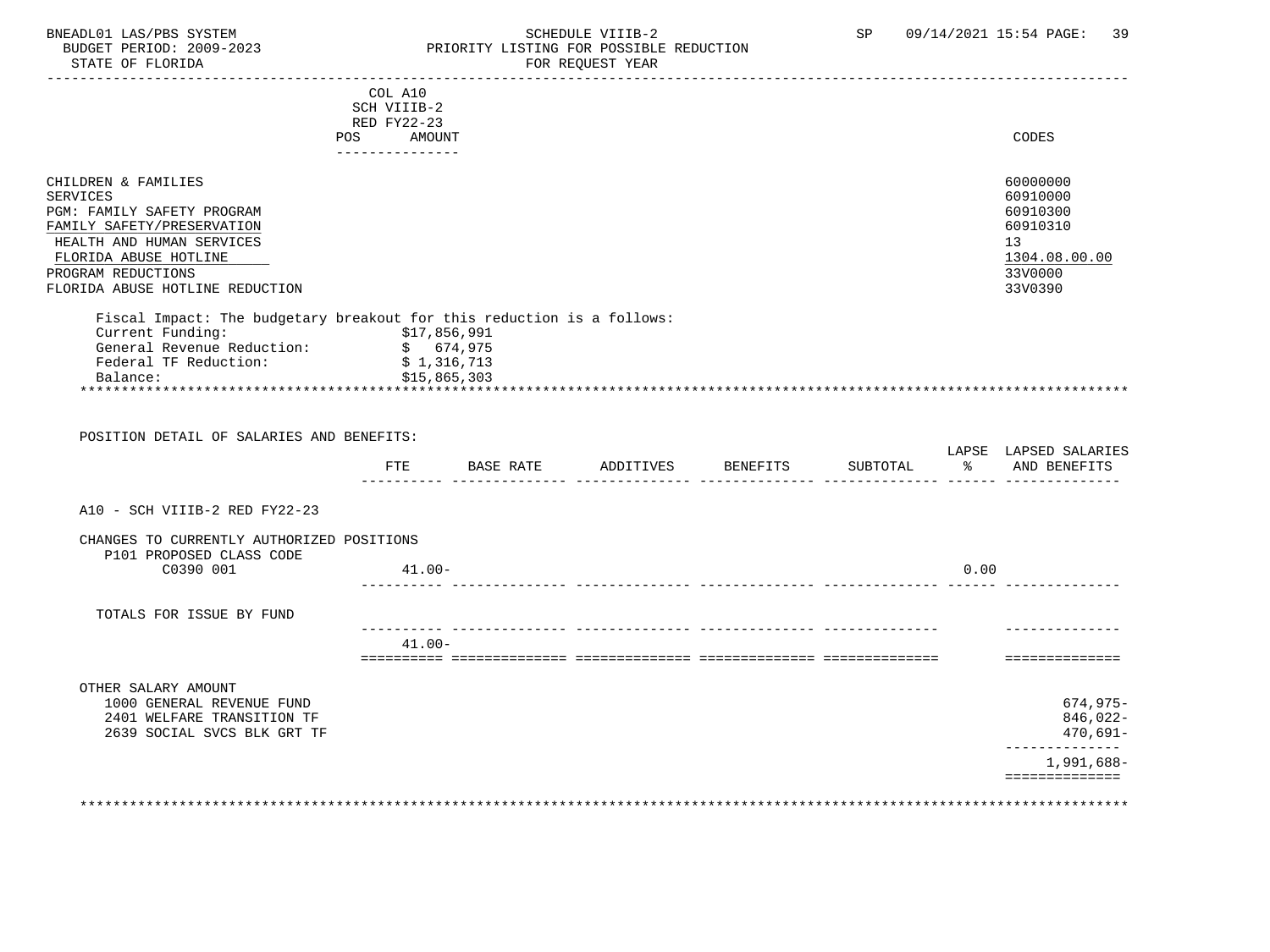BNEADL01 LAS/PBS SYSTEM — SCHEDULE VIIIB-2 — SP 09/14/2021 15:54
BUDGET PERIOD: 2009-2023 — PRIORITY LISTING FOR POSSIBLE REDUCTION
STATE OF FLORIDA — FOR REQUEST YEAR

| | COL A10 SCH VIIIB-2 RED FY22-23 POS AMOUNT | CODES |
|---|---|---|
| CHILDREN & FAMILIES | | 60000000 |
| SERVICES | | 60910000 |
| PGM: FAMILY SAFETY PROGRAM | | 60910300 |
| FAMILY SAFETY/PRESERVATION | | 60910310 |
| HEALTH AND HUMAN SERVICES | | 13 |
| FLORIDA ABUSE HOTLINE | | 1304.08.00.00 |
| PROGRAM REDUCTIONS | | 33V0000 |
| FLORIDA ABUSE HOTLINE REDUCTION | | 33V0390 |

Fiscal Impact: The budgetary breakout for this reduction is a follows:

| | |
|---|---|
| Current Funding: | $17,856,991 |
| General Revenue Reduction: | $ 674,975 |
| Federal TF Reduction: | $ 1,316,713 |
| Balance: | $15,865,303 |

POSITION DETAIL OF SALARIES AND BENEFITS:

| | FTE | BASE RATE | ADDITIVES | BENEFITS | SUBTOTAL | LAPSE % | LAPSED SALARIES AND BENEFITS |
|---|---|---|---|---|---|---|---|
| A10 - SCH VIIIB-2 RED FY22-23 | | | | | | | |
| CHANGES TO CURRENTLY AUTHORIZED POSITIONS | | | | | | | |
| P101 PROPOSED CLASS CODE | | | | | | | |
| C0390 001 | 41.00- | | | | | 0.00 | |
| TOTALS FOR ISSUE BY FUND | | | | | | | |
| | 41.00- | | | | | | |
| OTHER SALARY AMOUNT | | | | | | | |
| 1000 GENERAL REVENUE FUND | | | | | | | 674,975- |
| 2401 WELFARE TRANSITION TF | | | | | | | 846,022- |
| 2639 SOCIAL SVCS BLK GRT TF | | | | | | | 470,691- |
| | | | | | | | 1,991,688- |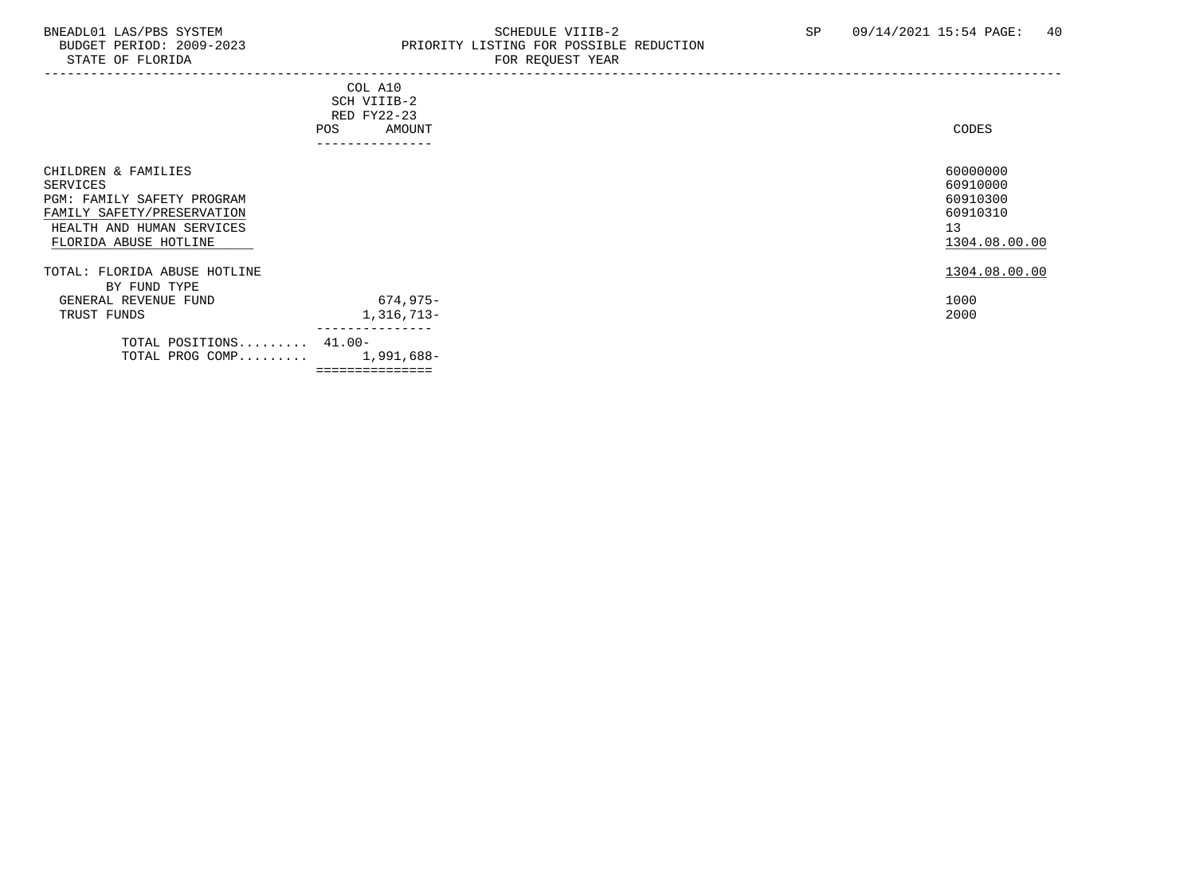BNEADL01 LAS/PBS SYSTEM
BUDGET PERIOD: 2009-2023
STATE OF FLORIDA

SCHEDULE VIIIB-2
PRIORITY LISTING FOR POSSIBLE REDUCTION
FOR REQUEST YEAR

SP 09/14/2021 15:54

| | COL A10 SCH VIIIB-2 RED FY22-23 POS | AMOUNT | CODES |
|---|---|---|---|
| CHILDREN & FAMILIES | | | 60000000 |
| SERVICES | | | 60910000 |
| PGM: FAMILY SAFETY PROGRAM | | | 60910300 |
| FAMILY SAFETY/PRESERVATION | | | 60910310 |
| HEALTH AND HUMAN SERVICES | | | 13 |
| FLORIDA ABUSE HOTLINE | | | 1304.08.00.00 |
| TOTAL: FLORIDA ABUSE HOTLINE | | | 1304.08.00.00 |
| BY FUND TYPE | | | |
| GENERAL REVENUE FUND | | 674,975- | 1000 |
| TRUST FUNDS | | 1,316,713- | 2000 |
| TOTAL POSITIONS......... | 41.00- | | |
| TOTAL PROG COMP......... | | 1,991,688- | |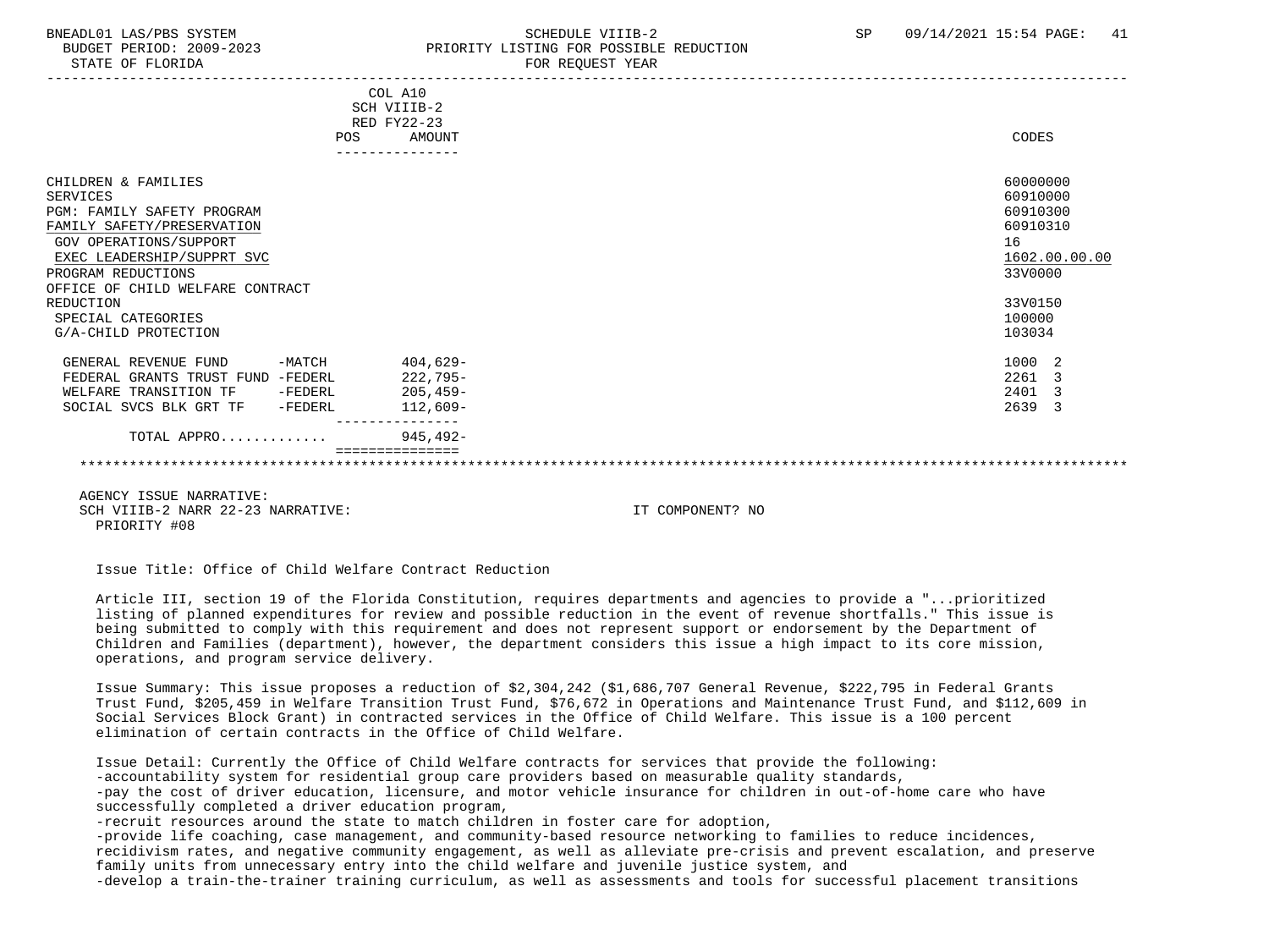BNEADL01 LAS/PBS SYSTEM — SCHEDULE VIIIB-2 — PRIORITY LISTING FOR POSSIBLE REDUCTION — FOR REQUEST YEAR
BUDGET PERIOD: 2009-2023
STATE OF FLORIDA
SP 09/14/2021 15:54

| | COL A10 SCH VIIIB-2 RED FY22-23 POS | AMOUNT | CODES |
|---|---|---|---|
| CHILDREN & FAMILIES | | | 60000000 |
| SERVICES | | | 60910000 |
| PGM: FAMILY SAFETY PROGRAM | | | 60910300 |
| FAMILY SAFETY/PRESERVATION | | | 60910310 |
| GOV OPERATIONS/SUPPORT | | | 16 |
| EXEC LEADERSHIP/SUPPRT SVC | | | 1602.00.00.00 |
| PROGRAM REDUCTIONS | | | 33V0000 |
| OFFICE OF CHILD WELFARE CONTRACT REDUCTION | | | 33V0150 |
| SPECIAL CATEGORIES | | | 100000 |
| G/A-CHILD PROTECTION | | | 103034 |
| GENERAL REVENUE FUND -MATCH | | 404,629- | 1000 2 |
| FEDERAL GRANTS TRUST FUND -FEDERL | | 222,795- | 2261 3 |
| WELFARE TRANSITION TF -FEDERL | | 205,459- | 2401 3 |
| SOCIAL SVCS BLK GRT TF -FEDERL | | 112,609- | 2639 3 |
| TOTAL APPRO............ | | 945,492- | |

AGENCY ISSUE NARRATIVE:
SCH VIIIB-2 NARR 22-23 NARRATIVE: IT COMPONENT? NO
PRIORITY #08

Issue Title: Office of Child Welfare Contract Reduction

Article III, section 19 of the Florida Constitution, requires departments and agencies to provide a "...prioritized listing of planned expenditures for review and possible reduction in the event of revenue shortfalls." This issue is being submitted to comply with this requirement and does not represent support or endorsement by the Department of Children and Families (department), however, the department considers this issue a high impact to its core mission, operations, and program service delivery.

Issue Summary: This issue proposes a reduction of $2,304,242 ($1,686,707 General Revenue, $222,795 in Federal Grants Trust Fund, $205,459 in Welfare Transition Trust Fund, $76,672 in Operations and Maintenance Trust Fund, and $112,609 in Social Services Block Grant) in contracted services in the Office of Child Welfare. This issue is a 100 percent elimination of certain contracts in the Office of Child Welfare.

Issue Detail: Currently the Office of Child Welfare contracts for services that provide the following:
-accountability system for residential group care providers based on measurable quality standards,
-pay the cost of driver education, licensure, and motor vehicle insurance for children in out-of-home care who have successfully completed a driver education program,
-recruit resources around the state to match children in foster care for adoption,
-provide life coaching, case management, and community-based resource networking to families to reduce incidences, recidivism rates, and negative community engagement, as well as alleviate pre-crisis and prevent escalation, and preserve family units from unnecessary entry into the child welfare and juvenile justice system, and
-develop a train-the-trainer training curriculum, as well as assessments and tools for successful placement transitions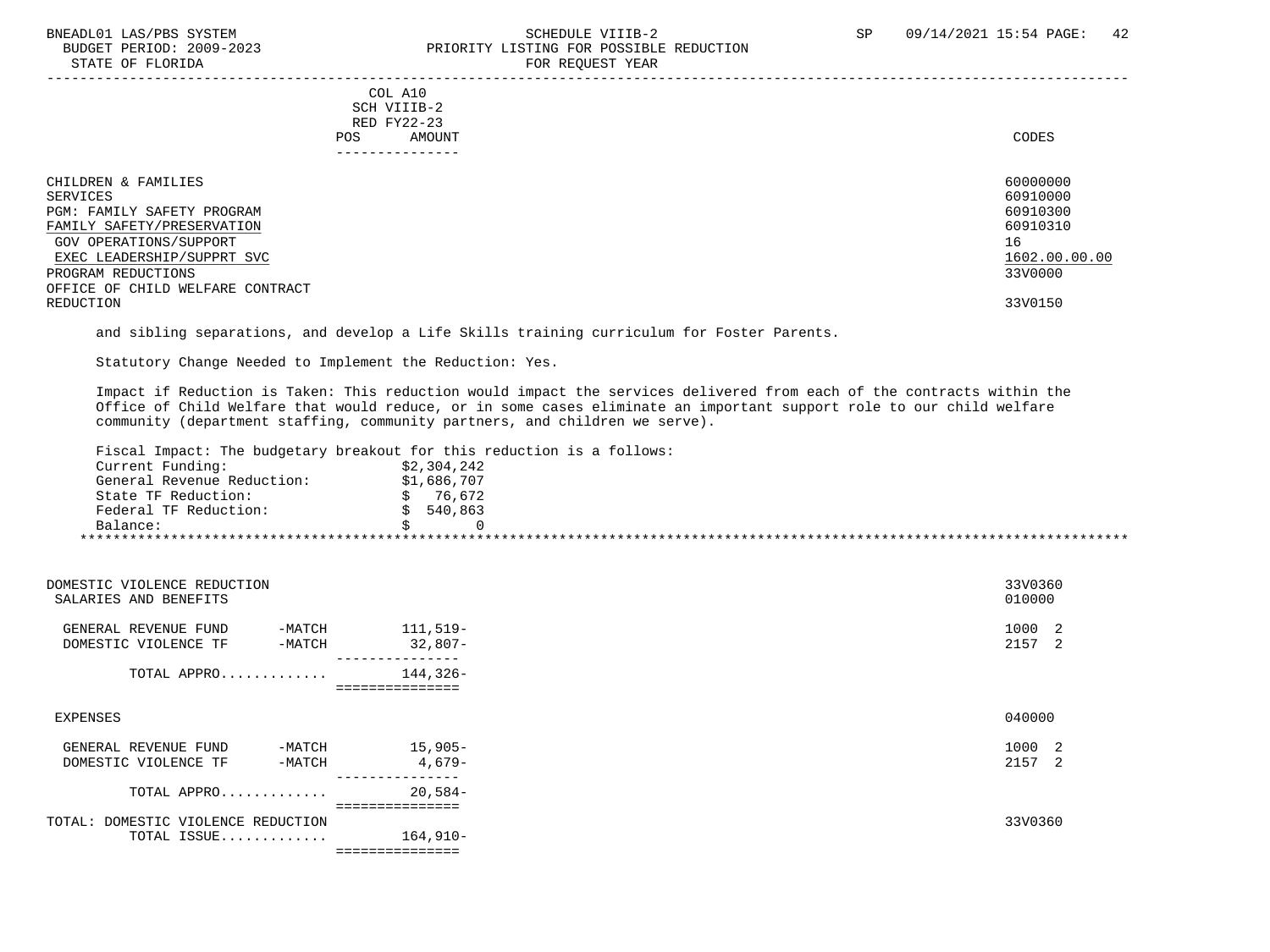| | COL A10 SCH VIIIB-2 RED FY22-23 POS AMOUNT | CODES |
|---|---|---|
| CHILDREN & FAMILIES | | 60000000 |
| SERVICES | | 60910000 |
| PGM: FAMILY SAFETY PROGRAM | | 60910300 |
| FAMILY SAFETY/PRESERVATION | | 60910310 |
| GOV OPERATIONS/SUPPORT | | 16 |
| EXEC LEADERSHIP/SUPPRT SVC | | 1602.00.00.00 |
| PROGRAM REDUCTIONS | | 33V0000 |
| OFFICE OF CHILD WELFARE CONTRACT REDUCTION | | 33V0150 |

and sibling separations, and develop a Life Skills training curriculum for Foster Parents.

Statutory Change Needed to Implement the Reduction: Yes.

Impact if Reduction is Taken: This reduction would impact the services delivered from each of the contracts within the Office of Child Welfare that would reduce, or in some cases eliminate an important support role to our child welfare community (department staffing, community partners, and children we serve).

Fiscal Impact: The budgetary breakout for this reduction is a follows:

| | |
|---|---|
| Current Funding: | $2,304,242 |
| General Revenue Reduction: | $1,686,707 |
| State TF Reduction: | $ 76,672 |
| Federal TF Reduction: | $ 540,863 |
| Balance: | $ 0 |

*********************************************************************************************************************

| | | AMOUNT | CODES |
|---|---|---|---|
| DOMESTIC VIOLENCE REDUCTION | | | 33V0360 |
| SALARIES AND BENEFITS | | | 010000 |
| GENERAL REVENUE FUND | -MATCH | 111,519- | 1000 2 |
| DOMESTIC VIOLENCE TF | -MATCH | 32,807- | 2157 2 |
| TOTAL APPRO............ | | 144,326- | |
| EXPENSES | | | 040000 |
| GENERAL REVENUE FUND | -MATCH | 15,905- | 1000 2 |
| DOMESTIC VIOLENCE TF | -MATCH | 4,679- | 2157 2 |
| TOTAL APPRO............ | | 20,584- | |
| TOTAL: DOMESTIC VIOLENCE REDUCTION | | | 33V0360 |
| TOTAL ISSUE............ | | 164,910- | |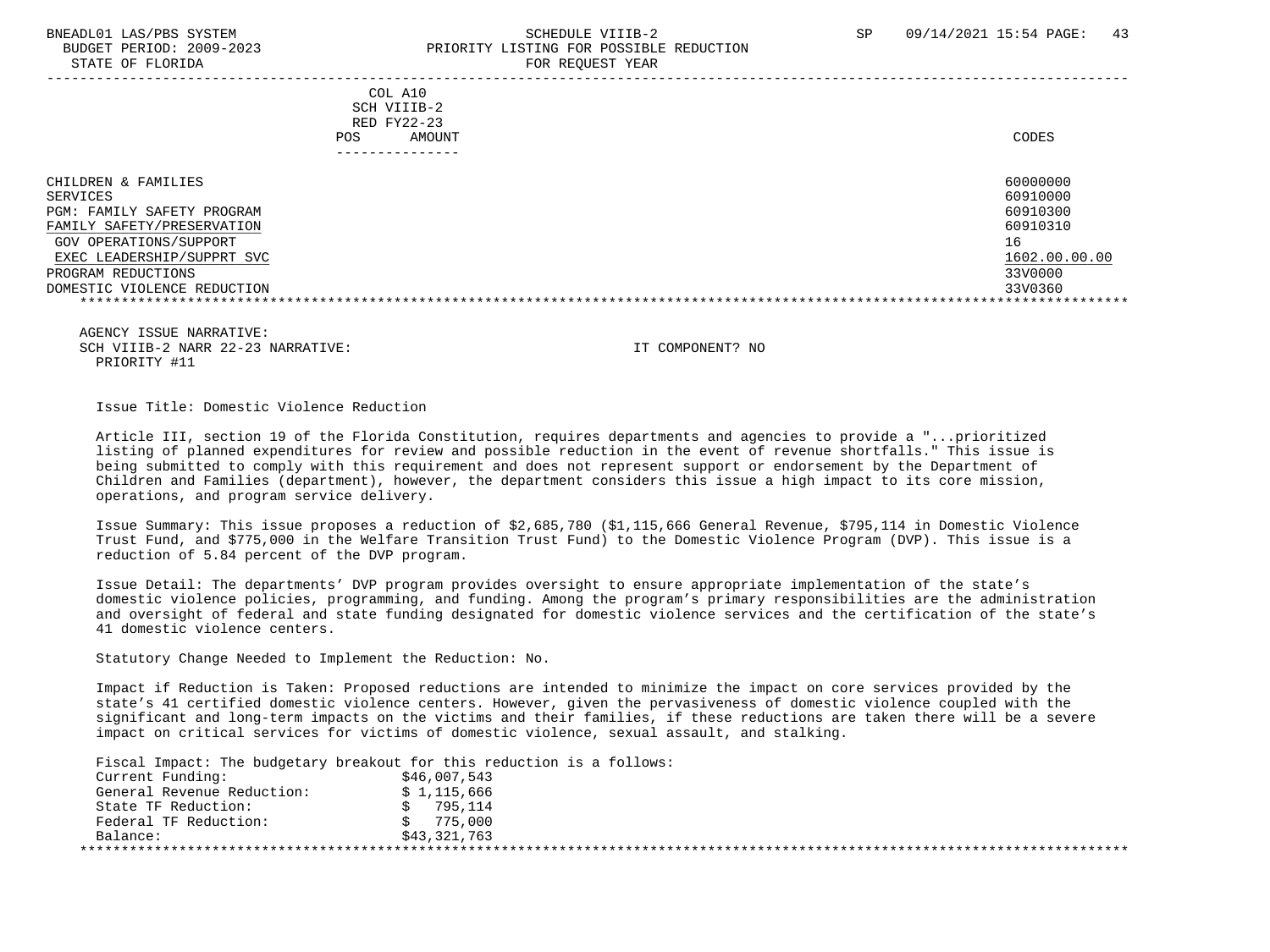| | COL A10 SCH VIIIB-2 RED FY22-23 POS AMOUNT | CODES |
|---|---|---|
| CHILDREN & FAMILIES | | 60000000 |
| SERVICES | | 60910000 |
| PGM: FAMILY SAFETY PROGRAM | | 60910300 |
| FAMILY SAFETY/PRESERVATION | | 60910310 |
| GOV OPERATIONS/SUPPORT | | 16 |
| EXEC LEADERSHIP/SUPPRT SVC | | 1602.00.00.00 |
| PROGRAM REDUCTIONS | | 33V0000 |
| DOMESTIC VIOLENCE REDUCTION | | 33V0360 |

AGENCY ISSUE NARRATIVE:
SCH VIIIB-2 NARR 22-23 NARRATIVE: IT COMPONENT? NO
PRIORITY #11

Issue Title: Domestic Violence Reduction

Article III, section 19 of the Florida Constitution, requires departments and agencies to provide a "...prioritized listing of planned expenditures for review and possible reduction in the event of revenue shortfalls." This issue is being submitted to comply with this requirement and does not represent support or endorsement by the Department of Children and Families (department), however, the department considers this issue a high impact to its core mission, operations, and program service delivery.

Issue Summary: This issue proposes a reduction of $2,685,780 ($1,115,666 General Revenue, $795,114 in Domestic Violence Trust Fund, and $775,000 in the Welfare Transition Trust Fund) to the Domestic Violence Program (DVP). This issue is a reduction of 5.84 percent of the DVP program.

Issue Detail: The departments' DVP program provides oversight to ensure appropriate implementation of the state's domestic violence policies, programming, and funding. Among the program's primary responsibilities are the administration and oversight of federal and state funding designated for domestic violence services and the certification of the state's 41 domestic violence centers.

Statutory Change Needed to Implement the Reduction: No.

Impact if Reduction is Taken: Proposed reductions are intended to minimize the impact on core services provided by the state's 41 certified domestic violence centers. However, given the pervasiveness of domestic violence coupled with the significant and long-term impacts on the victims and their families, if these reductions are taken there will be a severe impact on critical services for victims of domestic violence, sexual assault, and stalking.

Fiscal Impact: The budgetary breakout for this reduction is a follows:

| | |
|---|---|
| Current Funding: | $46,007,543 |
| General Revenue Reduction: | $ 1,115,666 |
| State TF Reduction: | $ 795,114 |
| Federal TF Reduction: | $ 775,000 |
| Balance: | $43,321,763 |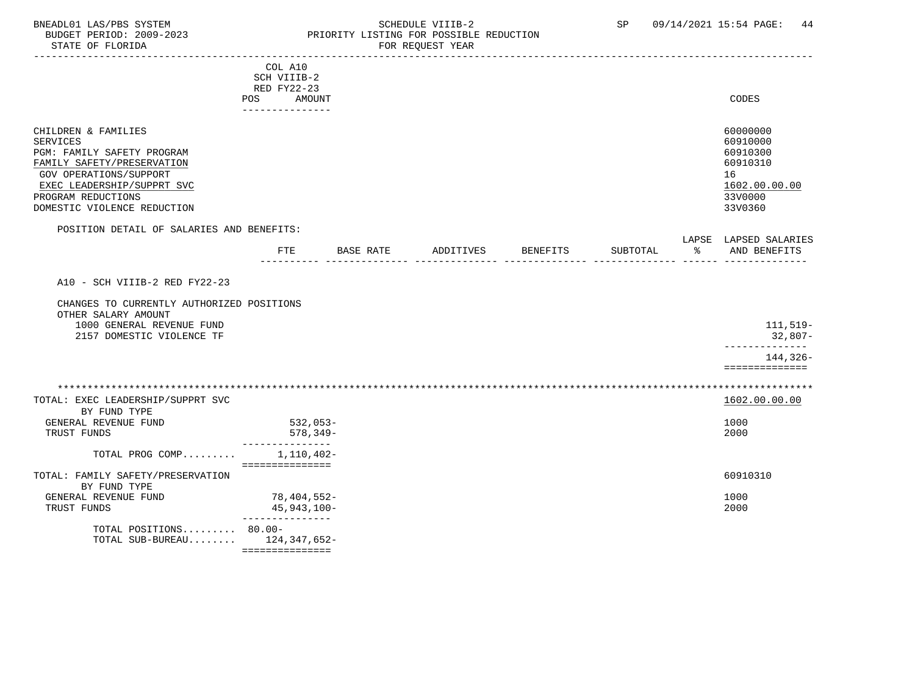BNEADL01 LAS/PBS SYSTEM — SCHEDULE VIIIB-2 — SP 09/14/2021 15:54

BUDGET PERIOD: 2009-2023 — PRIORITY LISTING FOR POSSIBLE REDUCTION

STATE OF FLORIDA — FOR REQUEST YEAR

| | COL A10 SCH VIIIB-2 RED FY22-23 POS AMOUNT | CODES |
|---|---|---|
| CHILDREN & FAMILIES | | 60000000 |
| SERVICES | | 60910000 |
| PGM: FAMILY SAFETY PROGRAM | | 60910300 |
| FAMILY SAFETY/PRESERVATION | | 60910310 |
| GOV OPERATIONS/SUPPORT | | 16 |
| EXEC LEADERSHIP/SUPPRT SVC | | 1602.00.00.00 |
| PROGRAM REDUCTIONS | | 33V0000 |
| DOMESTIC VIOLENCE REDUCTION | | 33V0360 |

POSITION DETAIL OF SALARIES AND BENEFITS:

| | FTE | BASE RATE | ADDITIVES | BENEFITS | SUBTOTAL | LAPSE % | LAPSED SALARIES AND BENEFITS |
|---|---|---|---|---|---|---|---|
| A10 - SCH VIIIB-2 RED FY22-23 | | | | | | | |
| CHANGES TO CURRENTLY AUTHORIZED POSITIONS | | | | | | | |
| OTHER SALARY AMOUNT | | | | | | | |
| 1000 GENERAL REVENUE FUND | | | | | | | 111,519- |
| 2157 DOMESTIC VIOLENCE TF | | | | | | | 32,807- |
| | | | | | | | 144,326- |

| | POS AMOUNT | CODES |
|---|---|---|
| TOTAL: EXEC LEADERSHIP/SUPPRT SVC | | 1602.00.00.00 |
| BY FUND TYPE | | |
| GENERAL REVENUE FUND | 532,053- | 1000 |
| TRUST FUNDS | 578,349- | 2000 |
| TOTAL PROG COMP......... | 1,110,402- | |
| TOTAL: FAMILY SAFETY/PRESERVATION | | 60910310 |
| BY FUND TYPE | | |
| GENERAL REVENUE FUND | 78,404,552- | 1000 |
| TRUST FUNDS | 45,943,100- | 2000 |
| TOTAL POSITIONS......... | 80.00- | |
| TOTAL SUB-BUREAU........ | 124,347,652- | |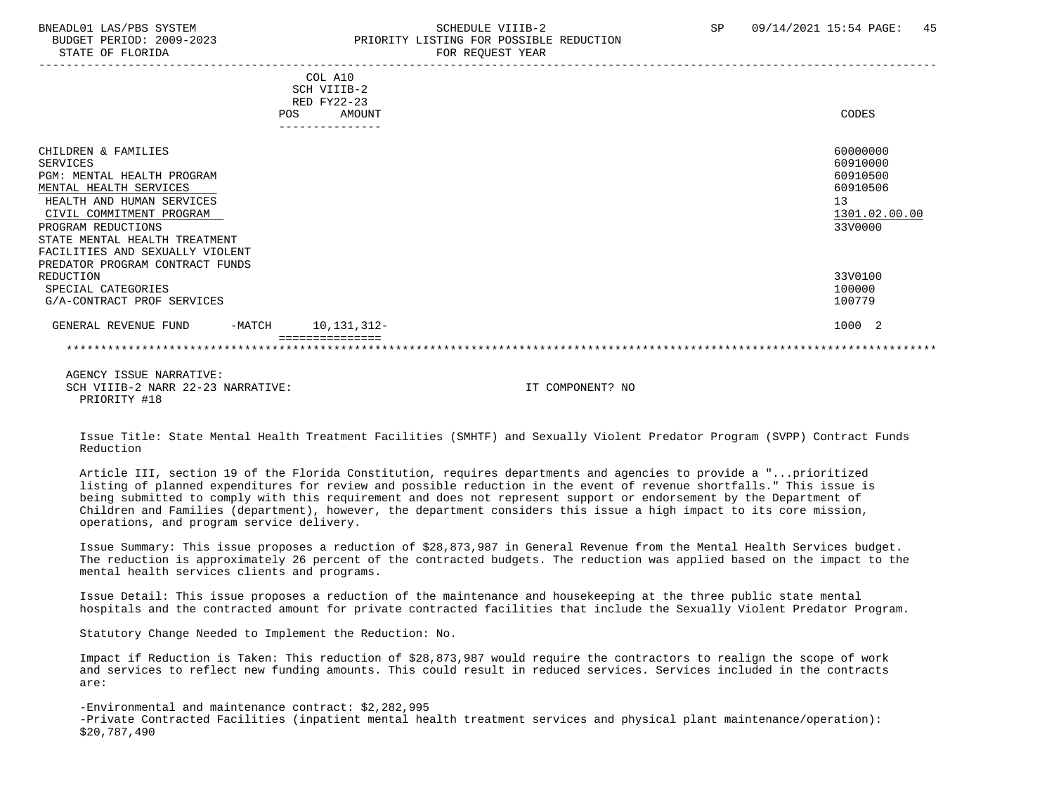BNEADL01 LAS/PBS SYSTEM SCHEDULE VIIIB-2 SP 09/14/2021 15:54
BUDGET PERIOD: 2009-2023 PRIORITY LISTING FOR POSSIBLE REDUCTION
STATE OF FLORIDA FOR REQUEST YEAR

| | COL A10 SCH VIIIB-2 RED FY22-23 POS AMOUNT | CODES |
|---|---|---|
| CHILDREN & FAMILIES | | 60000000 |
| SERVICES | | 60910000 |
| PGM: MENTAL HEALTH PROGRAM | | 60910500 |
| MENTAL HEALTH SERVICES | | 60910506 |
| HEALTH AND HUMAN SERVICES | | 13 |
| CIVIL COMMITMENT PROGRAM | | 1301.02.00.00 |
| PROGRAM REDUCTIONS | | 33V0000 |
| STATE MENTAL HEALTH TREATMENT FACILITIES AND SEXUALLY VIOLENT PREDATOR PROGRAM CONTRACT FUNDS REDUCTION | | 33V0100 |
| SPECIAL CATEGORIES | | 100000 |
| G/A-CONTRACT PROF SERVICES | | 100779 |
| GENERAL REVENUE FUND -MATCH | 10,131,312- | 1000 2 |

AGENCY ISSUE NARRATIVE:
SCH VIIIB-2 NARR 22-23 NARRATIVE: IT COMPONENT? NO
PRIORITY #18

Issue Title: State Mental Health Treatment Facilities (SMHTF) and Sexually Violent Predator Program (SVPP) Contract Funds Reduction

Article III, section 19 of the Florida Constitution, requires departments and agencies to provide a "...prioritized listing of planned expenditures for review and possible reduction in the event of revenue shortfalls." This issue is being submitted to comply with this requirement and does not represent support or endorsement by the Department of Children and Families (department), however, the department considers this issue a high impact to its core mission, operations, and program service delivery.

Issue Summary: This issue proposes a reduction of $28,873,987 in General Revenue from the Mental Health Services budget. The reduction is approximately 26 percent of the contracted budgets. The reduction was applied based on the impact to the mental health services clients and programs.

Issue Detail: This issue proposes a reduction of the maintenance and housekeeping at the three public state mental hospitals and the contracted amount for private contracted facilities that include the Sexually Violent Predator Program.

Statutory Change Needed to Implement the Reduction: No.

Impact if Reduction is Taken: This reduction of $28,873,987 would require the contractors to realign the scope of work and services to reflect new funding amounts. This could result in reduced services. Services included in the contracts are:

-Environmental and maintenance contract: $2,282,995
-Private Contracted Facilities (inpatient mental health treatment services and physical plant maintenance/operation): $20,787,490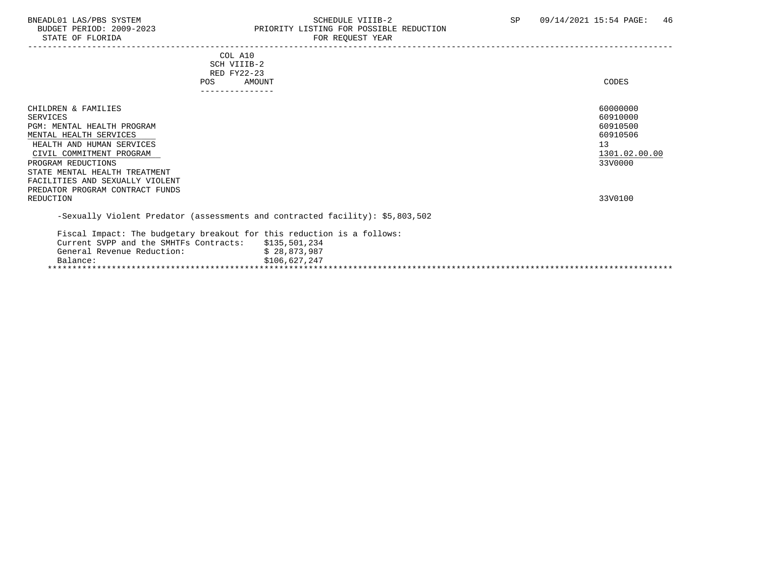| | COL A10 SCH VIIIB-2 RED FY22-23 POS | AMOUNT | CODES |
|---|---|---|---|
| CHILDREN & FAMILIES | | | 60000000 |
| SERVICES | | | 60910000 |
| PGM: MENTAL HEALTH PROGRAM | | | 60910500 |
| MENTAL HEALTH SERVICES | | | 60910506 |
| HEALTH AND HUMAN SERVICES | | | 13 |
| CIVIL COMMITMENT PROGRAM | | | 1301.02.00.00 |
| PROGRAM REDUCTIONS | | | 33V0000 |
| STATE MENTAL HEALTH TREATMENT FACILITIES AND SEXUALLY VIOLENT PREDATOR PROGRAM CONTRACT FUNDS REDUCTION | | | 33V0100 |

-Sexually Violent Predator (assessments and contracted facility): $5,803,502

Fiscal Impact: The budgetary breakout for this reduction is a follows:

| | |
|---|---|
| Current SVPP and the SMHTFs Contracts: | $135,501,234 |
| General Revenue Reduction: | $ 28,873,987 |
| Balance: | $106,627,247 |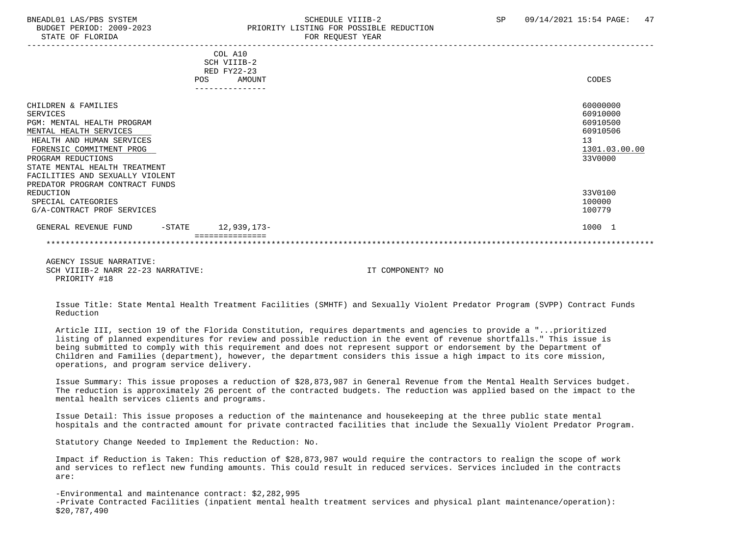| | COL A10 SCH VIIIB-2 RED FY22-23 POS AMOUNT | CODES |
|---|---|---|
| CHILDREN & FAMILIES | | 60000000 |
| SERVICES | | 60910000 |
| PGM: MENTAL HEALTH PROGRAM | | 60910500 |
| MENTAL HEALTH SERVICES | | 60910506 |
| HEALTH AND HUMAN SERVICES | | 13 |
| FORENSIC COMMITMENT PROG | | 1301.03.00.00 |
| PROGRAM REDUCTIONS | | 33V0000 |
| STATE MENTAL HEALTH TREATMENT FACILITIES AND SEXUALLY VIOLENT PREDATOR PROGRAM CONTRACT FUNDS REDUCTION | | 33V0100 |
| SPECIAL CATEGORIES | | 100000 |
| G/A-CONTRACT PROF SERVICES | | 100779 |
| GENERAL REVENUE FUND -STATE | 12,939,173- | 1000 1 |

AGENCY ISSUE NARRATIVE:
SCH VIIIB-2 NARR 22-23 NARRATIVE: IT COMPONENT? NO
PRIORITY #18

Issue Title: State Mental Health Treatment Facilities (SMHTF) and Sexually Violent Predator Program (SVPP) Contract Funds Reduction

Article III, section 19 of the Florida Constitution, requires departments and agencies to provide a "...prioritized listing of planned expenditures for review and possible reduction in the event of revenue shortfalls." This issue is being submitted to comply with this requirement and does not represent support or endorsement by the Department of Children and Families (department), however, the department considers this issue a high impact to its core mission, operations, and program service delivery.

Issue Summary: This issue proposes a reduction of $28,873,987 in General Revenue from the Mental Health Services budget. The reduction is approximately 26 percent of the contracted budgets. The reduction was applied based on the impact to the mental health services clients and programs.

Issue Detail: This issue proposes a reduction of the maintenance and housekeeping at the three public state mental hospitals and the contracted amount for private contracted facilities that include the Sexually Violent Predator Program.

Statutory Change Needed to Implement the Reduction: No.

Impact if Reduction is Taken: This reduction of $28,873,987 would require the contractors to realign the scope of work and services to reflect new funding amounts. This could result in reduced services. Services included in the contracts are:

-Environmental and maintenance contract: $2,282,995
-Private Contracted Facilities (inpatient mental health treatment services and physical plant maintenance/operation): $20,787,490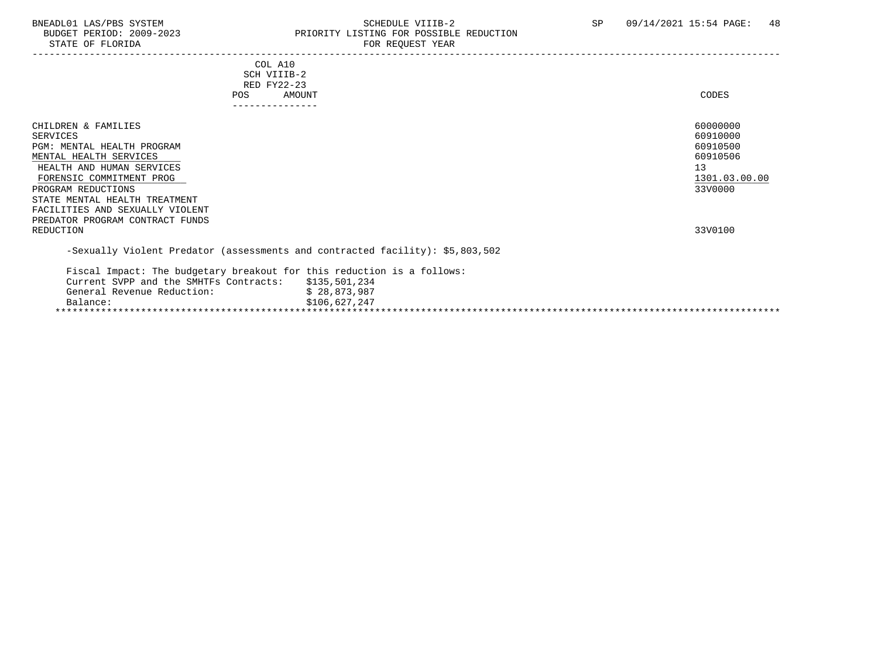BNEADL01 LAS/PBS SYSTEM
BUDGET PERIOD: 2009-2023
STATE OF FLORIDA

SCHEDULE VIIIB-2
PRIORITY LISTING FOR POSSIBLE REDUCTION
FOR REQUEST YEAR

SP 09/14/2021 15:54

| | COL A10 SCH VIIIB-2 RED FY22-23 POS AMOUNT | CODES |
|---|---|---|
| CHILDREN & FAMILIES | | 60000000 |
| SERVICES | | 60910000 |
| PGM: MENTAL HEALTH PROGRAM | | 60910500 |
| MENTAL HEALTH SERVICES | | 60910506 |
| HEALTH AND HUMAN SERVICES | | 13 |
| FORENSIC COMMITMENT PROG | | 1301.03.00.00 |
| PROGRAM REDUCTIONS | | 33V0000 |
| STATE MENTAL HEALTH TREATMENT FACILITIES AND SEXUALLY VIOLENT PREDATOR PROGRAM CONTRACT FUNDS REDUCTION | | 33V0100 |

-Sexually Violent Predator (assessments and contracted facility): $5,803,502

Fiscal Impact: The budgetary breakout for this reduction is a follows:

| | |
|---|---|
| Current SVPP and the SMHTFs Contracts: | $135,501,234 |
| General Revenue Reduction: | $ 28,873,987 |
| Balance: | $106,627,247 |

*******************************************************************************************************************************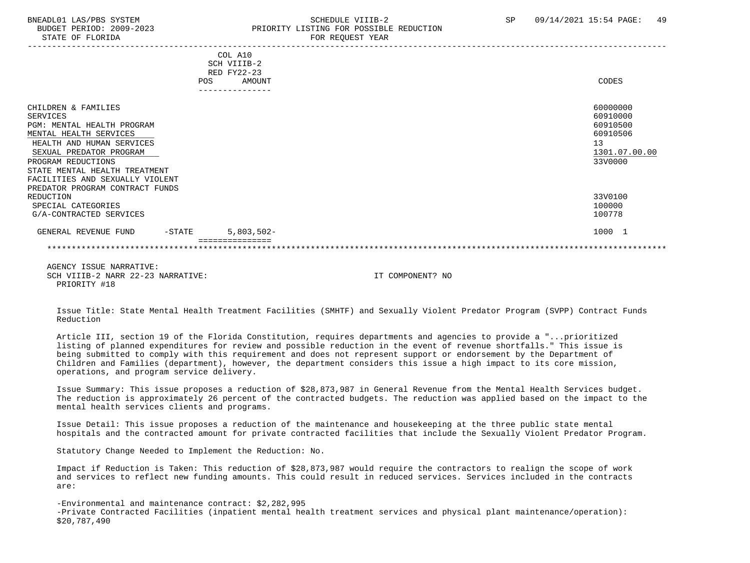| | COL A10 SCH VIIIB-2 RED FY22-23 POS | AMOUNT | CODES |
|---|---|---|---|
| CHILDREN & FAMILIES | | | 60000000 |
| SERVICES | | | 60910000 |
| PGM: MENTAL HEALTH PROGRAM | | | 60910500 |
| MENTAL HEALTH SERVICES | | | 60910506 |
| HEALTH AND HUMAN SERVICES | | | 13 |
| SEXUAL PREDATOR PROGRAM | | | 1301.07.00.00 |
| PROGRAM REDUCTIONS | | | 33V0000 |
| STATE MENTAL HEALTH TREATMENT FACILITIES AND SEXUALLY VIOLENT PREDATOR PROGRAM CONTRACT FUNDS REDUCTION | | | 33V0100 |
| SPECIAL CATEGORIES | | | 100000 |
| G/A-CONTRACTED SERVICES | | | 100778 |
| GENERAL REVENUE FUND -STATE | | 5,803,502- | 1000 1 |

AGENCY ISSUE NARRATIVE:
SCH VIIIB-2 NARR 22-23 NARRATIVE: IT COMPONENT? NO
PRIORITY #18

Issue Title: State Mental Health Treatment Facilities (SMHTF) and Sexually Violent Predator Program (SVPP) Contract Funds Reduction

Article III, section 19 of the Florida Constitution, requires departments and agencies to provide a "...prioritized listing of planned expenditures for review and possible reduction in the event of revenue shortfalls." This issue is being submitted to comply with this requirement and does not represent support or endorsement by the Department of Children and Families (department), however, the department considers this issue a high impact to its core mission, operations, and program service delivery.

Issue Summary: This issue proposes a reduction of $28,873,987 in General Revenue from the Mental Health Services budget. The reduction is approximately 26 percent of the contracted budgets. The reduction was applied based on the impact to the mental health services clients and programs.

Issue Detail: This issue proposes a reduction of the maintenance and housekeeping at the three public state mental hospitals and the contracted amount for private contracted facilities that include the Sexually Violent Predator Program.

Statutory Change Needed to Implement the Reduction: No.

Impact if Reduction is Taken: This reduction of $28,873,987 would require the contractors to realign the scope of work and services to reflect new funding amounts. This could result in reduced services. Services included in the contracts are:

- Environmental and maintenance contract: $2,282,995
- Private Contracted Facilities (inpatient mental health treatment services and physical plant maintenance/operation): $20,787,490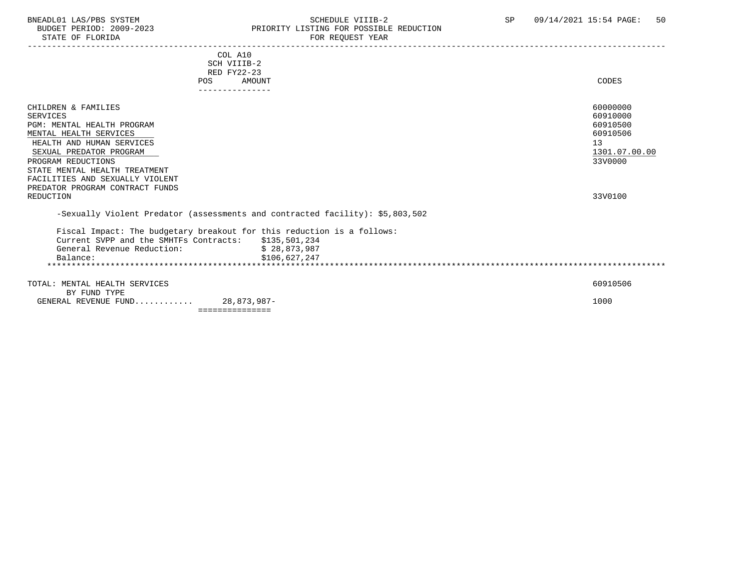COL A10
SCH VIIIB-2
RED FY22-23

| | POS | AMOUNT | CODES |
|---|---|---|---|
| CHILDREN & FAMILIES | | | 60000000 |
| SERVICES | | | 60910000 |
| PGM: MENTAL HEALTH PROGRAM | | | 60910500 |
| MENTAL HEALTH SERVICES | | | 60910506 |
| HEALTH AND HUMAN SERVICES | | | 13 |
| SEXUAL PREDATOR PROGRAM | | | 1301.07.00.00 |
| PROGRAM REDUCTIONS | | | 33V0000 |
| STATE MENTAL HEALTH TREATMENT FACILITIES AND SEXUALLY VIOLENT PREDATOR PROGRAM CONTRACT FUNDS REDUCTION | | | 33V0100 |

-Sexually Violent Predator (assessments and contracted facility): $5,803,502

Fiscal Impact: The budgetary breakout for this reduction is a follows:

| | |
|---|---|
| Current SVPP and the SMHTFs Contracts: | $135,501,234 |
| General Revenue Reduction: | $ 28,873,987 |
| Balance: | $106,627,247 |

*******************************************************************************************************************************

| | POS | AMOUNT | CODES |
|---|---|---|---|
| TOTAL: MENTAL HEALTH SERVICES | | | 60910506 |
| BY FUND TYPE | | | |
| GENERAL REVENUE FUND........... | | 28,873,987- | 1000 |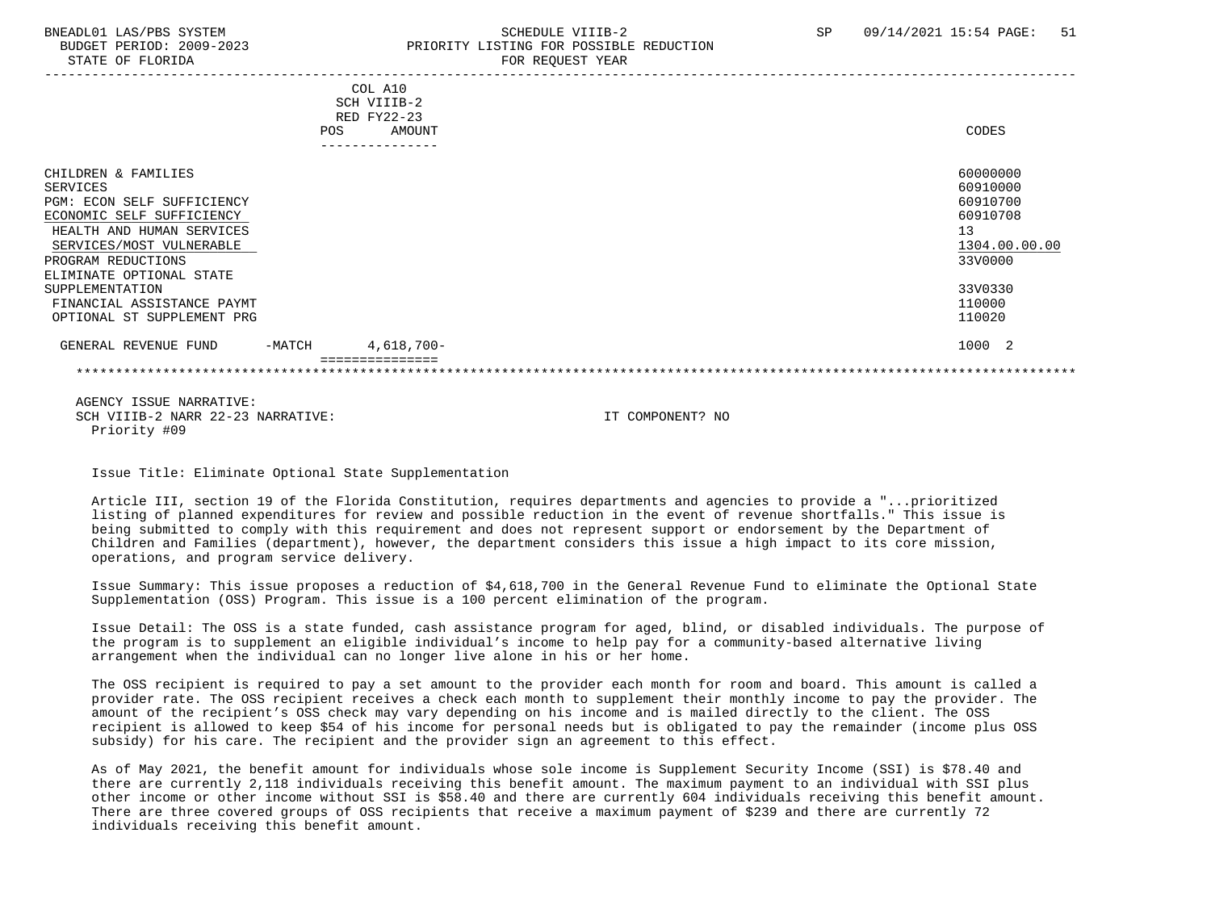| | COL A10 SCH VIIIB-2 RED FY22-23 POS AMOUNT | CODES |
|---|---|---|
| CHILDREN & FAMILIES | | 60000000 |
| SERVICES | | 60910000 |
| PGM: ECON SELF SUFFICIENCY | | 60910700 |
| ECONOMIC SELF SUFFICIENCY | | 60910708 |
| HEALTH AND HUMAN SERVICES | | 13 |
| SERVICES/MOST VULNERABLE | | 1304.00.00.00 |
| PROGRAM REDUCTIONS | | 33V0000 |
| ELIMINATE OPTIONAL STATE SUPPLEMENTATION | | 33V0330 |
| FINANCIAL ASSISTANCE PAYMT | | 110000 |
| OPTIONAL ST SUPPLEMENT PRG | | 110020 |
| GENERAL REVENUE FUND -MATCH | 4,618,700- | 1000 2 |

AGENCY ISSUE NARRATIVE:
SCH VIIIB-2 NARR 22-23 NARRATIVE: IT COMPONENT? NO
Priority #09

Issue Title: Eliminate Optional State Supplementation

Article III, section 19 of the Florida Constitution, requires departments and agencies to provide a "...prioritized listing of planned expenditures for review and possible reduction in the event of revenue shortfalls." This issue is being submitted to comply with this requirement and does not represent support or endorsement by the Department of Children and Families (department), however, the department considers this issue a high impact to its core mission, operations, and program service delivery.

Issue Summary: This issue proposes a reduction of $4,618,700 in the General Revenue Fund to eliminate the Optional State Supplementation (OSS) Program. This issue is a 100 percent elimination of the program.

Issue Detail: The OSS is a state funded, cash assistance program for aged, blind, or disabled individuals. The purpose of the program is to supplement an eligible individual's income to help pay for a community-based alternative living arrangement when the individual can no longer live alone in his or her home.

The OSS recipient is required to pay a set amount to the provider each month for room and board. This amount is called a provider rate. The OSS recipient receives a check each month to supplement their monthly income to pay the provider. The amount of the recipient's OSS check may vary depending on his income and is mailed directly to the client. The OSS recipient is allowed to keep $54 of his income for personal needs but is obligated to pay the remainder (income plus OSS subsidy) for his care. The recipient and the provider sign an agreement to this effect.

As of May 2021, the benefit amount for individuals whose sole income is Supplement Security Income (SSI) is $78.40 and there are currently 2,118 individuals receiving this benefit amount. The maximum payment to an individual with SSI plus other income or other income without SSI is $58.40 and there are currently 604 individuals receiving this benefit amount. There are three covered groups of OSS recipients that receive a maximum payment of $239 and there are currently 72 individuals receiving this benefit amount.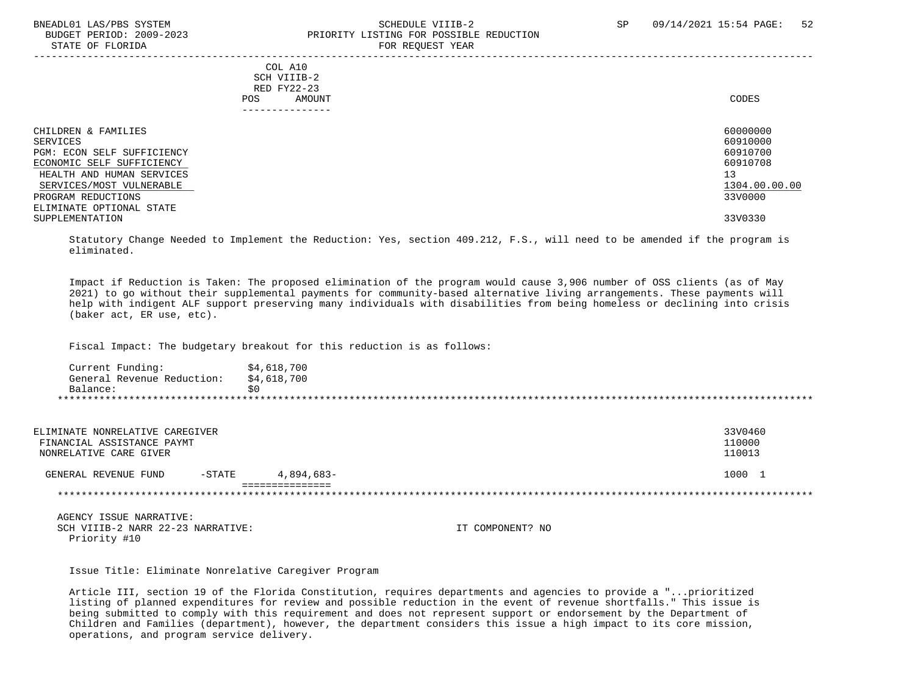| | COL A10 SCH VIIIB-2 RED FY22-23 POS AMOUNT | CODES |
|---|---|---|
| CHILDREN & FAMILIES | | 60000000 |
| SERVICES | | 60910000 |
| PGM: ECON SELF SUFFICIENCY | | 60910700 |
| ECONOMIC SELF SUFFICIENCY | | 60910708 |
| HEALTH AND HUMAN SERVICES | | 13 |
| SERVICES/MOST VULNERABLE | | 1304.00.00.00 |
| PROGRAM REDUCTIONS | | 33V0000 |
| ELIMINATE OPTIONAL STATE SUPPLEMENTATION | | 33V0330 |

Statutory Change Needed to Implement the Reduction: Yes, section 409.212, F.S., will need to be amended if the program is eliminated.

Impact if Reduction is Taken: The proposed elimination of the program would cause 3,906 number of OSS clients (as of May 2021) to go without their supplemental payments for community-based alternative living arrangements. These payments will help with indigent ALF support preserving many individuals with disabilities from being homeless or declining into crisis (baker act, ER use, etc).

Fiscal Impact: The budgetary breakout for this reduction is as follows:

| | |
|---|---|
| Current Funding: | $4,618,700 |
| General Revenue Reduction: | $4,618,700 |
| Balance: | $0 |

*******************************************************************************************************************************

| | | |
|---|---|---|
| ELIMINATE NONRELATIVE CAREGIVER | | 33V0460 |
| FINANCIAL ASSISTANCE PAYMT | | 110000 |
| NONRELATIVE CARE GIVER | | 110013 |
| GENERAL REVENUE FUND -STATE | 4,894,683- | 1000 1 |

*******************************************************************************************************************************

AGENCY ISSUE NARRATIVE:
SCH VIIIB-2 NARR 22-23 NARRATIVE: IT COMPONENT? NO
Priority #10

Issue Title: Eliminate Nonrelative Caregiver Program

Article III, section 19 of the Florida Constitution, requires departments and agencies to provide a "...prioritized listing of planned expenditures for review and possible reduction in the event of revenue shortfalls." This issue is being submitted to comply with this requirement and does not represent support or endorsement by the Department of Children and Families (department), however, the department considers this issue a high impact to its core mission, operations, and program service delivery.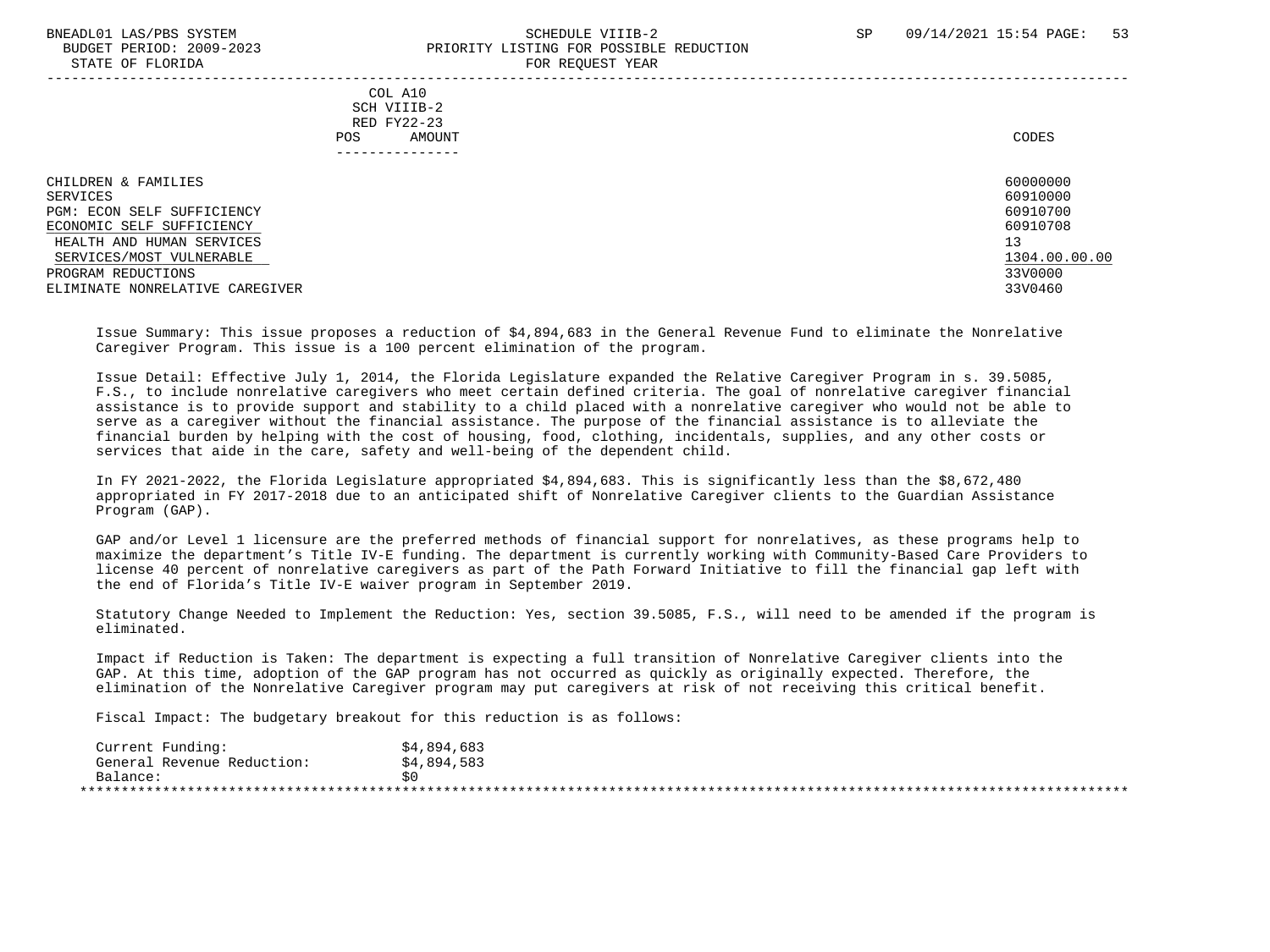COL A10
SCH VIIIB-2
RED FY22-23
POS AMOUNT

| | CODES |
|---|---|
| CHILDREN & FAMILIES | 60000000 |
| SERVICES | 60910000 |
| PGM: ECON SELF SUFFICIENCY | 60910700 |
| ECONOMIC SELF SUFFICIENCY | 60910708 |
| HEALTH AND HUMAN SERVICES | 13 |
| SERVICES/MOST VULNERABLE | 1304.00.00.00 |
| PROGRAM REDUCTIONS | 33V0000 |
| ELIMINATE NONRELATIVE CAREGIVER | 33V0460 |

Issue Summary: This issue proposes a reduction of $4,894,683 in the General Revenue Fund to eliminate the Nonrelative Caregiver Program. This issue is a 100 percent elimination of the program.

Issue Detail: Effective July 1, 2014, the Florida Legislature expanded the Relative Caregiver Program in s. 39.5085, F.S., to include nonrelative caregivers who meet certain defined criteria. The goal of nonrelative caregiver financial assistance is to provide support and stability to a child placed with a nonrelative caregiver who would not be able to serve as a caregiver without the financial assistance. The purpose of the financial assistance is to alleviate the financial burden by helping with the cost of housing, food, clothing, incidentals, supplies, and any other costs or services that aide in the care, safety and well-being of the dependent child.

In FY 2021-2022, the Florida Legislature appropriated $4,894,683. This is significantly less than the $8,672,480 appropriated in FY 2017-2018 due to an anticipated shift of Nonrelative Caregiver clients to the Guardian Assistance Program (GAP).

GAP and/or Level 1 licensure are the preferred methods of financial support for nonrelatives, as these programs help to maximize the department's Title IV-E funding. The department is currently working with Community-Based Care Providers to license 40 percent of nonrelative caregivers as part of the Path Forward Initiative to fill the financial gap left with the end of Florida's Title IV-E waiver program in September 2019.

Statutory Change Needed to Implement the Reduction: Yes, section 39.5085, F.S., will need to be amended if the program is eliminated.

Impact if Reduction is Taken: The department is expecting a full transition of Nonrelative Caregiver clients into the GAP. At this time, adoption of the GAP program has not occurred as quickly as originally expected. Therefore, the elimination of the Nonrelative Caregiver program may put caregivers at risk of not receiving this critical benefit.

Fiscal Impact: The budgetary breakout for this reduction is as follows:

| | |
|---|---|
| Current Funding: | $4,894,683 |
| General Revenue Reduction: | $4,894,583 |
| Balance: | $0 |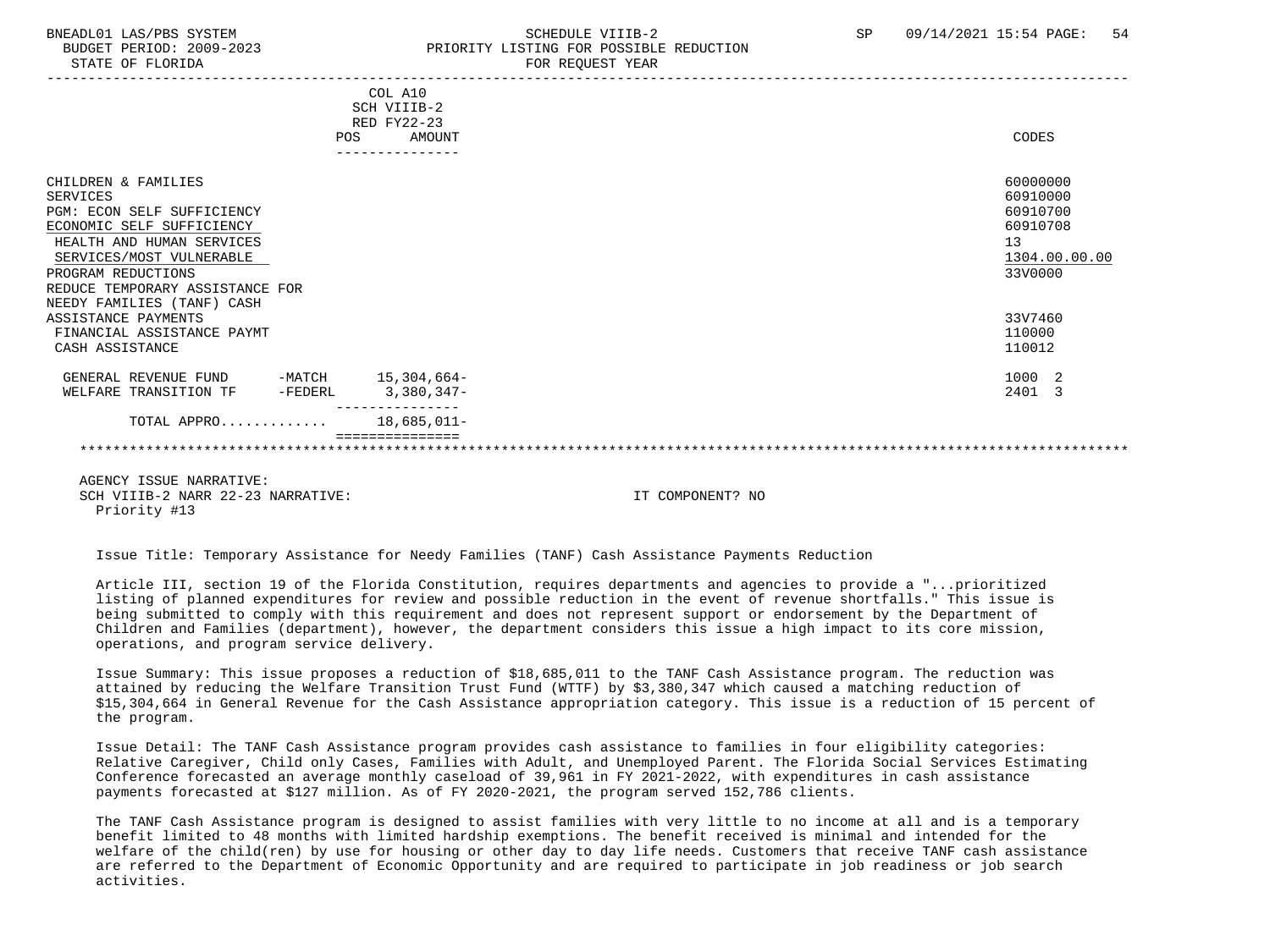COL A10
SCH VIIIB-2
RED FY22-23

| | POS | AMOUNT | CODES |
|---|---|---|---|
| CHILDREN & FAMILIES | | | 60000000 |
| SERVICES | | | 60910000 |
| PGM: ECON SELF SUFFICIENCY | | | 60910700 |
| ECONOMIC SELF SUFFICIENCY | | | 60910708 |
| HEALTH AND HUMAN SERVICES | | | 13 |
| SERVICES/MOST VULNERABLE | | | 1304.00.00.00 |
| PROGRAM REDUCTIONS | | | 33V0000 |
| REDUCE TEMPORARY ASSISTANCE FOR NEEDY FAMILIES (TANF) CASH ASSISTANCE PAYMENTS | | | 33V7460 |
| FINANCIAL ASSISTANCE PAYMT | | | 110000 |
| CASH ASSISTANCE | | | 110012 |
| GENERAL REVENUE FUND -MATCH | | 15,304,664- | 1000 2 |
| WELFARE TRANSITION TF -FEDERL | | 3,380,347- | 2401 3 |
| TOTAL APPRO............ | | 18,685,011- | |

AGENCY ISSUE NARRATIVE:
SCH VIIIB-2 NARR 22-23 NARRATIVE: IT COMPONENT? NO
Priority #13

Issue Title: Temporary Assistance for Needy Families (TANF) Cash Assistance Payments Reduction

Article III, section 19 of the Florida Constitution, requires departments and agencies to provide a "...prioritized listing of planned expenditures for review and possible reduction in the event of revenue shortfalls." This issue is being submitted to comply with this requirement and does not represent support or endorsement by the Department of Children and Families (department), however, the department considers this issue a high impact to its core mission, operations, and program service delivery.

Issue Summary: This issue proposes a reduction of $18,685,011 to the TANF Cash Assistance program. The reduction was attained by reducing the Welfare Transition Trust Fund (WTTF) by $3,380,347 which caused a matching reduction of $15,304,664 in General Revenue for the Cash Assistance appropriation category. This issue is a reduction of 15 percent of the program.

Issue Detail: The TANF Cash Assistance program provides cash assistance to families in four eligibility categories: Relative Caregiver, Child only Cases, Families with Adult, and Unemployed Parent. The Florida Social Services Estimating Conference forecasted an average monthly caseload of 39,961 in FY 2021-2022, with expenditures in cash assistance payments forecasted at $127 million. As of FY 2020-2021, the program served 152,786 clients.

The TANF Cash Assistance program is designed to assist families with very little to no income at all and is a temporary benefit limited to 48 months with limited hardship exemptions. The benefit received is minimal and intended for the welfare of the child(ren) by use for housing or other day to day life needs. Customers that receive TANF cash assistance are referred to the Department of Economic Opportunity and are required to participate in job readiness or job search activities.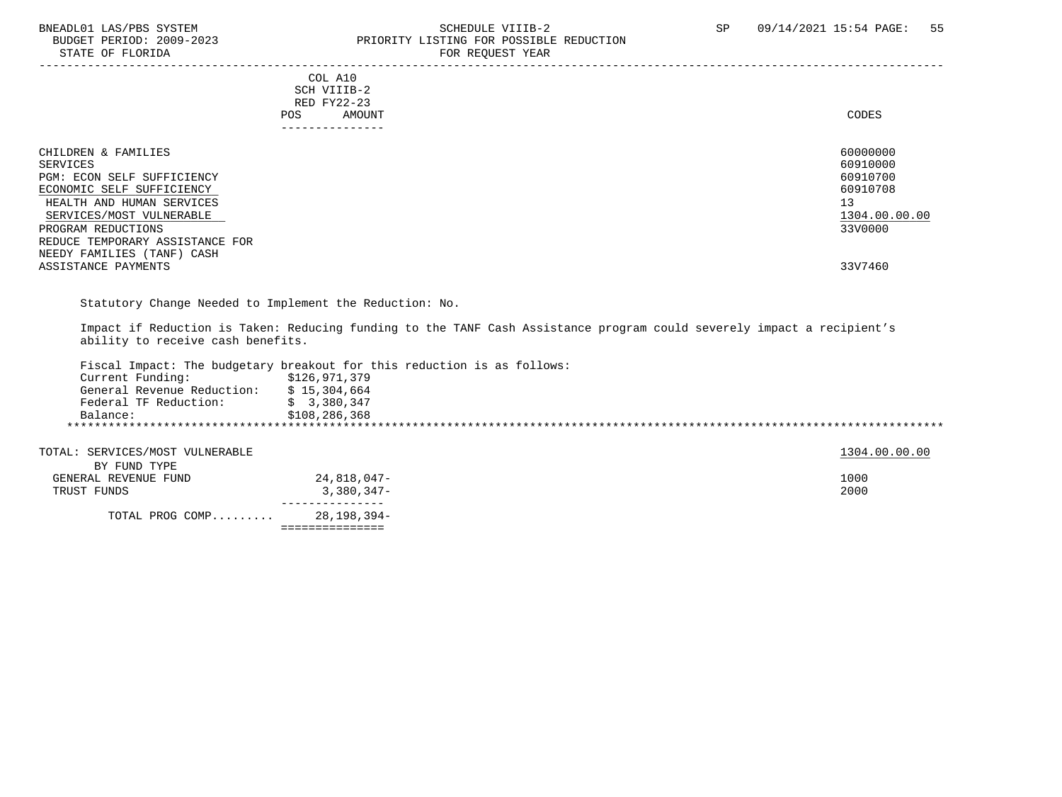BNEADL01 LAS/PBS SYSTEM
BUDGET PERIOD: 2009-2023
STATE OF FLORIDA

SCHEDULE VIIIB-2
PRIORITY LISTING FOR POSSIBLE REDUCTION
FOR REQUEST YEAR

SP 09/14/2021 15:54

| | COL A10 SCH VIIIB-2 RED FY22-23 POS AMOUNT | CODES |
|---|---|---|
| CHILDREN & FAMILIES | | 60000000 |
| SERVICES | | 60910000 |
| PGM: ECON SELF SUFFICIENCY | | 60910700 |
| ECONOMIC SELF SUFFICIENCY | | 60910708 |
| HEALTH AND HUMAN SERVICES | | 13 |
| SERVICES/MOST VULNERABLE | | 1304.00.00.00 |
| PROGRAM REDUCTIONS | | 33V0000 |
| REDUCE TEMPORARY ASSISTANCE FOR NEEDY FAMILIES (TANF) CASH ASSISTANCE PAYMENTS | | 33V7460 |

Statutory Change Needed to Implement the Reduction: No.

Impact if Reduction is Taken: Reducing funding to the TANF Cash Assistance program could severely impact a recipient's ability to receive cash benefits.

Fiscal Impact: The budgetary breakout for this reduction is as follows:

| | |
|---|---|
| Current Funding: | $126,971,379 |
| General Revenue Reduction: | $ 15,304,664 |
| Federal TF Reduction: | $ 3,380,347 |
| Balance: | $108,286,368 |

******************************************************************************************************************************

| | AMOUNT | CODES |
|---|---|---|
| TOTAL: SERVICES/MOST VULNERABLE | | 1304.00.00.00 |
| BY FUND TYPE | | |
| GENERAL REVENUE FUND | 24,818,047- | 1000 |
| TRUST FUNDS | 3,380,347- | 2000 |
| TOTAL PROG COMP......... | 28,198,394- | |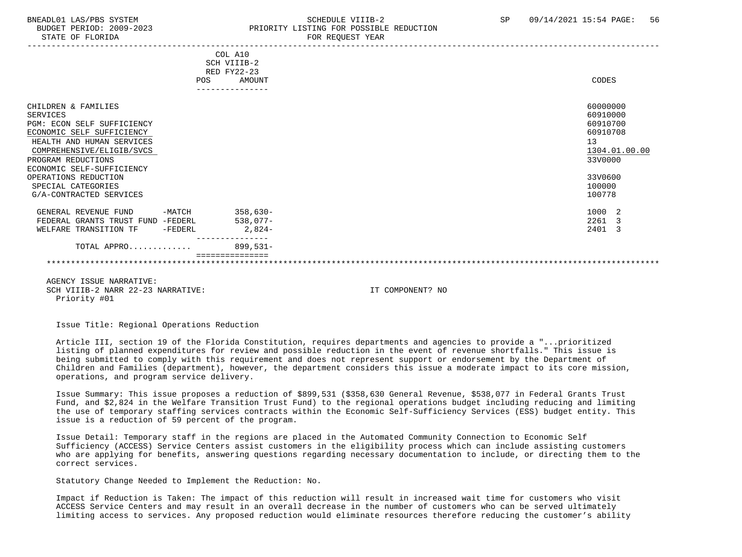BNEADL01 LAS/PBS SYSTEM — SCHEDULE VIIIB-2 — SP 09/14/2021 15:54
BUDGET PERIOD: 2009-2023 — PRIORITY LISTING FOR POSSIBLE REDUCTION
STATE OF FLORIDA — FOR REQUEST YEAR

| | COL A10 SCH VIIIB-2 RED FY22-23 POS | AMOUNT | CODES |
|---|---|---|---|
| CHILDREN & FAMILIES | | | 60000000 |
| SERVICES | | | 60910000 |
| PGM: ECON SELF SUFFICIENCY | | | 60910700 |
| ECONOMIC SELF SUFFICIENCY | | | 60910708 |
| HEALTH AND HUMAN SERVICES | | | 13 |
| COMPREHENSIVE/ELIGIB/SVCS | | | 1304.01.00.00 |
| PROGRAM REDUCTIONS | | | 33V0000 |
| ECONOMIC SELF-SUFFICIENCY | | | |
| OPERATIONS REDUCTION | | | 33V0600 |
| SPECIAL CATEGORIES | | | 100000 |
| G/A-CONTRACTED SERVICES | | | 100778 |
| GENERAL REVENUE FUND -MATCH | | 358,630- | 1000 2 |
| FEDERAL GRANTS TRUST FUND -FEDERL | | 538,077- | 2261 3 |
| WELFARE TRANSITION TF -FEDERL | | 2,824- | 2401 3 |
| TOTAL APPRO............. | | 899,531- | |

AGENCY ISSUE NARRATIVE:
SCH VIIIB-2 NARR 22-23 NARRATIVE: IT COMPONENT? NO
Priority #01

Issue Title: Regional Operations Reduction

Article III, section 19 of the Florida Constitution, requires departments and agencies to provide a "...prioritized listing of planned expenditures for review and possible reduction in the event of revenue shortfalls." This issue is being submitted to comply with this requirement and does not represent support or endorsement by the Department of Children and Families (department), however, the department considers this issue a moderate impact to its core mission, operations, and program service delivery.

Issue Summary: This issue proposes a reduction of $899,531 ($358,630 General Revenue, $538,077 in Federal Grants Trust Fund, and $2,824 in the Welfare Transition Trust Fund) to the regional operations budget including reducing and limiting the use of temporary staffing services contracts within the Economic Self-Sufficiency Services (ESS) budget entity. This issue is a reduction of 59 percent of the program.

Issue Detail: Temporary staff in the regions are placed in the Automated Community Connection to Economic Self Sufficiency (ACCESS) Service Centers assist customers in the eligibility process which can include assisting customers who are applying for benefits, answering questions regarding necessary documentation to include, or directing them to the correct services.

Statutory Change Needed to Implement the Reduction: No.

Impact if Reduction is Taken: The impact of this reduction will result in increased wait time for customers who visit ACCESS Service Centers and may result in an overall decrease in the number of customers who can be served ultimately limiting access to services. Any proposed reduction would eliminate resources therefore reducing the customer's ability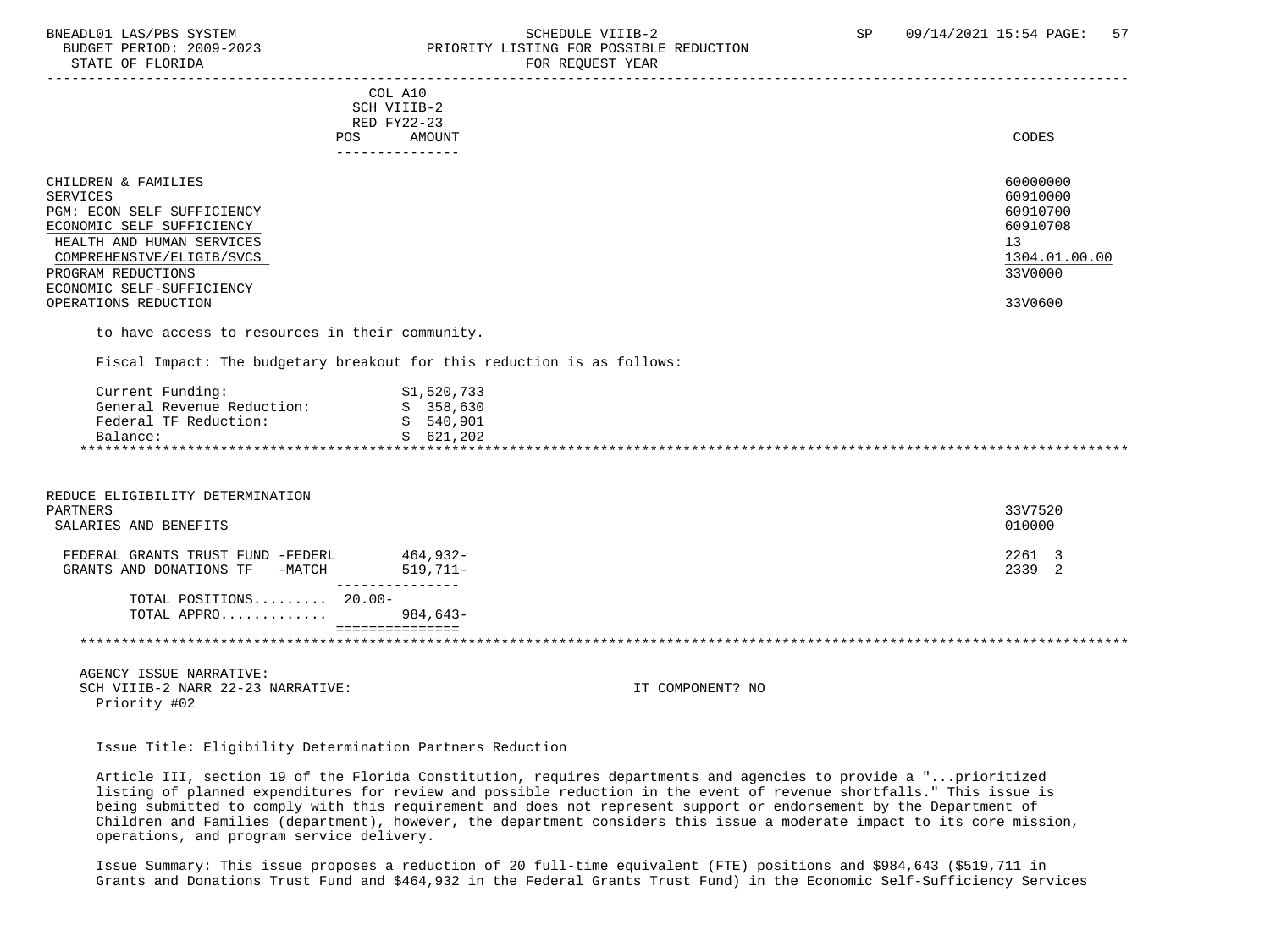| | COL A10 SCH VIIIB-2 RED FY22-23 POS | AMOUNT | CODES |
|---|---|---|---|
| CHILDREN & FAMILIES | | | 60000000 |
| SERVICES | | | 60910000 |
| PGM: ECON SELF SUFFICIENCY | | | 60910700 |
| ECONOMIC SELF SUFFICIENCY | | | 60910708 |
| HEALTH AND HUMAN SERVICES | | | 13 |
| COMPREHENSIVE/ELIGIB/SVCS | | | 1304.01.00.00 |
| PROGRAM REDUCTIONS | | | 33V0000 |
| ECONOMIC SELF-SUFFICIENCY OPERATIONS REDUCTION | | | 33V0600 |

to have access to resources in their community.

Fiscal Impact: The budgetary breakout for this reduction is as follows:

| | |
|---|---|
| Current Funding: | $1,520,733 |
| General Revenue Reduction: | $ 358,630 |
| Federal TF Reduction: | $ 540,901 |
| Balance: | $ 621,202 |

********************************************************************************************************************

| | POS | AMOUNT | CODES |
|---|---|---|---|
| REDUCE ELIGIBILITY DETERMINATION PARTNERS | | | 33V7520 |
| SALARIES AND BENEFITS | | | 010000 |
| FEDERAL GRANTS TRUST FUND -FEDERL | | 464,932- | 2261 3 |
| GRANTS AND DONATIONS TF -MATCH | | 519,711- | 2339 2 |
| TOTAL POSITIONS......... | 20.00- | | |
| TOTAL APPRO............ | | 984,643- | |

********************************************************************************************************************

AGENCY ISSUE NARRATIVE:
SCH VIIIB-2 NARR 22-23 NARRATIVE: IT COMPONENT? NO
Priority #02

Issue Title: Eligibility Determination Partners Reduction

Article III, section 19 of the Florida Constitution, requires departments and agencies to provide a "...prioritized listing of planned expenditures for review and possible reduction in the event of revenue shortfalls." This issue is being submitted to comply with this requirement and does not represent support or endorsement by the Department of Children and Families (department), however, the department considers this issue a moderate impact to its core mission, operations, and program service delivery.

Issue Summary: This issue proposes a reduction of 20 full-time equivalent (FTE) positions and $984,643 ($519,711 in Grants and Donations Trust Fund and $464,932 in the Federal Grants Trust Fund) in the Economic Self-Sufficiency Services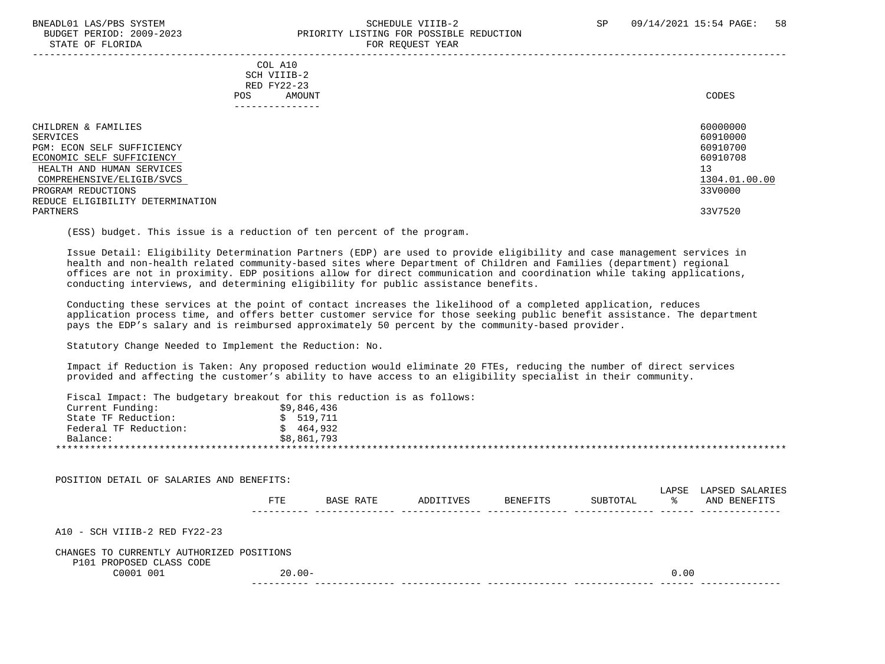BNEADL01 LAS/PBS SYSTEM — SCHEDULE VIIIB-2 — SP 09/14/2021 15:54

BUDGET PERIOD: 2009-2023 — PRIORITY LISTING FOR POSSIBLE REDUCTION

STATE OF FLORIDA — FOR REQUEST YEAR

| | COL A10 SCH VIIIB-2 RED FY22-23 POS AMOUNT | CODES |
|---|---|---|
| CHILDREN & FAMILIES | | 60000000 |
| SERVICES | | 60910000 |
| PGM: ECON SELF SUFFICIENCY | | 60910700 |
| ECONOMIC SELF SUFFICIENCY | | 60910708 |
| HEALTH AND HUMAN SERVICES | | 13 |
| COMPREHENSIVE/ELIGIB/SVCS | | 1304.01.00.00 |
| PROGRAM REDUCTIONS | | 33V0000 |
| REDUCE ELIGIBILITY DETERMINATION PARTNERS | | 33V7520 |

(ESS) budget. This issue is a reduction of ten percent of the program.

Issue Detail: Eligibility Determination Partners (EDP) are used to provide eligibility and case management services in health and non-health related community-based sites where Department of Children and Families (department) regional offices are not in proximity. EDP positions allow for direct communication and coordination while taking applications, conducting interviews, and determining eligibility for public assistance benefits.

Conducting these services at the point of contact increases the likelihood of a completed application, reduces application process time, and offers better customer service for those seeking public benefit assistance. The department pays the EDP's salary and is reimbursed approximately 50 percent by the community-based provider.

Statutory Change Needed to Implement the Reduction: No.

Impact if Reduction is Taken: Any proposed reduction would eliminate 20 FTEs, reducing the number of direct services provided and affecting the customer's ability to have access to an eligibility specialist in their community.

Fiscal Impact: The budgetary breakout for this reduction is as follows:

| | |
|---|---|
| Current Funding: | $9,846,436 |
| State TF Reduction: | $ 519,711 |
| Federal TF Reduction: | $ 464,932 |
| Balance: | $8,861,793 |

*******************************************************************************************************************

POSITION DETAIL OF SALARIES AND BENEFITS:

| | FTE | BASE RATE | ADDITIVES | BENEFITS | SUBTOTAL | LAPSE % | LAPSED SALARIES AND BENEFITS |
|---|---|---|---|---|---|---|---|
| A10 - SCH VIIIB-2 RED FY22-23 | | | | | | | |
| CHANGES TO CURRENTLY AUTHORIZED POSITIONS | | | | | | | |
| P101 PROPOSED CLASS CODE | | | | | | | |
| C0001 001 | 20.00- | | | | | 0.00 | |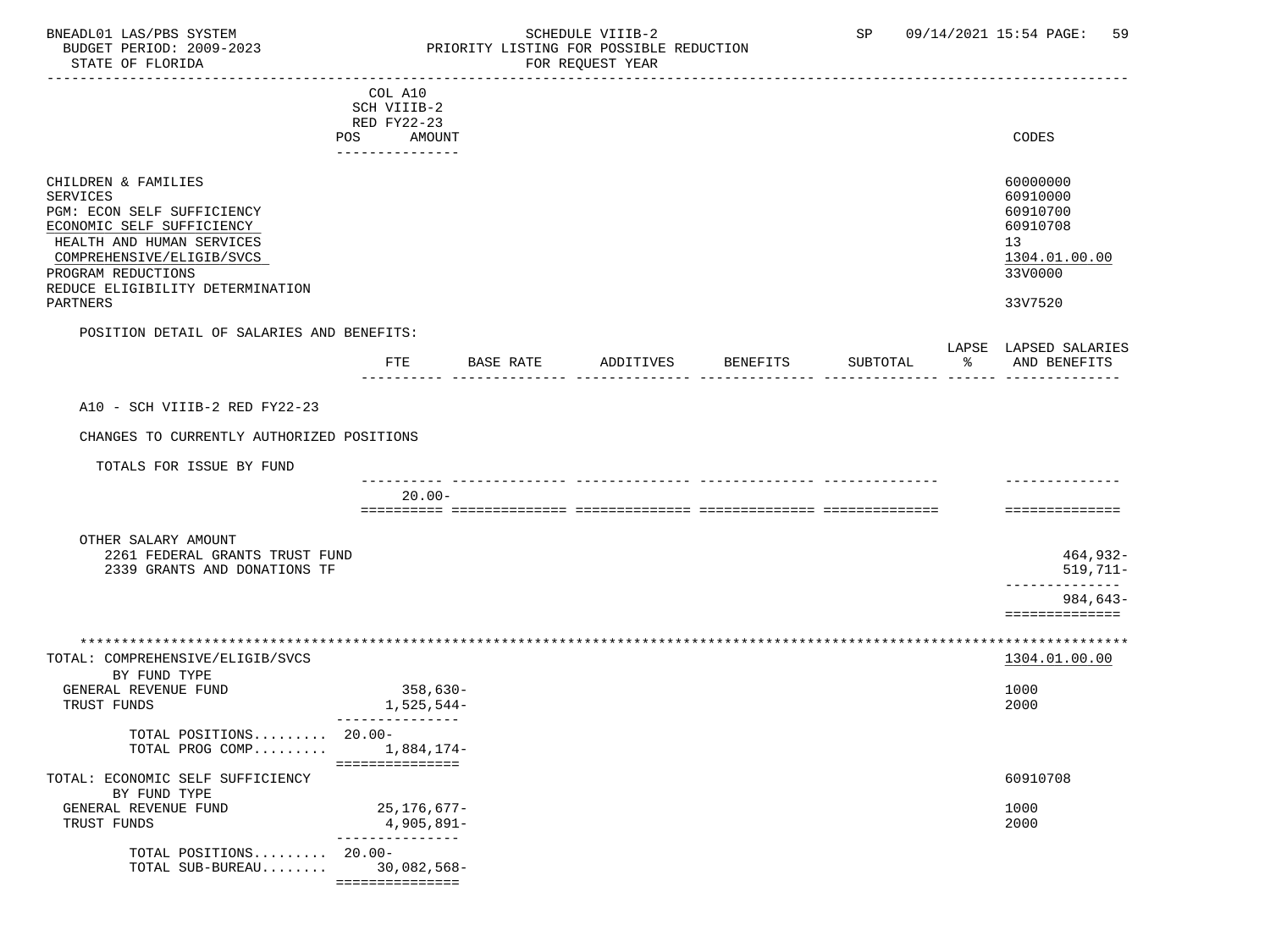BNEADL01 LAS/PBS SYSTEM — SCHEDULE VIIIB-2 — SP 09/14/2021 15:54

BUDGET PERIOD: 2009-2023 — PRIORITY LISTING FOR POSSIBLE REDUCTION

STATE OF FLORIDA — FOR REQUEST YEAR

| | COL A10 SCH VIIIB-2 RED FY22-23 POS AMOUNT | CODES |
|---|---|---|
| CHILDREN & FAMILIES | | 60000000 |
| SERVICES | | 60910000 |
| PGM: ECON SELF SUFFICIENCY | | 60910700 |
| ECONOMIC SELF SUFFICIENCY | | 60910708 |
| HEALTH AND HUMAN SERVICES | | 13 |
| COMPREHENSIVE/ELIGIB/SVCS | | 1304.01.00.00 |
| PROGRAM REDUCTIONS | | 33V0000 |
| REDUCE ELIGIBILITY DETERMINATION PARTNERS | | 33V7520 |

POSITION DETAIL OF SALARIES AND BENEFITS:

| | FTE | BASE RATE | ADDITIVES | BENEFITS | SUBTOTAL | LAPSE % | LAPSED SALARIES AND BENEFITS |
|---|---|---|---|---|---|---|---|
| A10 - SCH VIIIB-2 RED FY22-23 | | | | | | | |
| CHANGES TO CURRENTLY AUTHORIZED POSITIONS | | | | | | | |
| TOTALS FOR ISSUE BY FUND | 20.00- | | | | | | |
| OTHER SALARY AMOUNT | | | | | | | |
| 2261 FEDERAL GRANTS TRUST FUND | | | | | | | 464,932- |
| 2339 GRANTS AND DONATIONS TF | | | | | | | 519,711- |
| | | | | | | | 984,643- |

| | POS AMOUNT | CODES |
|---|---|---|
| TOTAL: COMPREHENSIVE/ELIGIB/SVCS | | 1304.01.00.00 |
| BY FUND TYPE | | |
| GENERAL REVENUE FUND | 358,630- | 1000 |
| TRUST FUNDS | 1,525,544- | 2000 |
| TOTAL POSITIONS......... | 20.00- | |
| TOTAL PROG COMP......... | 1,884,174- | |
| TOTAL: ECONOMIC SELF SUFFICIENCY | | 60910708 |
| BY FUND TYPE | | |
| GENERAL REVENUE FUND | 25,176,677- | 1000 |
| TRUST FUNDS | 4,905,891- | 2000 |
| TOTAL POSITIONS......... | 20.00- | |
| TOTAL SUB-BUREAU........ | 30,082,568- | |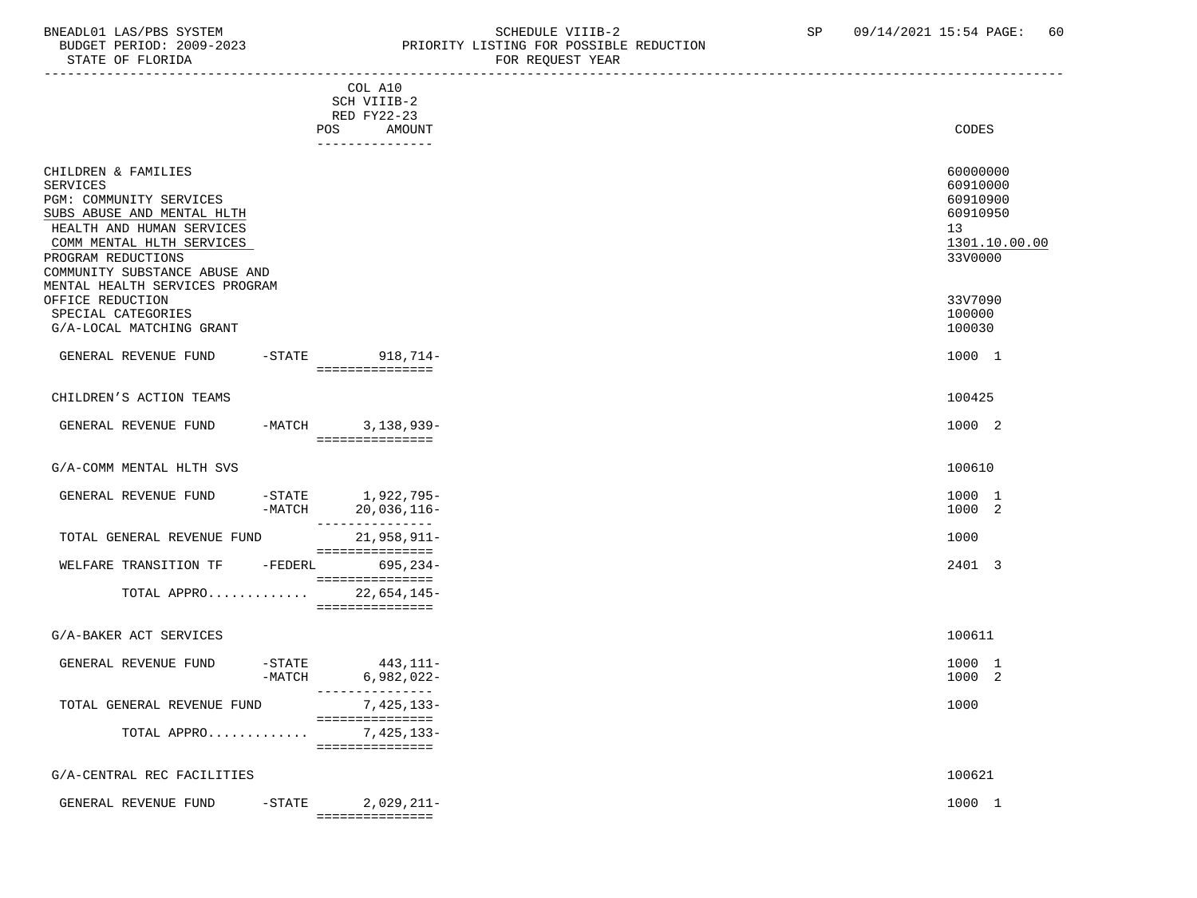BNEADL01 LAS/PBS SYSTEM — SCHEDULE VIIIB-2 — SP 09/14/2021 15:54

BUDGET PERIOD: 2009-2023 — PRIORITY LISTING FOR POSSIBLE REDUCTION

STATE OF FLORIDA — FOR REQUEST YEAR

| | | COL A10 SCH VIIIB-2 RED FY22-23 POS AMOUNT | CODES |
|---|---|---|---|
| CHILDREN & FAMILIES | | | 60000000 |
| SERVICES | | | 60910000 |
| PGM: COMMUNITY SERVICES | | | 60910900 |
| SUBS ABUSE AND MENTAL HLTH | | | 60910950 |
| HEALTH AND HUMAN SERVICES | | | 13 |
| COMM MENTAL HLTH SERVICES | | | 1301.10.00.00 |
| PROGRAM REDUCTIONS | | | 33V0000 |
| COMMUNITY SUBSTANCE ABUSE AND MENTAL HEALTH SERVICES PROGRAM OFFICE REDUCTION | | | 33V7090 |
| SPECIAL CATEGORIES | | | 100000 |
| G/A-LOCAL MATCHING GRANT | | | 100030 |
| GENERAL REVENUE FUND | -STATE | 918,714- | 1000 1 |
| CHILDREN'S ACTION TEAMS | | | 100425 |
| GENERAL REVENUE FUND | -MATCH | 3,138,939- | 1000 2 |
| G/A-COMM MENTAL HLTH SVS | | | 100610 |
| GENERAL REVENUE FUND | -STATE | 1,922,795- | 1000 1 |
| | -MATCH | 20,036,116- | 1000 2 |
| TOTAL GENERAL REVENUE FUND | | 21,958,911- | 1000 |
| WELFARE TRANSITION TF | -FEDERL | 695,234- | 2401 3 |
| TOTAL APPRO............ | | 22,654,145- | |
| G/A-BAKER ACT SERVICES | | | 100611 |
| GENERAL REVENUE FUND | -STATE | 443,111- | 1000 1 |
| | -MATCH | 6,982,022- | 1000 2 |
| TOTAL GENERAL REVENUE FUND | | 7,425,133- | 1000 |
| TOTAL APPRO............ | | 7,425,133- | |
| G/A-CENTRAL REC FACILITIES | | | 100621 |
| GENERAL REVENUE FUND | -STATE | 2,029,211- | 1000 1 |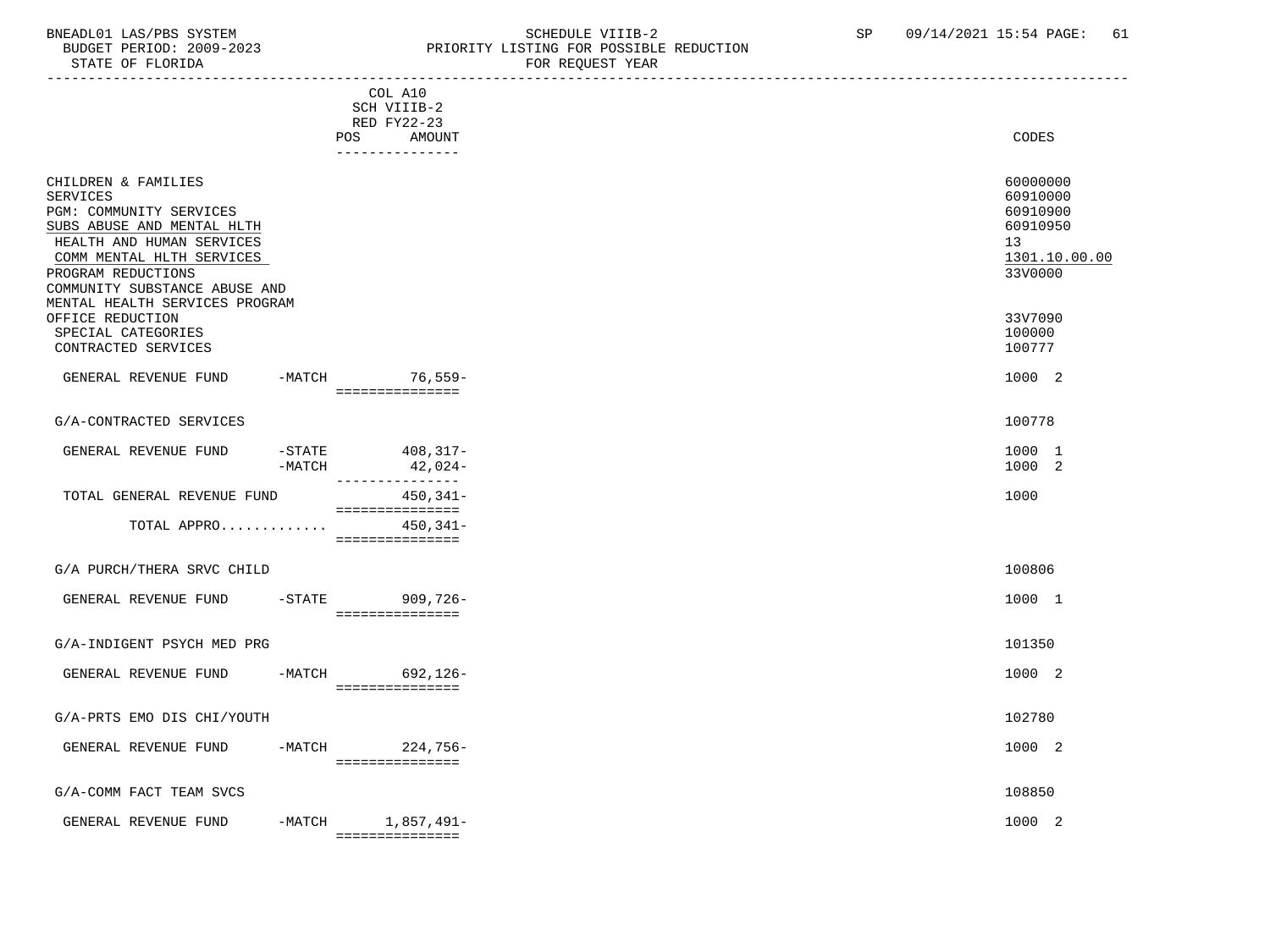BNEADL01 LAS/PBS SYSTEM — SCHEDULE VIIIB-2 — SP 09/14/2021 15:54

BUDGET PERIOD: 2009-2023 — PRIORITY LISTING FOR POSSIBLE REDUCTION

STATE OF FLORIDA — FOR REQUEST YEAR

| | | COL A10 SCH VIIIB-2 RED FY22-23 POS AMOUNT | CODES |
|---|---|---|---|
| CHILDREN & FAMILIES | | | 60000000 |
| SERVICES | | | 60910000 |
| PGM: COMMUNITY SERVICES | | | 60910900 |
| SUBS ABUSE AND MENTAL HLTH | | | 60910950 |
| HEALTH AND HUMAN SERVICES | | | 13 |
| COMM MENTAL HLTH SERVICES | | | 1301.10.00.00 |
| PROGRAM REDUCTIONS | | | 33V0000 |
| COMMUNITY SUBSTANCE ABUSE AND MENTAL HEALTH SERVICES PROGRAM OFFICE REDUCTION | | | 33V7090 |
| SPECIAL CATEGORIES | | | 100000 |
| CONTRACTED SERVICES | | | 100777 |
| GENERAL REVENUE FUND | -MATCH | 76,559- | 1000 2 |
| G/A-CONTRACTED SERVICES | | | 100778 |
| GENERAL REVENUE FUND | -STATE | 408,317- | 1000 1 |
| | -MATCH | 42,024- | 1000 2 |
| TOTAL GENERAL REVENUE FUND | | 450,341- | 1000 |
| TOTAL APPRO............ | | 450,341- | |
| G/A PURCH/THERA SRVC CHILD | | | 100806 |
| GENERAL REVENUE FUND | -STATE | 909,726- | 1000 1 |
| G/A-INDIGENT PSYCH MED PRG | | | 101350 |
| GENERAL REVENUE FUND | -MATCH | 692,126- | 1000 2 |
| G/A-PRTS EMO DIS CHI/YOUTH | | | 102780 |
| GENERAL REVENUE FUND | -MATCH | 224,756- | 1000 2 |
| G/A-COMM FACT TEAM SVCS | | | 108850 |
| GENERAL REVENUE FUND | -MATCH | 1,857,491- | 1000 2 |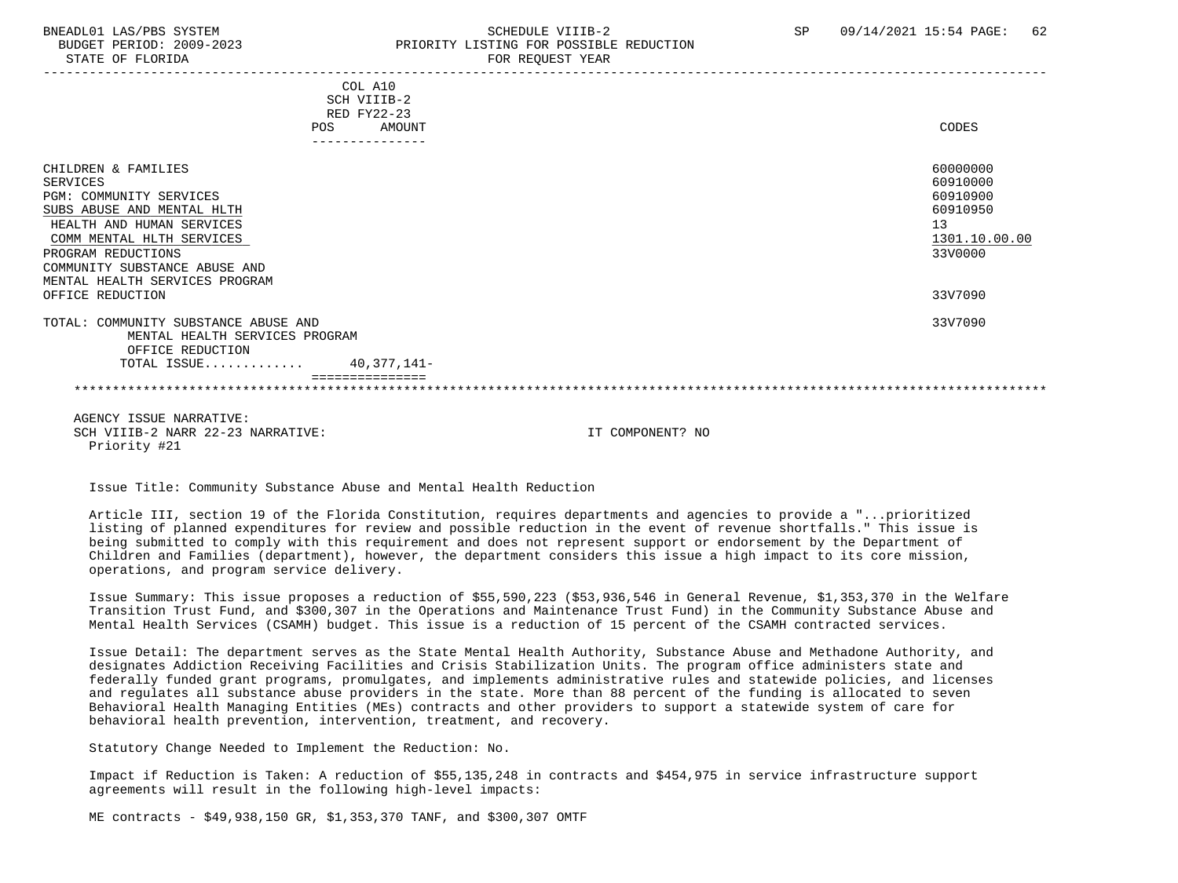COL A10
SCH VIIIB-2
RED FY22-23

| | POS | AMOUNT | CODES |
|---|---|---|---|
| CHILDREN & FAMILIES | | | 60000000 |
| SERVICES | | | 60910000 |
| PGM: COMMUNITY SERVICES | | | 60910900 |
| SUBS ABUSE AND MENTAL HLTH | | | 60910950 |
| HEALTH AND HUMAN SERVICES | | | 13 |
| COMM MENTAL HLTH SERVICES | | | 1301.10.00.00 |
| PROGRAM REDUCTIONS | | | 33V0000 |
| COMMUNITY SUBSTANCE ABUSE AND MENTAL HEALTH SERVICES PROGRAM OFFICE REDUCTION | | | 33V7090 |
| TOTAL: COMMUNITY SUBSTANCE ABUSE AND MENTAL HEALTH SERVICES PROGRAM OFFICE REDUCTION | | | 33V7090 |
| TOTAL ISSUE............ | | 40,377,141- | |

AGENCY ISSUE NARRATIVE:
SCH VIIIB-2 NARR 22-23 NARRATIVE: IT COMPONENT? NO
Priority #21

Issue Title: Community Substance Abuse and Mental Health Reduction

Article III, section 19 of the Florida Constitution, requires departments and agencies to provide a "...prioritized listing of planned expenditures for review and possible reduction in the event of revenue shortfalls." This issue is being submitted to comply with this requirement and does not represent support or endorsement by the Department of Children and Families (department), however, the department considers this issue a high impact to its core mission, operations, and program service delivery.

Issue Summary: This issue proposes a reduction of $55,590,223 ($53,936,546 in General Revenue, $1,353,370 in the Welfare Transition Trust Fund, and $300,307 in the Operations and Maintenance Trust Fund) in the Community Substance Abuse and Mental Health Services (CSAMH) budget. This issue is a reduction of 15 percent of the CSAMH contracted services.

Issue Detail: The department serves as the State Mental Health Authority, Substance Abuse and Methadone Authority, and designates Addiction Receiving Facilities and Crisis Stabilization Units. The program office administers state and federally funded grant programs, promulgates, and implements administrative rules and statewide policies, and licenses and regulates all substance abuse providers in the state. More than 88 percent of the funding is allocated to seven Behavioral Health Managing Entities (MEs) contracts and other providers to support a statewide system of care for behavioral health prevention, intervention, treatment, and recovery.

Statutory Change Needed to Implement the Reduction: No.

Impact if Reduction is Taken: A reduction of $55,135,248 in contracts and $454,975 in service infrastructure support agreements will result in the following high-level impacts:

ME contracts - $49,938,150 GR, $1,353,370 TANF, and $300,307 OMTF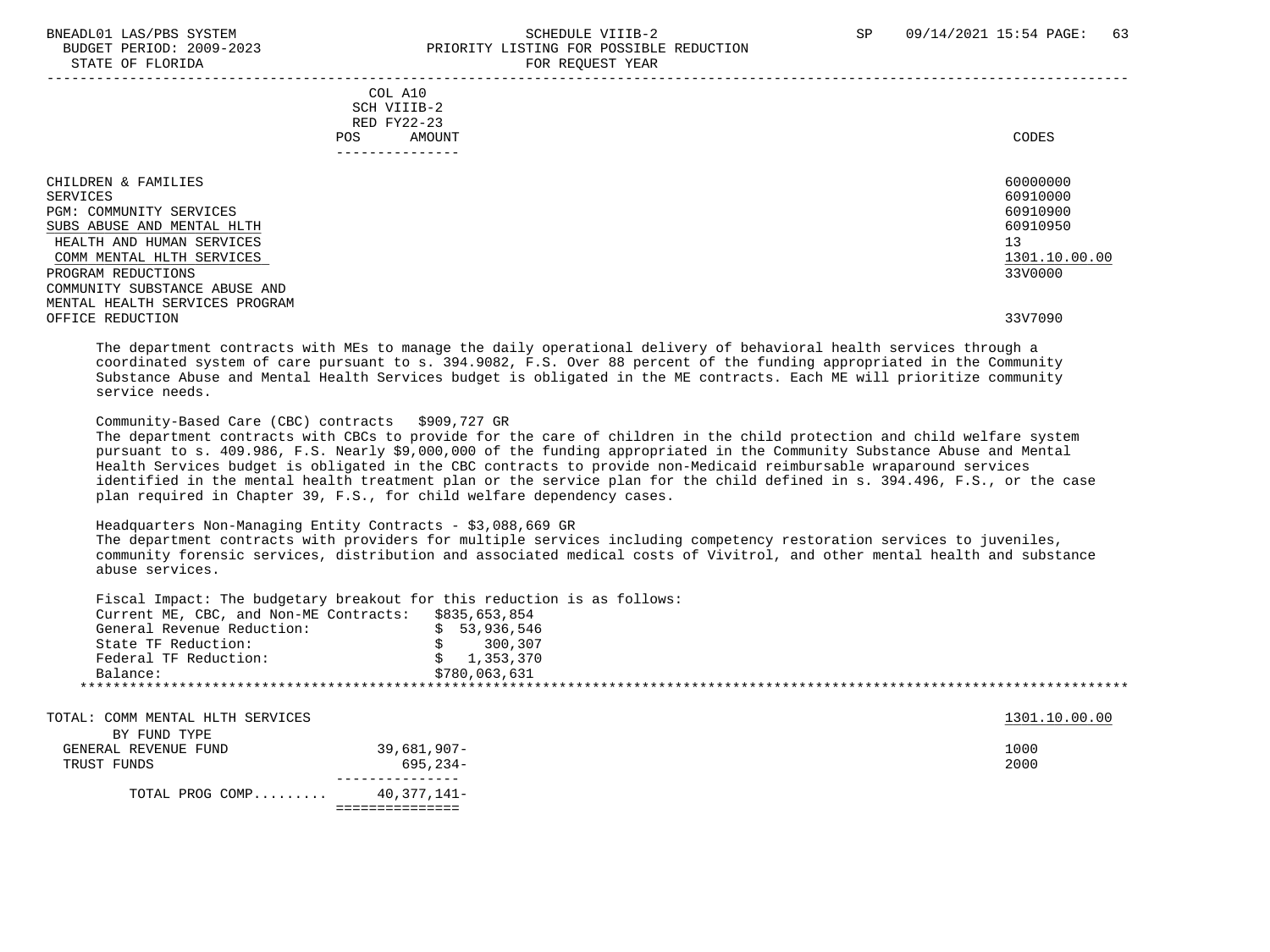| | COL A10 SCH VIIIB-2 RED FY22-23 POS AMOUNT | CODES |
|---|---|---|
| CHILDREN & FAMILIES | | 60000000 |
| SERVICES | | 60910000 |
| PGM: COMMUNITY SERVICES | | 60910900 |
| SUBS ABUSE AND MENTAL HLTH | | 60910950 |
| HEALTH AND HUMAN SERVICES | | 13 |
| COMM MENTAL HLTH SERVICES | | 1301.10.00.00 |
| PROGRAM REDUCTIONS | | 33V0000 |
| COMMUNITY SUBSTANCE ABUSE AND MENTAL HEALTH SERVICES PROGRAM OFFICE REDUCTION | | 33V7090 |

The department contracts with MEs to manage the daily operational delivery of behavioral health services through a coordinated system of care pursuant to s. 394.9082, F.S. Over 88 percent of the funding appropriated in the Community Substance Abuse and Mental Health Services budget is obligated in the ME contracts. Each ME will prioritize community service needs.

Community-Based Care (CBC) contracts $909,727 GR
The department contracts with CBCs to provide for the care of children in the child protection and child welfare system pursuant to s. 409.986, F.S. Nearly $9,000,000 of the funding appropriated in the Community Substance Abuse and Mental Health Services budget is obligated in the CBC contracts to provide non-Medicaid reimbursable wraparound services identified in the mental health treatment plan or the service plan for the child defined in s. 394.496, F.S., or the case plan required in Chapter 39, F.S., for child welfare dependency cases.

Headquarters Non-Managing Entity Contracts - $3,088,669 GR
The department contracts with providers for multiple services including competency restoration services to juveniles, community forensic services, distribution and associated medical costs of Vivitrol, and other mental health and substance abuse services.

Fiscal Impact: The budgetary breakout for this reduction is as follows:

| | |
|---|---|
| Current ME, CBC, and Non-ME Contracts: | $835,653,854 |
| General Revenue Reduction: | $ 53,936,546 |
| State TF Reduction: | $ 300,307 |
| Federal TF Reduction: | $ 1,353,370 |
| Balance: | $780,063,631 |

*****************************************************************************************************************************

| TOTAL: COMM MENTAL HLTH SERVICES | | 1301.10.00.00 |
|---|---|---|
| BY FUND TYPE | | |
| GENERAL REVENUE FUND | 39,681,907- | 1000 |
| TRUST FUNDS | 695,234- | 2000 |
| TOTAL PROG COMP......... | 40,377,141- | |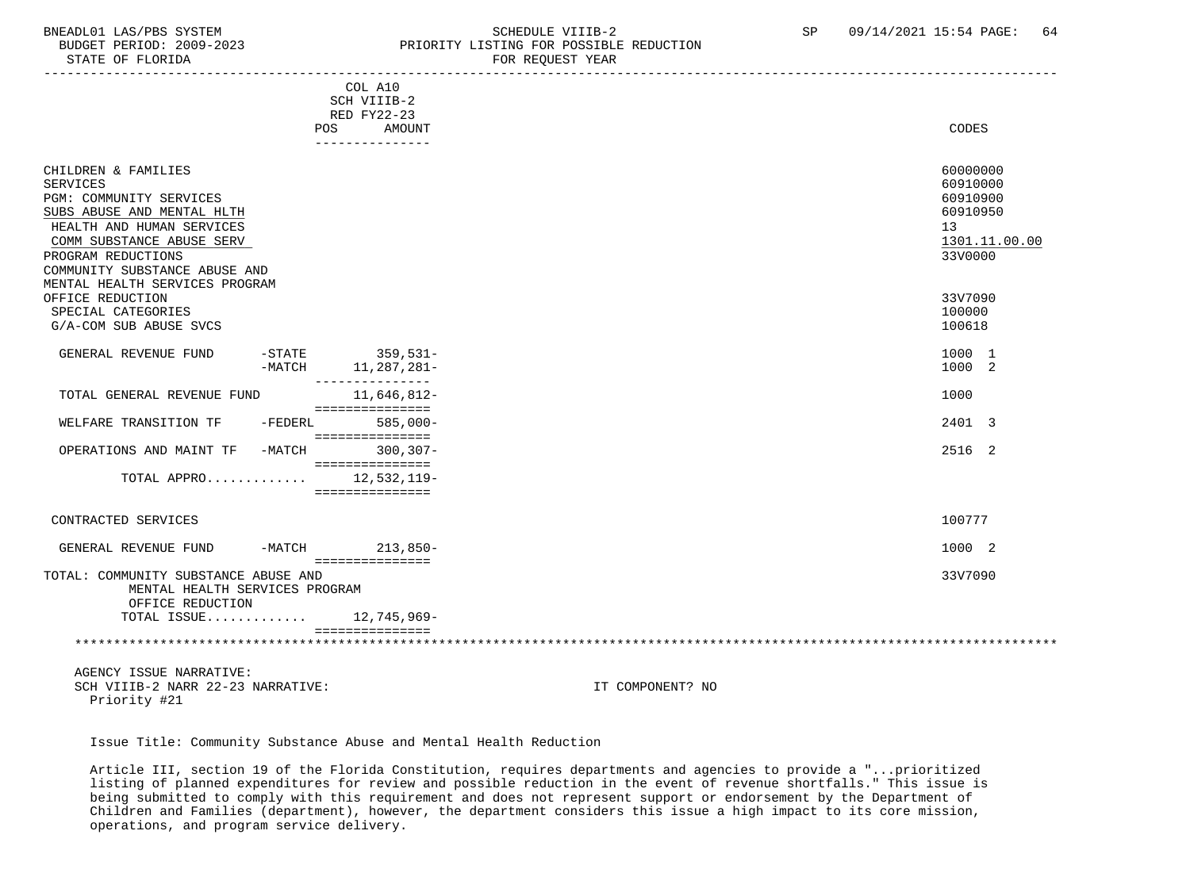| | COL A10 SCH VIIIB-2 RED FY22-23 POS AMOUNT | CODES |
|---|---|---|
| CHILDREN & FAMILIES | | 60000000 |
| SERVICES | | 60910000 |
| PGM: COMMUNITY SERVICES | | 60910900 |
| SUBS ABUSE AND MENTAL HLTH | | 60910950 |
| HEALTH AND HUMAN SERVICES | | 13 |
| COMM SUBSTANCE ABUSE SERV | | 1301.11.00.00 |
| PROGRAM REDUCTIONS | | 33V0000 |
| COMMUNITY SUBSTANCE ABUSE AND MENTAL HEALTH SERVICES PROGRAM OFFICE REDUCTION | | 33V7090 |
| SPECIAL CATEGORIES | | 100000 |
| G/A-COM SUB ABUSE SVCS | | 100618 |
| GENERAL REVENUE FUND -STATE | 359,531- | 1000 1 |
| -MATCH | 11,287,281- | 1000 2 |
| TOTAL GENERAL REVENUE FUND | 11,646,812- | 1000 |
| WELFARE TRANSITION TF -FEDERL | 585,000- | 2401 3 |
| OPERATIONS AND MAINT TF -MATCH | 300,307- | 2516 2 |
| TOTAL APPRO............ | 12,532,119- | |
| CONTRACTED SERVICES | | 100777 |
| GENERAL REVENUE FUND -MATCH | 213,850- | 1000 2 |
| TOTAL: COMMUNITY SUBSTANCE ABUSE AND MENTAL HEALTH SERVICES PROGRAM OFFICE REDUCTION | | 33V7090 |
| TOTAL ISSUE............ | 12,745,969- | |

AGENCY ISSUE NARRATIVE:
SCH VIIIB-2 NARR 22-23 NARRATIVE: IT COMPONENT? NO
Priority #21

Issue Title: Community Substance Abuse and Mental Health Reduction

Article III, section 19 of the Florida Constitution, requires departments and agencies to provide a "...prioritized listing of planned expenditures for review and possible reduction in the event of revenue shortfalls." This issue is being submitted to comply with this requirement and does not represent support or endorsement by the Department of Children and Families (department), however, the department considers this issue a high impact to its core mission, operations, and program service delivery.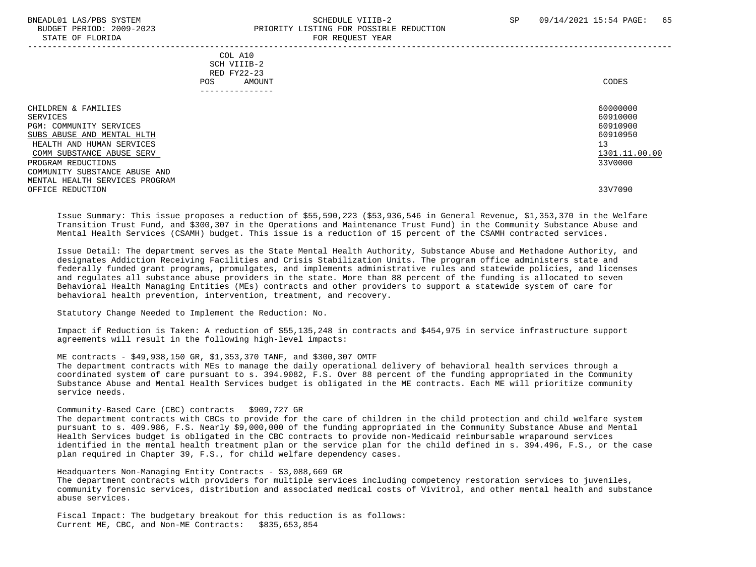COL A10
SCH VIIIB-2
RED FY22-23
POS AMOUNT

| | CODES |
|---|---|
| CHILDREN & FAMILIES | 60000000 |
| SERVICES | 60910000 |
| PGM: COMMUNITY SERVICES | 60910900 |
| SUBS ABUSE AND MENTAL HLTH | 60910950 |
| HEALTH AND HUMAN SERVICES | 13 |
| COMM SUBSTANCE ABUSE SERV | 1301.11.00.00 |
| PROGRAM REDUCTIONS | 33V0000 |
| COMMUNITY SUBSTANCE ABUSE AND MENTAL HEALTH SERVICES PROGRAM OFFICE REDUCTION | 33V7090 |

Issue Summary: This issue proposes a reduction of $55,590,223 ($53,936,546 in General Revenue, $1,353,370 in the Welfare Transition Trust Fund, and $300,307 in the Operations and Maintenance Trust Fund) in the Community Substance Abuse and Mental Health Services (CSAMH) budget. This issue is a reduction of 15 percent of the CSAMH contracted services.

Issue Detail: The department serves as the State Mental Health Authority, Substance Abuse and Methadone Authority, and designates Addiction Receiving Facilities and Crisis Stabilization Units. The program office administers state and federally funded grant programs, promulgates, and implements administrative rules and statewide policies, and licenses and regulates all substance abuse providers in the state. More than 88 percent of the funding is allocated to seven Behavioral Health Managing Entities (MEs) contracts and other providers to support a statewide system of care for behavioral health prevention, intervention, treatment, and recovery.

Statutory Change Needed to Implement the Reduction: No.

Impact if Reduction is Taken: A reduction of $55,135,248 in contracts and $454,975 in service infrastructure support agreements will result in the following high-level impacts:

ME contracts - $49,938,150 GR, $1,353,370 TANF, and $300,307 OMTF
The department contracts with MEs to manage the daily operational delivery of behavioral health services through a coordinated system of care pursuant to s. 394.9082, F.S. Over 88 percent of the funding appropriated in the Community Substance Abuse and Mental Health Services budget is obligated in the ME contracts. Each ME will prioritize community service needs.

Community-Based Care (CBC) contracts $909,727 GR
The department contracts with CBCs to provide for the care of children in the child protection and child welfare system pursuant to s. 409.986, F.S. Nearly $9,000,000 of the funding appropriated in the Community Substance Abuse and Mental Health Services budget is obligated in the CBC contracts to provide non-Medicaid reimbursable wraparound services identified in the mental health treatment plan or the service plan for the child defined in s. 394.496, F.S., or the case plan required in Chapter 39, F.S., for child welfare dependency cases.

Headquarters Non-Managing Entity Contracts - $3,088,669 GR
The department contracts with providers for multiple services including competency restoration services to juveniles, community forensic services, distribution and associated medical costs of Vivitrol, and other mental health and substance abuse services.

Fiscal Impact: The budgetary breakout for this reduction is as follows:
Current ME, CBC, and Non-ME Contracts: $835,653,854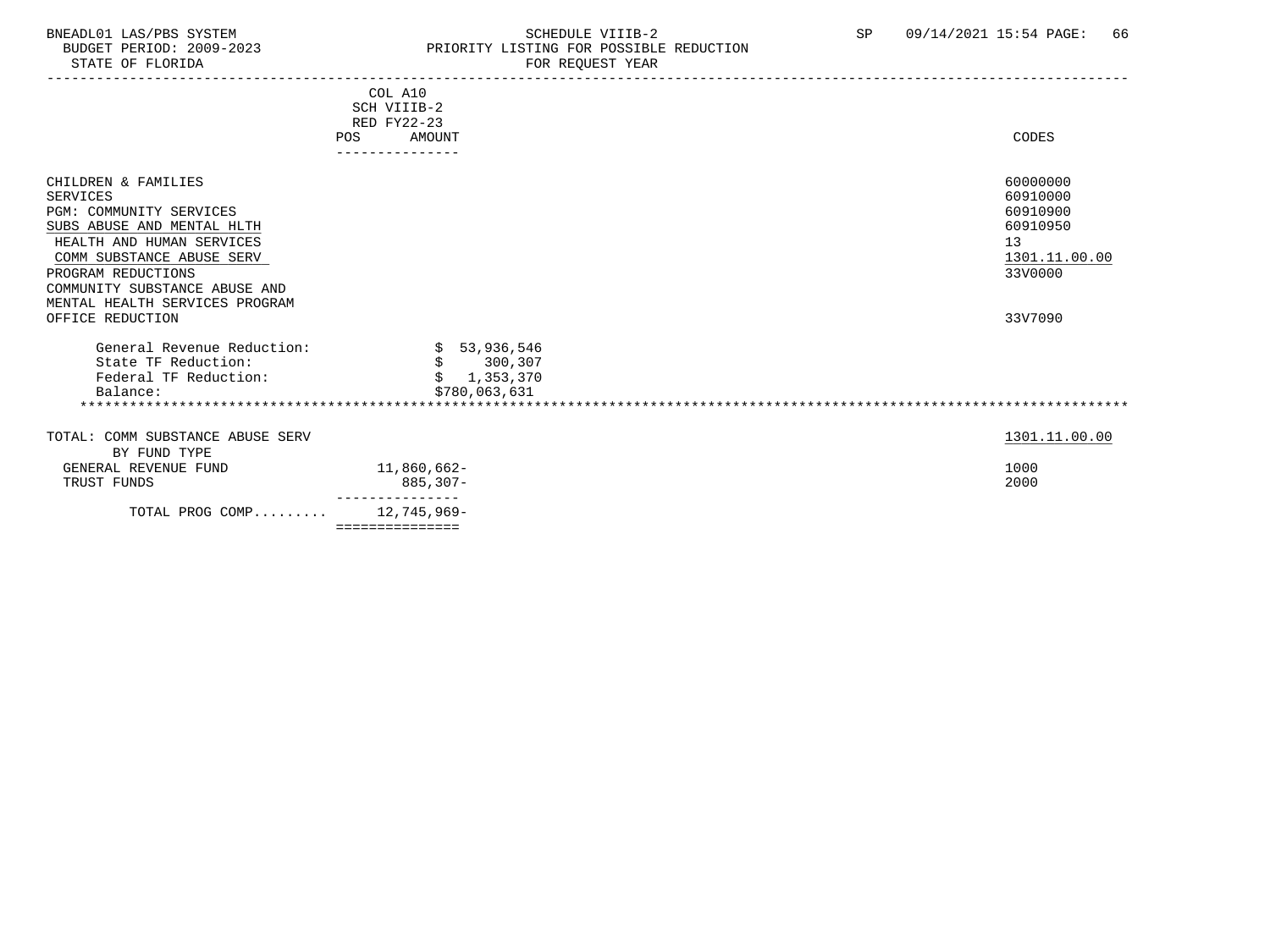BNEADL01 LAS/PBS SYSTEM
BUDGET PERIOD: 2009-2023
STATE OF FLORIDA

SCHEDULE VIIIB-2
PRIORITY LISTING FOR POSSIBLE REDUCTION
FOR REQUEST YEAR

SP 09/14/2021 15:54 PAGE: 66

| | COL A10 SCH VIIIB-2 RED FY22-23 POS AMOUNT | CODES |
|---|---|---|
| CHILDREN & FAMILIES | | 60000000 |
| SERVICES | | 60910000 |
| PGM: COMMUNITY SERVICES | | 60910900 |
| SUBS ABUSE AND MENTAL HLTH | | 60910950 |
| HEALTH AND HUMAN SERVICES | | 13 |
| COMM SUBSTANCE ABUSE SERV | | 1301.11.00.00 |
| PROGRAM REDUCTIONS | | 33V0000 |
| COMMUNITY SUBSTANCE ABUSE AND MENTAL HEALTH SERVICES PROGRAM OFFICE REDUCTION | | 33V7090 |
| General Revenue Reduction: | $ 53,936,546 | |
| State TF Reduction: | $ 300,307 | |
| Federal TF Reduction: | $ 1,353,370 | |
| Balance: | $780,063,631 | |

*****************************************************************************************************************************

| | | |
|---|---|---|
| TOTAL: COMM SUBSTANCE ABUSE SERV | | 1301.11.00.00 |
| BY FUND TYPE | | |
| GENERAL REVENUE FUND | 11,860,662- | 1000 |
| TRUST FUNDS | 885,307- | 2000 |
| TOTAL PROG COMP......... | 12,745,969- | |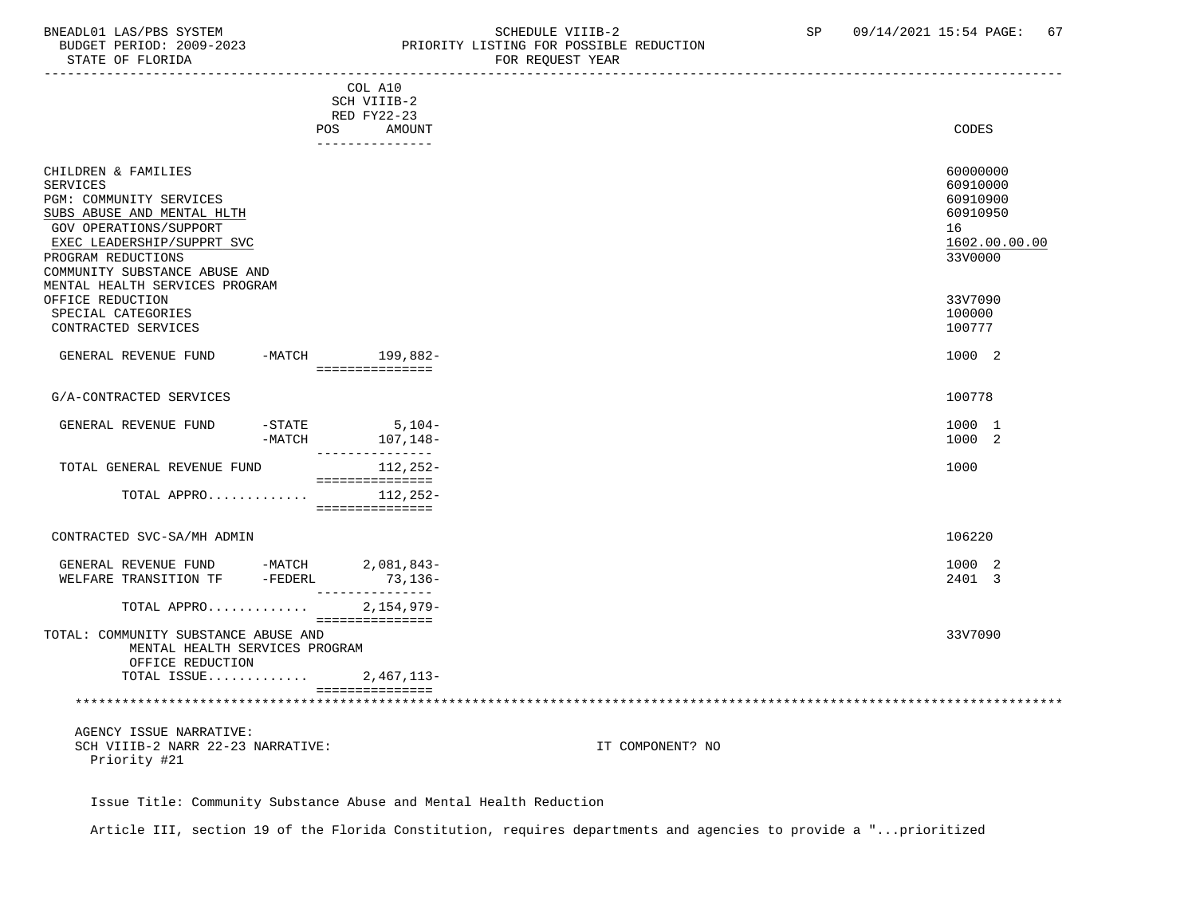BNEADL01 LAS/PBS SYSTEM SCHEDULE VIIIB-2 SP 09/14/2021 15:54 PAGE: 67
BUDGET PERIOD: 2009-2023 PRIORITY LISTING FOR POSSIBLE REDUCTION
STATE OF FLORIDA FOR REQUEST YEAR

| | | COL A10 SCH VIIIB-2 RED FY22-23 POS AMOUNT | CODES |
|---|---|---|---|
| CHILDREN & FAMILIES | | | 60000000 |
| SERVICES | | | 60910000 |
| PGM: COMMUNITY SERVICES | | | 60910900 |
| SUBS ABUSE AND MENTAL HLTH | | | 60910950 |
| GOV OPERATIONS/SUPPORT | | | 16 |
| EXEC LEADERSHIP/SUPPRT SVC | | | 1602.00.00.00 |
| PROGRAM REDUCTIONS | | | 33V0000 |
| COMMUNITY SUBSTANCE ABUSE AND MENTAL HEALTH SERVICES PROGRAM OFFICE REDUCTION | | | 33V7090 |
| SPECIAL CATEGORIES | | | 100000 |
| CONTRACTED SERVICES | | | 100777 |
| GENERAL REVENUE FUND | -MATCH | 199,882- | 1000 2 |
| G/A-CONTRACTED SERVICES | | | 100778 |
| GENERAL REVENUE FUND | -STATE | 5,104- | 1000 1 |
| | -MATCH | 107,148- | 1000 2 |
| TOTAL GENERAL REVENUE FUND | | 112,252- | 1000 |
| TOTAL APPRO............. | | 112,252- | |
| CONTRACTED SVC-SA/MH ADMIN | | | 106220 |
| GENERAL REVENUE FUND | -MATCH | 2,081,843- | 1000 2 |
| WELFARE TRANSITION TF | -FEDERL | 73,136- | 2401 3 |
| TOTAL APPRO............. | | 2,154,979- | |
| TOTAL: COMMUNITY SUBSTANCE ABUSE AND MENTAL HEALTH SERVICES PROGRAM OFFICE REDUCTION | | | 33V7090 |
| TOTAL ISSUE............. | | 2,467,113- | |

AGENCY ISSUE NARRATIVE:
SCH VIIIB-2 NARR 22-23 NARRATIVE: IT COMPONENT? NO
Priority #21

Issue Title: Community Substance Abuse and Mental Health Reduction

Article III, section 19 of the Florida Constitution, requires departments and agencies to provide a "...prioritized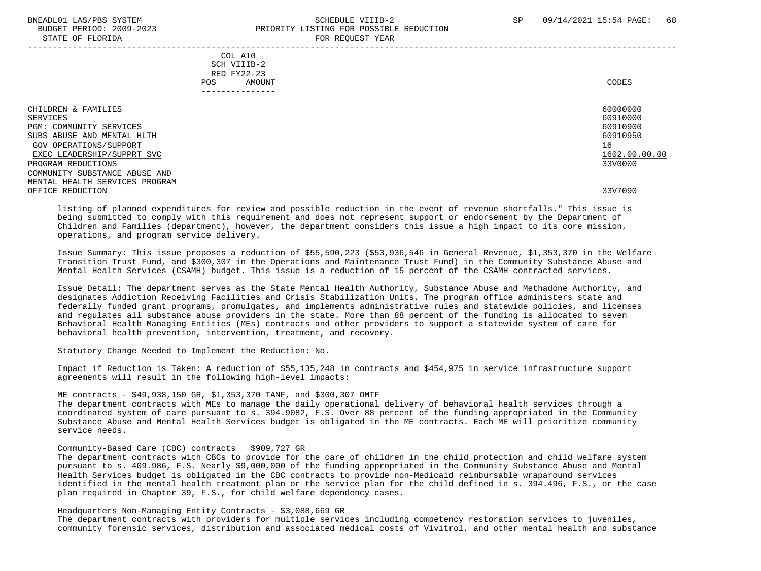| | COL A10<br>SCH VIIIB-2<br>RED FY22-23<br>POS AMOUNT | CODES |
|---|---|---|
| CHILDREN & FAMILIES | | 60000000 |
| SERVICES | | 60910000 |
| PGM: COMMUNITY SERVICES | | 60910900 |
| SUBS ABUSE AND MENTAL HLTH | | 60910950 |
| GOV OPERATIONS/SUPPORT | | 16 |
| EXEC LEADERSHIP/SUPPRT SVC | | 1602.00.00.00 |
| PROGRAM REDUCTIONS | | 33V0000 |
| COMMUNITY SUBSTANCE ABUSE AND MENTAL HEALTH SERVICES PROGRAM OFFICE REDUCTION | | 33V7090 |

listing of planned expenditures for review and possible reduction in the event of revenue shortfalls." This issue is being submitted to comply with this requirement and does not represent support or endorsement by the Department of Children and Families (department), however, the department considers this issue a high impact to its core mission, operations, and program service delivery.

Issue Summary: This issue proposes a reduction of $55,590,223 ($53,936,546 in General Revenue, $1,353,370 in the Welfare Transition Trust Fund, and $300,307 in the Operations and Maintenance Trust Fund) in the Community Substance Abuse and Mental Health Services (CSAMH) budget. This issue is a reduction of 15 percent of the CSAMH contracted services.

Issue Detail: The department serves as the State Mental Health Authority, Substance Abuse and Methadone Authority, and designates Addiction Receiving Facilities and Crisis Stabilization Units. The program office administers state and federally funded grant programs, promulgates, and implements administrative rules and statewide policies, and licenses and regulates all substance abuse providers in the state. More than 88 percent of the funding is allocated to seven Behavioral Health Managing Entities (MEs) contracts and other providers to support a statewide system of care for behavioral health prevention, intervention, treatment, and recovery.

Statutory Change Needed to Implement the Reduction: No.

Impact if Reduction is Taken: A reduction of $55,135,248 in contracts and $454,975 in service infrastructure support agreements will result in the following high-level impacts:

ME contracts - $49,938,150 GR, $1,353,370 TANF, and $300,307 OMTF
The department contracts with MEs to manage the daily operational delivery of behavioral health services through a coordinated system of care pursuant to s. 394.9082, F.S. Over 88 percent of the funding appropriated in the Community Substance Abuse and Mental Health Services budget is obligated in the ME contracts. Each ME will prioritize community service needs.

Community-Based Care (CBC) contracts $909,727 GR
The department contracts with CBCs to provide for the care of children in the child protection and child welfare system pursuant to s. 409.986, F.S. Nearly $9,000,000 of the funding appropriated in the Community Substance Abuse and Mental Health Services budget is obligated in the CBC contracts to provide non-Medicaid reimbursable wraparound services identified in the mental health treatment plan or the service plan for the child defined in s. 394.496, F.S., or the case plan required in Chapter 39, F.S., for child welfare dependency cases.

Headquarters Non-Managing Entity Contracts - $3,088,669 GR
The department contracts with providers for multiple services including competency restoration services to juveniles, community forensic services, distribution and associated medical costs of Vivitrol, and other mental health and substance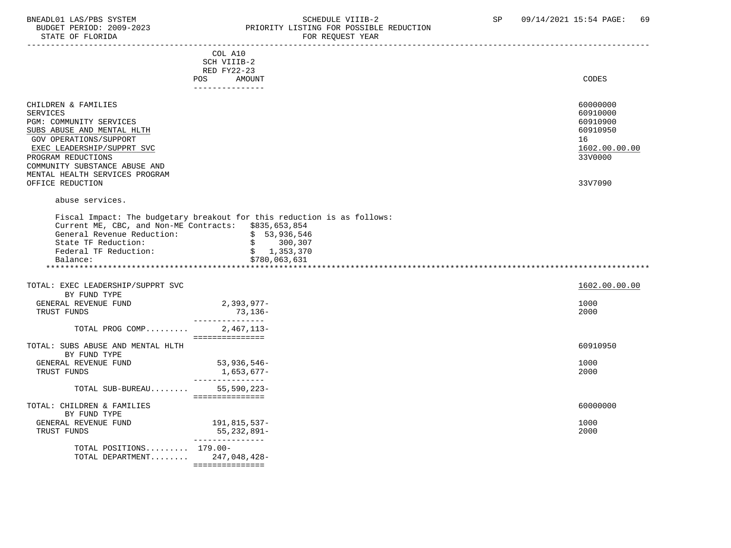COL A10
SCH VIIIB-2
RED FY22-23
POS AMOUNT

| | CODES |
|---|---|
| CHILDREN & FAMILIES | 60000000 |
| SERVICES | 60910000 |
| PGM: COMMUNITY SERVICES | 60910900 |
| SUBS ABUSE AND MENTAL HLTH | 60910950 |
| GOV OPERATIONS/SUPPORT | 16 |
| EXEC LEADERSHIP/SUPPRT SVC | 1602.00.00.00 |
| PROGRAM REDUCTIONS | 33V0000 |
| COMMUNITY SUBSTANCE ABUSE AND MENTAL HEALTH SERVICES PROGRAM OFFICE REDUCTION | 33V7090 |

abuse services.

Fiscal Impact: The budgetary breakout for this reduction is as follows:

| | |
|---|---|
| Current ME, CBC, and Non-ME Contracts: | $835,653,854 |
| General Revenue Reduction: | $ 53,936,546 |
| State TF Reduction: | $ 300,307 |
| Federal TF Reduction: | $ 1,353,370 |
| Balance: | $780,063,631 |

*******************************************************************************************************************

| | POS AMOUNT | CODES |
|---|---|---|
| TOTAL: EXEC LEADERSHIP/SUPPRT SVC | | 1602.00.00.00 |
| BY FUND TYPE | | |
| GENERAL REVENUE FUND | 2,393,977- | 1000 |
| TRUST FUNDS | 73,136- | 2000 |
| TOTAL PROG COMP......... | 2,467,113- | |
| TOTAL: SUBS ABUSE AND MENTAL HLTH | | 60910950 |
| BY FUND TYPE | | |
| GENERAL REVENUE FUND | 53,936,546- | 1000 |
| TRUST FUNDS | 1,653,677- | 2000 |
| TOTAL SUB-BUREAU........ | 55,590,223- | |
| TOTAL: CHILDREN & FAMILIES | | 60000000 |
| BY FUND TYPE | | |
| GENERAL REVENUE FUND | 191,815,537- | 1000 |
| TRUST FUNDS | 55,232,891- | 2000 |
| TOTAL POSITIONS......... | 179.00- | |
| TOTAL DEPARTMENT........ | 247,048,428- | |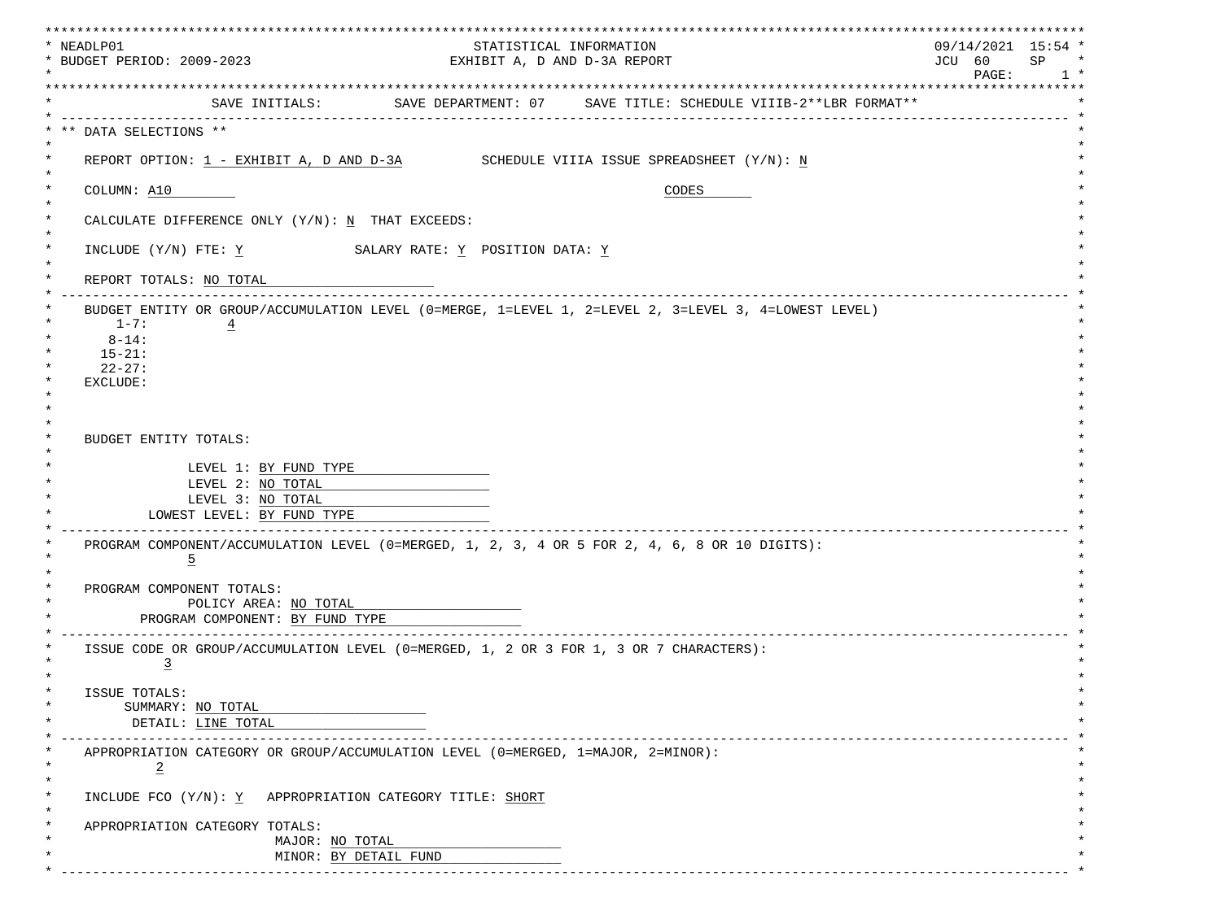```
*******************************************************************************************************************************
* NEADLP01                                          STATISTICAL INFORMATION                                   09/14/2021  15:54 *
* BUDGET PERIOD: 2009-2023                        EXHIBIT A, D AND D-3A REPORT                                JCU  60     SP    *
*                                                                                                              PAGE:        1 *
*******************************************************************************************************************************
*                    SAVE INITIALS:         SAVE DEPARTMENT: 07     SAVE TITLE: SCHEDULE VIIIB-2**LBR FORMAT**                *
* --------------------------------------------------------------------------------------------------------------------------- *
* ** DATA SELECTIONS **                                                                                                       *
*                                                                                                                             *
*    REPORT OPTION: 1 - EXHIBIT A, D AND D-3A          SCHEDULE VIIIA ISSUE SPREADSHEET (Y/N): N                              *
*                                                                                                                             *
*    COLUMN: A10                                                          CODES                                               *
*                                                                                                                             *
*    CALCULATE DIFFERENCE ONLY (Y/N): N  THAT EXCEEDS:                                                                        *
*                                                                                                                             *
*    INCLUDE (Y/N) FTE: Y             SALARY RATE: Y  POSITION DATA: Y                                                        *
*                                                                                                                             *
*    REPORT TOTALS: NO TOTAL                                                                                                  *
* --------------------------------------------------------------------------------------------------------------------------- *
*    BUDGET ENTITY OR GROUP/ACCUMULATION LEVEL (0=MERGE, 1=LEVEL 1, 2=LEVEL 2, 3=LEVEL 3, 4=LOWEST LEVEL)                     *
*        1-7:          4                                                                                                      *
*       8-14:                                                                                                                 *
*      15-21:                                                                                                                 *
*      22-27:                                                                                                                 *
*    EXCLUDE:                                                                                                                 *
*                                                                                                                             *
*                                                                                                                             *
*                                                                                                                             *
*    BUDGET ENTITY TOTALS:                                                                                                    *
*                                                                                                                             *
*                 LEVEL 1: BY FUND TYPE                                                                                       *
*                 LEVEL 2: NO TOTAL                                                                                           *
*                 LEVEL 3: NO TOTAL                                                                                           *
*            LOWEST LEVEL: BY FUND TYPE                                                                                       *
* --------------------------------------------------------------------------------------------------------------------------- *
*    PROGRAM COMPONENT/ACCUMULATION LEVEL (0=MERGED, 1, 2, 3, 4 OR 5 FOR 2, 4, 6, 8 OR 10 DIGITS):                            *
*                5                                                                                                            *
*                                                                                                                             *
*    PROGRAM COMPONENT TOTALS:                                                                                                *
*                POLICY AREA: NO TOTAL                                                                                        *
*          PROGRAM COMPONENT: BY FUND TYPE                                                                                    *
* --------------------------------------------------------------------------------------------------------------------------- *
*    ISSUE CODE OR GROUP/ACCUMULATION LEVEL (0=MERGED, 1, 2 OR 3 FOR 1, 3 OR 7 CHARACTERS):                                   *
*           3                                                                                                                 *
*                                                                                                                             *
*    ISSUE TOTALS:                                                                                                            *
*         SUMMARY: NO TOTAL                                                                                                   *
*          DETAIL: LINE TOTAL                                                                                                 *
* --------------------------------------------------------------------------------------------------------------------------- *
*    APPROPRIATION CATEGORY OR GROUP/ACCUMULATION LEVEL (0=MERGED, 1=MAJOR, 2=MINOR):                                         *
*          2                                                                                                                  *
*                                                                                                                             *
*    INCLUDE FCO (Y/N): Y   APPROPRIATION CATEGORY TITLE: SHORT                                                               *
*                                                                                                                             *
*    APPROPRIATION CATEGORY TOTALS:                                                                                           *
*                          MAJOR: NO TOTAL                                                                                    *
*                          MINOR: BY DETAIL FUND                                                                              *
* --------------------------------------------------------------------------------------------------------------------------- *
```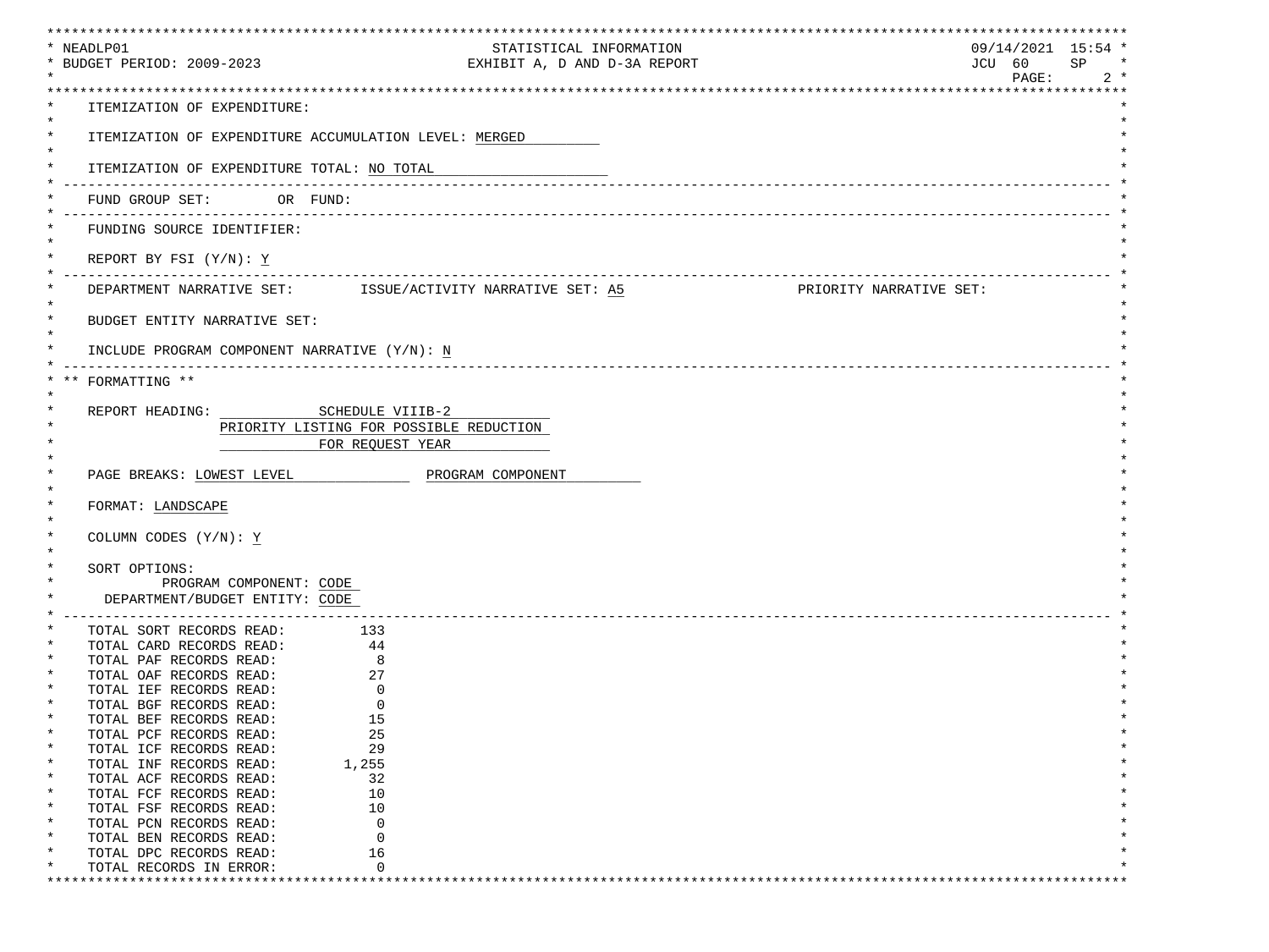NEADLP01 — STATISTICAL INFORMATION — 09/14/2021 15:54

BUDGET PERIOD: 2009-2023 — EXHIBIT A, D AND D-3A REPORT — JCU 60 SP

ITEMIZATION OF EXPENDITURE:

ITEMIZATION OF EXPENDITURE ACCUMULATION LEVEL: MERGED

ITEMIZATION OF EXPENDITURE TOTAL: NO TOTAL

---

FUND GROUP SET: OR FUND:

---

FUNDING SOURCE IDENTIFIER:

REPORT BY FSI (Y/N): Y

---

DEPARTMENT NARRATIVE SET: ISSUE/ACTIVITY NARRATIVE SET: A5 PRIORITY NARRATIVE SET:

BUDGET ENTITY NARRATIVE SET:

INCLUDE PROGRAM COMPONENT NARRATIVE (Y/N): N

---

** FORMATTING **

REPORT HEADING: SCHEDULE VIIIB-2
PRIORITY LISTING FOR POSSIBLE REDUCTION
FOR REQUEST YEAR

PAGE BREAKS: LOWEST LEVEL PROGRAM COMPONENT

FORMAT: LANDSCAPE

COLUMN CODES (Y/N): Y

SORT OPTIONS:
PROGRAM COMPONENT: CODE
DEPARTMENT/BUDGET ENTITY: CODE

---

| | |
|---|---|
| TOTAL SORT RECORDS READ: | 133 |
| TOTAL CARD RECORDS READ: | 44 |
| TOTAL PAF RECORDS READ: | 8 |
| TOTAL OAF RECORDS READ: | 27 |
| TOTAL IEF RECORDS READ: | 0 |
| TOTAL BGF RECORDS READ: | 0 |
| TOTAL BEF RECORDS READ: | 15 |
| TOTAL PCF RECORDS READ: | 25 |
| TOTAL ICF RECORDS READ: | 29 |
| TOTAL INF RECORDS READ: | 1,255 |
| TOTAL ACF RECORDS READ: | 32 |
| TOTAL FCF RECORDS READ: | 10 |
| TOTAL FSF RECORDS READ: | 10 |
| TOTAL PCN RECORDS READ: | 0 |
| TOTAL BEN RECORDS READ: | 0 |
| TOTAL DPC RECORDS READ: | 16 |
| TOTAL RECORDS IN ERROR: | 0 |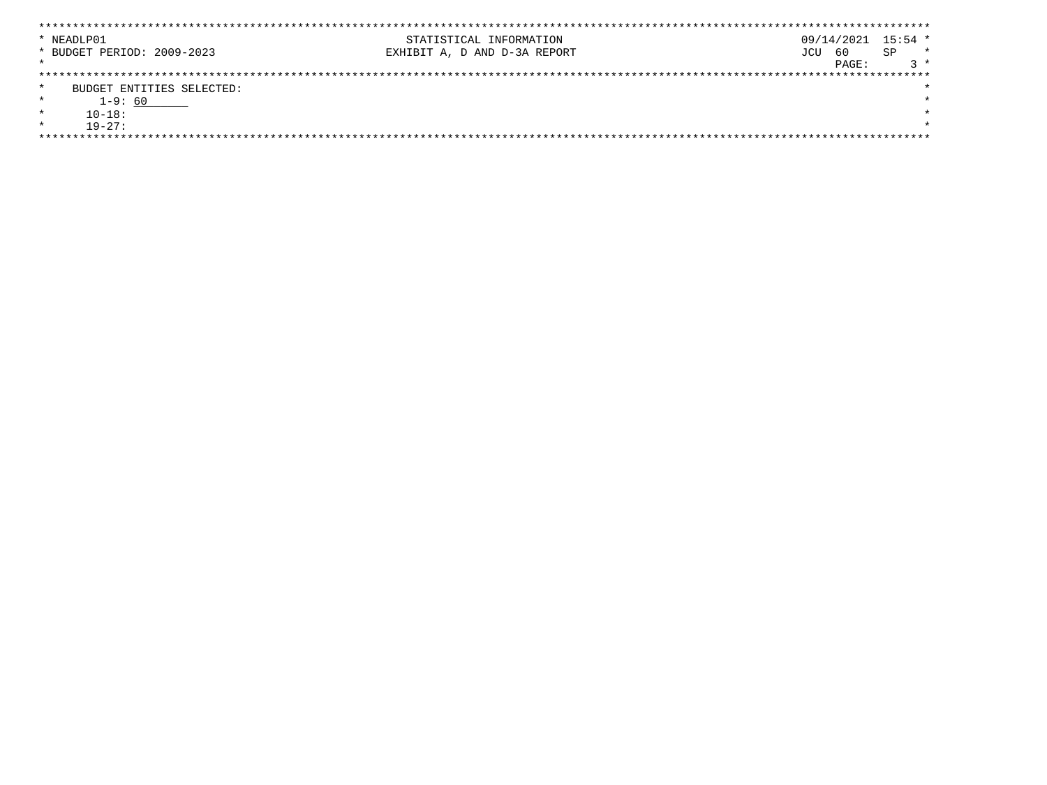```
***************************************************************************************************************************
* NEADLP01                                          STATISTICAL INFORMATION                          09/14/2021  15:54 *
* BUDGET PERIOD: 2009-2023                         EXHIBIT A, D AND D-3A REPORT                      JCU  60     SP     *
*                                                                                                         PAGE:      3 *
***************************************************************************************************************************
*    BUDGET ENTITIES SELECTED:                                                                                          *
*       1-9: 60______                                                                                                   *
*      10-18:                                                                                                           *
*      19-27:                                                                                                           *
***************************************************************************************************************************
```